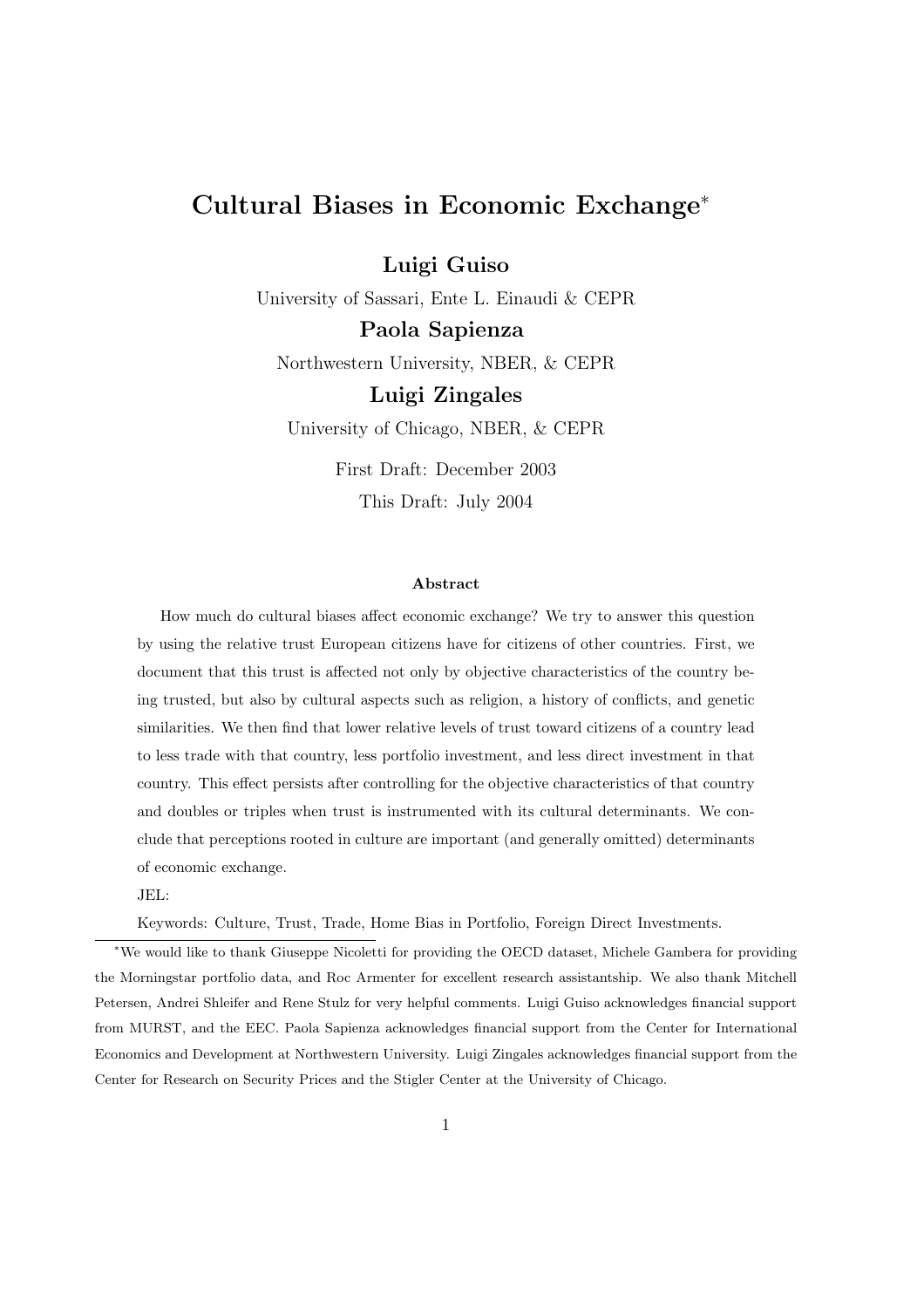# Cultural Biases in Economic Exchange[*]

**Luigi Guiso**

University of Sassari, Ente L. Einaudi & CEPR

**Paola Sapienza**

Northwestern University, NBER, & CEPR

**Luigi Zingales**

University of Chicago, NBER, & CEPR

First Draft: December 2003

This Draft: July 2004

### Abstract

How much do cultural biases affect economic exchange? We try to answer this question by using the relative trust European citizens have for citizens of other countries. First, we document that this trust is affected not only by objective characteristics of the country being trusted, but also by cultural aspects such as religion, a history of conflicts, and genetic similarities. We then find that lower relative levels of trust toward citizens of a country lead to less trade with that country, less portfolio investment, and less direct investment in that country. This effect persists after controlling for the objective characteristics of that country and doubles or triples when trust is instrumented with its cultural determinants. We conclude that perceptions rooted in culture are important (and generally omitted) determinants of economic exchange.

JEL:

Keywords: Culture, Trust, Trade, Home Bias in Portfolio, Foreign Direct Investments.

---

[*] We would like to thank Giuseppe Nicoletti for providing the OECD dataset, Michele Gambera for providing the Morningstar portfolio data, and Roc Armenter for excellent research assistantship. We also thank Mitchell Petersen, Andrei Shleifer and Rene Stulz for very helpful comments. Luigi Guiso acknowledges financial support from MURST, and the EEC. Paola Sapienza acknowledges financial support from the Center for International Economics and Development at Northwestern University. Luigi Zingales acknowledges financial support from the Center for Research on Security Prices and the Stigler Center at the University of Chicago.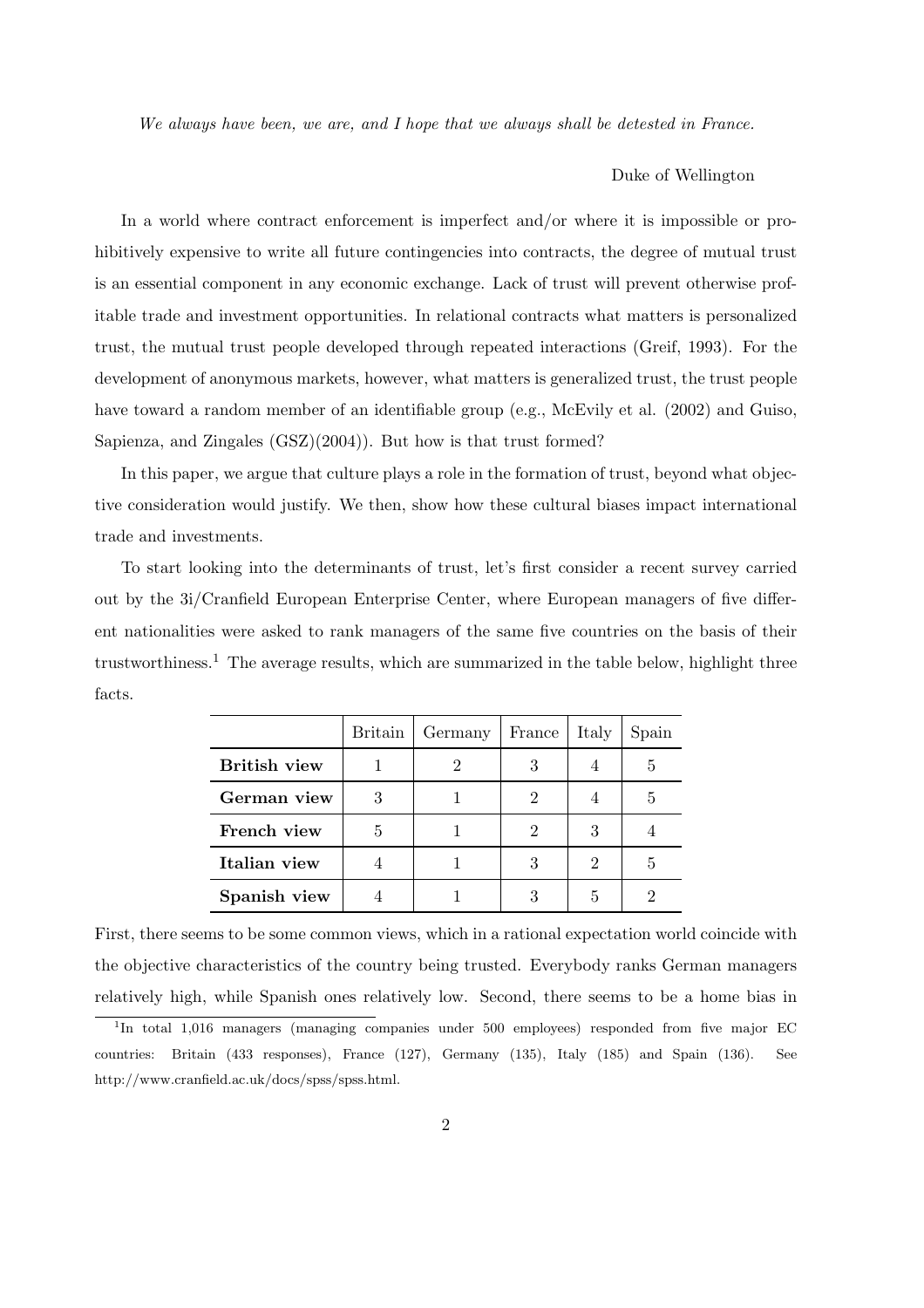*We always have been, we are, and I hope that we always shall be detested in France.*

Duke of Wellington

In a world where contract enforcement is imperfect and/or where it is impossible or prohibitively expensive to write all future contingencies into contracts, the degree of mutual trust is an essential component in any economic exchange. Lack of trust will prevent otherwise profitable trade and investment opportunities. In relational contracts what matters is personalized trust, the mutual trust people developed through repeated interactions (Greif, 1993). For the development of anonymous markets, however, what matters is generalized trust, the trust people have toward a random member of an identifiable group (e.g., McEvily et al. (2002) and Guiso, Sapienza, and Zingales (GSZ)(2004)). But how is that trust formed?

In this paper, we argue that culture plays a role in the formation of trust, beyond what objective consideration would justify. We then, show how these cultural biases impact international trade and investments.

To start looking into the determinants of trust, let's first consider a recent survey carried out by the 3i/Cranfield European Enterprise Center, where European managers of five different nationalities were asked to rank managers of the same five countries on the basis of their trustworthiness.[1] The average results, which are summarized in the table below, highlight three facts.

| | Britain | Germany | France | Italy | Spain |
|---|---|---|---|---|---|
| **British view** | 1 | 2 | 3 | 4 | 5 |
| **German view** | 3 | 1 | 2 | 4 | 5 |
| **French view** | 5 | 1 | 2 | 3 | 4 |
| **Italian view** | 4 | 1 | 3 | 2 | 5 |
| **Spanish view** | 4 | 1 | 3 | 5 | 2 |

First, there seems to be some common views, which in a rational expectation world coincide with the objective characteristics of the country being trusted. Everybody ranks German managers relatively high, while Spanish ones relatively low. Second, there seems to be a home bias in

[1] In total 1,016 managers (managing companies under 500 employees) responded from five major EC countries: Britain (433 responses), France (127), Germany (135), Italy (185) and Spain (136). See http://www.cranfield.ac.uk/docs/spss/spss.html.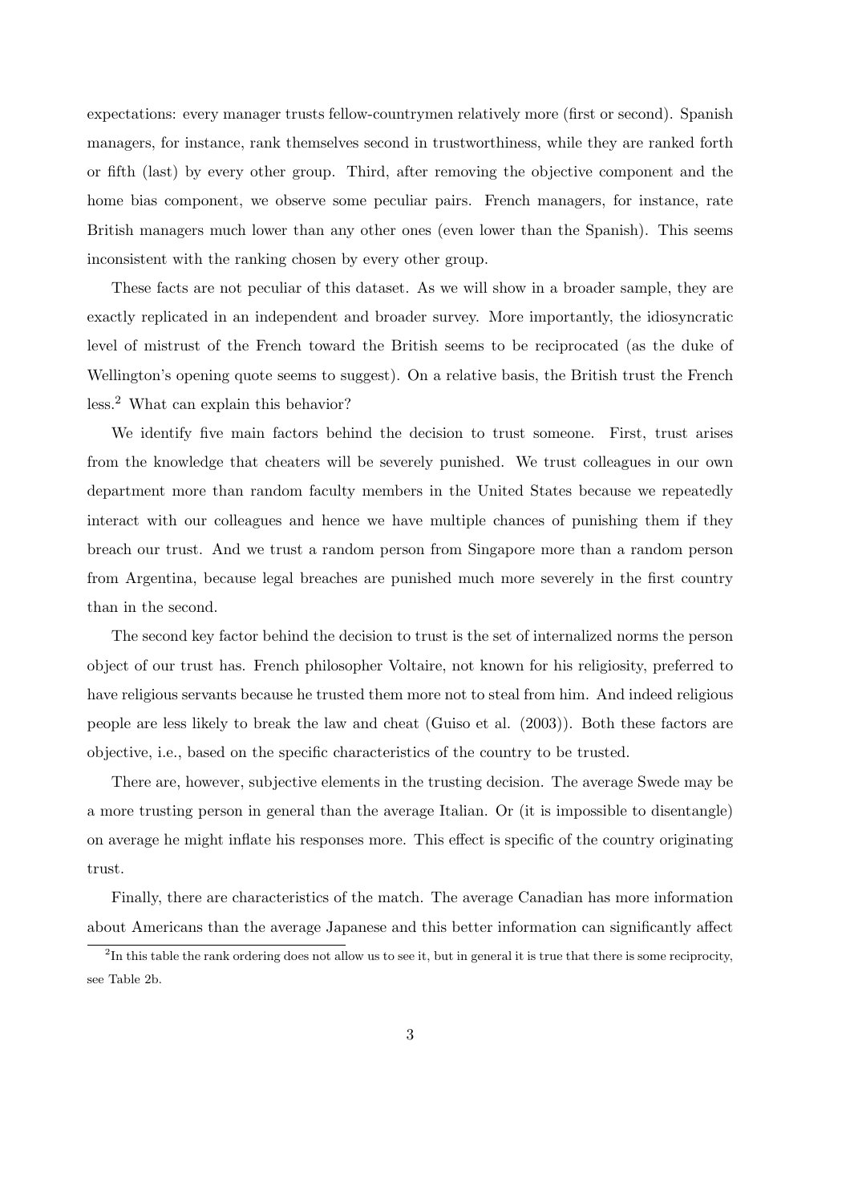expectations: every manager trusts fellow-countrymen relatively more (first or second). Spanish managers, for instance, rank themselves second in trustworthiness, while they are ranked forth or fifth (last) by every other group. Third, after removing the objective component and the home bias component, we observe some peculiar pairs. French managers, for instance, rate British managers much lower than any other ones (even lower than the Spanish). This seems inconsistent with the ranking chosen by every other group.

These facts are not peculiar of this dataset. As we will show in a broader sample, they are exactly replicated in an independent and broader survey. More importantly, the idiosyncratic level of mistrust of the French toward the British seems to be reciprocated (as the duke of Wellington's opening quote seems to suggest). On a relative basis, the British trust the French less.[2] What can explain this behavior?

We identify five main factors behind the decision to trust someone. First, trust arises from the knowledge that cheaters will be severely punished. We trust colleagues in our own department more than random faculty members in the United States because we repeatedly interact with our colleagues and hence we have multiple chances of punishing them if they breach our trust. And we trust a random person from Singapore more than a random person from Argentina, because legal breaches are punished much more severely in the first country than in the second.

The second key factor behind the decision to trust is the set of internalized norms the person object of our trust has. French philosopher Voltaire, not known for his religiosity, preferred to have religious servants because he trusted them more not to steal from him. And indeed religious people are less likely to break the law and cheat (Guiso et al. (2003)). Both these factors are objective, i.e., based on the specific characteristics of the country to be trusted.

There are, however, subjective elements in the trusting decision. The average Swede may be a more trusting person in general than the average Italian. Or (it is impossible to disentangle) on average he might inflate his responses more. This effect is specific of the country originating trust.

Finally, there are characteristics of the match. The average Canadian has more information about Americans than the average Japanese and this better information can significantly affect

[2] In this table the rank ordering does not allow us to see it, but in general it is true that there is some reciprocity, see Table 2b.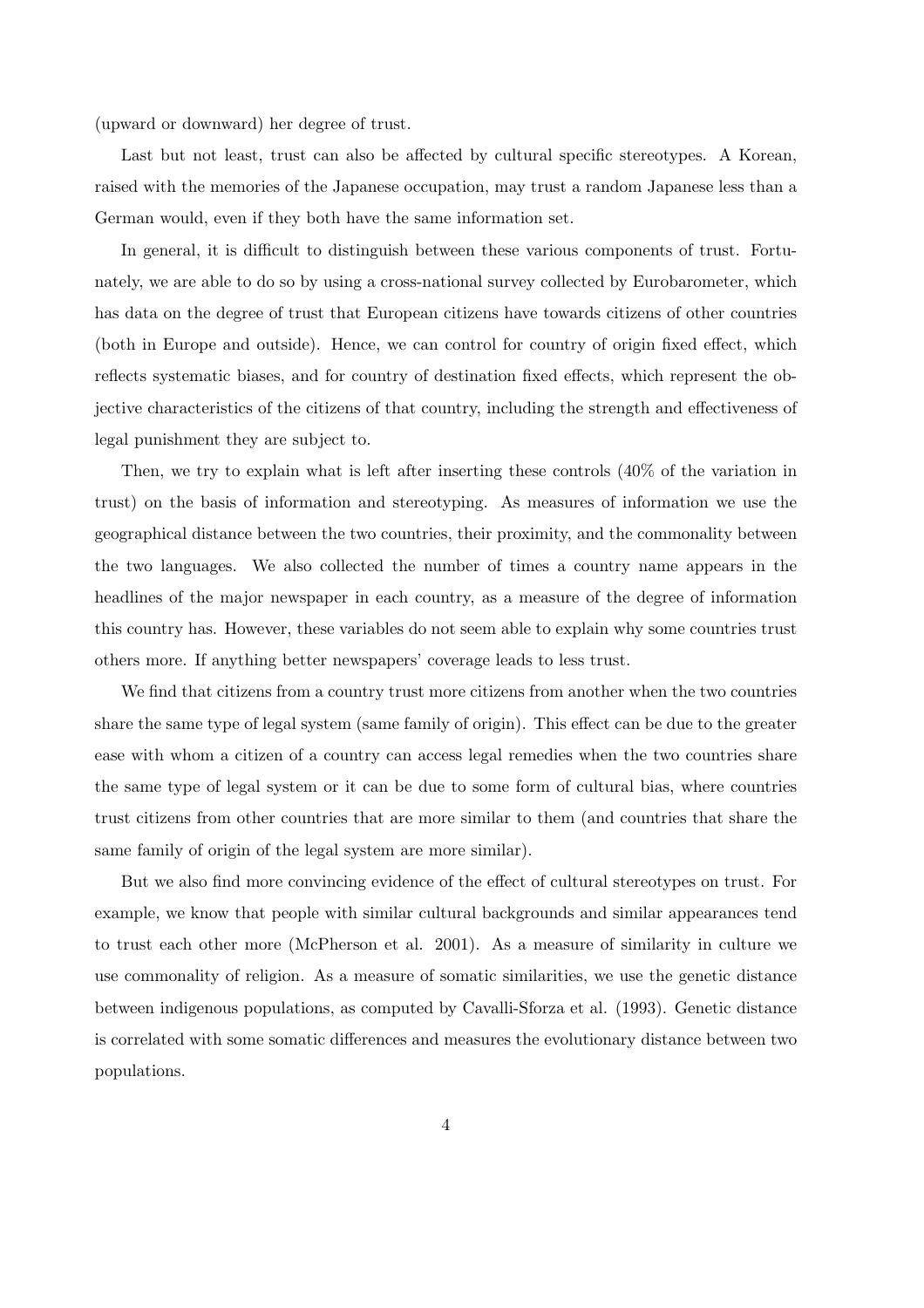(upward or downward) her degree of trust.

Last but not least, trust can also be affected by cultural specific stereotypes. A Korean, raised with the memories of the Japanese occupation, may trust a random Japanese less than a German would, even if they both have the same information set.

In general, it is difficult to distinguish between these various components of trust. Fortunately, we are able to do so by using a cross-national survey collected by Eurobarometer, which has data on the degree of trust that European citizens have towards citizens of other countries (both in Europe and outside). Hence, we can control for country of origin fixed effect, which reflects systematic biases, and for country of destination fixed effects, which represent the objective characteristics of the citizens of that country, including the strength and effectiveness of legal punishment they are subject to.

Then, we try to explain what is left after inserting these controls (40% of the variation in trust) on the basis of information and stereotyping. As measures of information we use the geographical distance between the two countries, their proximity, and the commonality between the two languages. We also collected the number of times a country name appears in the headlines of the major newspaper in each country, as a measure of the degree of information this country has. However, these variables do not seem able to explain why some countries trust others more. If anything better newspapers' coverage leads to less trust.

We find that citizens from a country trust more citizens from another when the two countries share the same type of legal system (same family of origin). This effect can be due to the greater ease with whom a citizen of a country can access legal remedies when the two countries share the same type of legal system or it can be due to some form of cultural bias, where countries trust citizens from other countries that are more similar to them (and countries that share the same family of origin of the legal system are more similar).

But we also find more convincing evidence of the effect of cultural stereotypes on trust. For example, we know that people with similar cultural backgrounds and similar appearances tend to trust each other more (McPherson et al. 2001). As a measure of similarity in culture we use commonality of religion. As a measure of somatic similarities, we use the genetic distance between indigenous populations, as computed by Cavalli-Sforza et al. (1993). Genetic distance is correlated with some somatic differences and measures the evolutionary distance between two populations.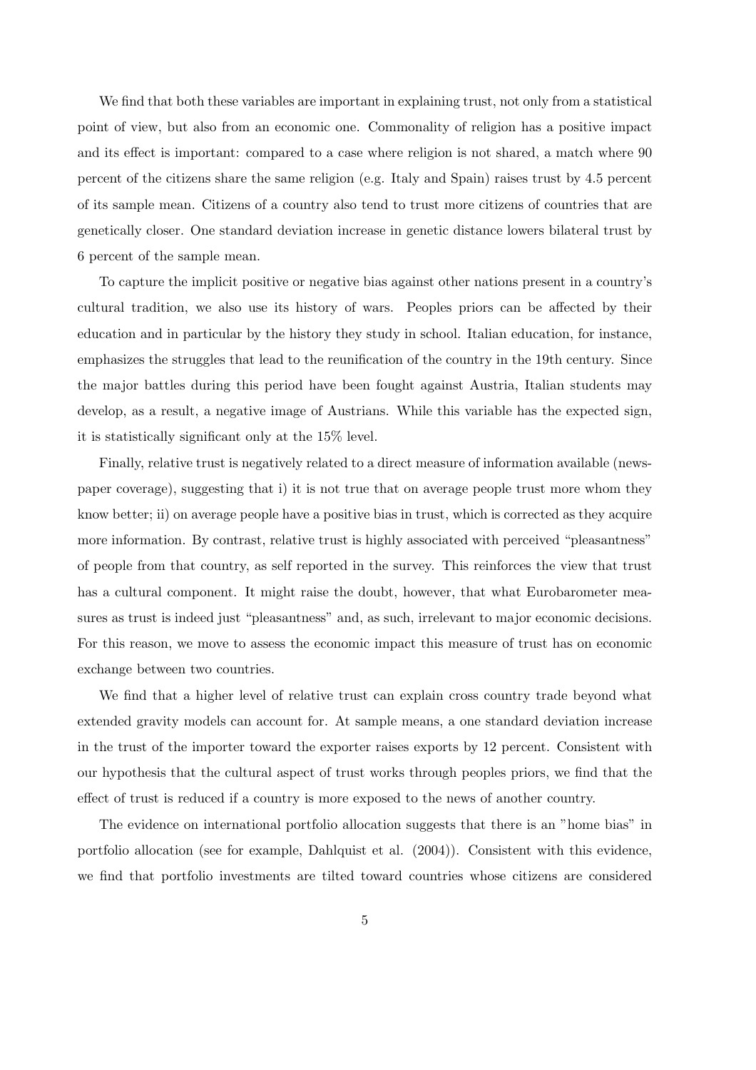We find that both these variables are important in explaining trust, not only from a statistical point of view, but also from an economic one. Commonality of religion has a positive impact and its effect is important: compared to a case where religion is not shared, a match where 90 percent of the citizens share the same religion (e.g. Italy and Spain) raises trust by 4.5 percent of its sample mean. Citizens of a country also tend to trust more citizens of countries that are genetically closer. One standard deviation increase in genetic distance lowers bilateral trust by 6 percent of the sample mean.

To capture the implicit positive or negative bias against other nations present in a country's cultural tradition, we also use its history of wars. Peoples priors can be affected by their education and in particular by the history they study in school. Italian education, for instance, emphasizes the struggles that lead to the reunification of the country in the 19th century. Since the major battles during this period have been fought against Austria, Italian students may develop, as a result, a negative image of Austrians. While this variable has the expected sign, it is statistically significant only at the 15% level.

Finally, relative trust is negatively related to a direct measure of information available (newspaper coverage), suggesting that i) it is not true that on average people trust more whom they know better; ii) on average people have a positive bias in trust, which is corrected as they acquire more information. By contrast, relative trust is highly associated with perceived "pleasantness" of people from that country, as self reported in the survey. This reinforces the view that trust has a cultural component. It might raise the doubt, however, that what Eurobarometer measures as trust is indeed just "pleasantness" and, as such, irrelevant to major economic decisions. For this reason, we move to assess the economic impact this measure of trust has on economic exchange between two countries.

We find that a higher level of relative trust can explain cross country trade beyond what extended gravity models can account for. At sample means, a one standard deviation increase in the trust of the importer toward the exporter raises exports by 12 percent. Consistent with our hypothesis that the cultural aspect of trust works through peoples priors, we find that the effect of trust is reduced if a country is more exposed to the news of another country.

The evidence on international portfolio allocation suggests that there is an "home bias" in portfolio allocation (see for example, Dahlquist et al. (2004)). Consistent with this evidence, we find that portfolio investments are tilted toward countries whose citizens are considered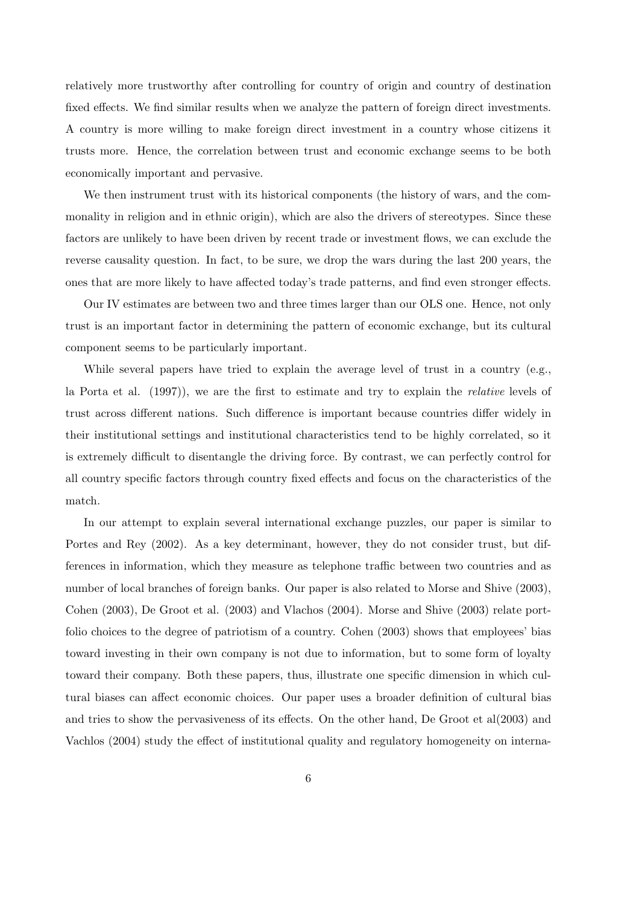relatively more trustworthy after controlling for country of origin and country of destination fixed effects. We find similar results when we analyze the pattern of foreign direct investments. A country is more willing to make foreign direct investment in a country whose citizens it trusts more. Hence, the correlation between trust and economic exchange seems to be both economically important and pervasive.

We then instrument trust with its historical components (the history of wars, and the commonality in religion and in ethnic origin), which are also the drivers of stereotypes. Since these factors are unlikely to have been driven by recent trade or investment flows, we can exclude the reverse causality question. In fact, to be sure, we drop the wars during the last 200 years, the ones that are more likely to have affected today's trade patterns, and find even stronger effects.

Our IV estimates are between two and three times larger than our OLS one. Hence, not only trust is an important factor in determining the pattern of economic exchange, but its cultural component seems to be particularly important.

While several papers have tried to explain the average level of trust in a country (e.g., la Porta et al. (1997)), we are the first to estimate and try to explain the *relative* levels of trust across different nations. Such difference is important because countries differ widely in their institutional settings and institutional characteristics tend to be highly correlated, so it is extremely difficult to disentangle the driving force. By contrast, we can perfectly control for all country specific factors through country fixed effects and focus on the characteristics of the match.

In our attempt to explain several international exchange puzzles, our paper is similar to Portes and Rey (2002). As a key determinant, however, they do not consider trust, but differences in information, which they measure as telephone traffic between two countries and as number of local branches of foreign banks. Our paper is also related to Morse and Shive (2003), Cohen (2003), De Groot et al. (2003) and Vlachos (2004). Morse and Shive (2003) relate portfolio choices to the degree of patriotism of a country. Cohen (2003) shows that employees' bias toward investing in their own company is not due to information, but to some form of loyalty toward their company. Both these papers, thus, illustrate one specific dimension in which cultural biases can affect economic choices. Our paper uses a broader definition of cultural bias and tries to show the pervasiveness of its effects. On the other hand, De Groot et al(2003) and Vachlos (2004) study the effect of institutional quality and regulatory homogeneity on interna-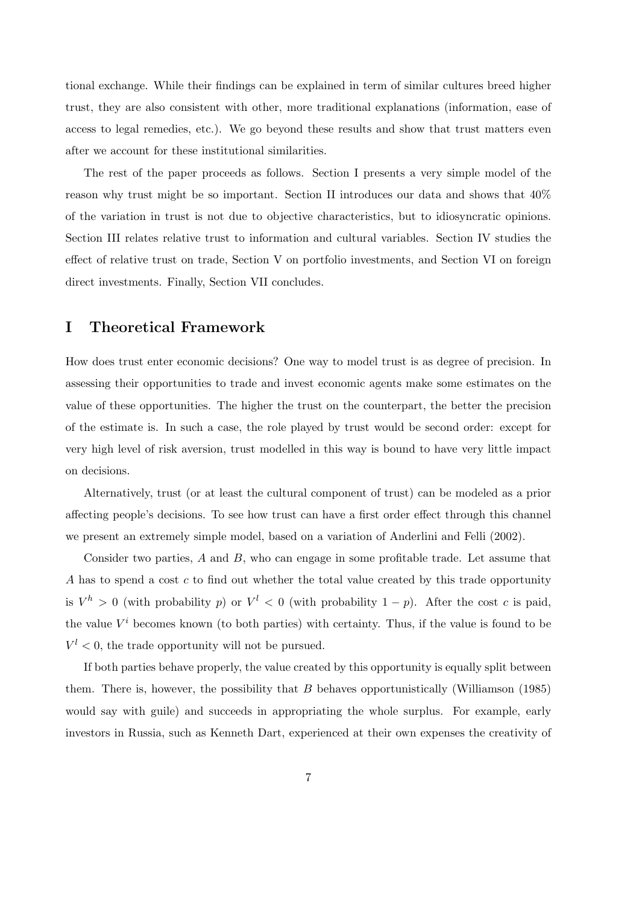tional exchange. While their findings can be explained in term of similar cultures breed higher trust, they are also consistent with other, more traditional explanations (information, ease of access to legal remedies, etc.). We go beyond these results and show that trust matters even after we account for these institutional similarities.

The rest of the paper proceeds as follows. Section I presents a very simple model of the reason why trust might be so important. Section II introduces our data and shows that 40% of the variation in trust is not due to objective characteristics, but to idiosyncratic opinions. Section III relates relative trust to information and cultural variables. Section IV studies the effect of relative trust on trade, Section V on portfolio investments, and Section VI on foreign direct investments. Finally, Section VII concludes.

# I Theoretical Framework

How does trust enter economic decisions? One way to model trust is as degree of precision. In assessing their opportunities to trade and invest economic agents make some estimates on the value of these opportunities. The higher the trust on the counterpart, the better the precision of the estimate is. In such a case, the role played by trust would be second order: except for very high level of risk aversion, trust modelled in this way is bound to have very little impact on decisions.

Alternatively, trust (or at least the cultural component of trust) can be modeled as a prior affecting people's decisions. To see how trust can have a first order effect through this channel we present an extremely simple model, based on a variation of Anderlini and Felli (2002).

Consider two parties, $A$ and $B$, who can engage in some profitable trade. Let assume that $A$ has to spend a cost $c$ to find out whether the total value created by this trade opportunity is $V^h > 0$ (with probability $p$) or $V^l < 0$ (with probability $1 - p$). After the cost $c$ is paid, the value $V^i$ becomes known (to both parties) with certainty. Thus, if the value is found to be $V^l < 0$, the trade opportunity will not be pursued.

If both parties behave properly, the value created by this opportunity is equally split between them. There is, however, the possibility that $B$ behaves opportunistically (Williamson (1985) would say with guile) and succeeds in appropriating the whole surplus. For example, early investors in Russia, such as Kenneth Dart, experienced at their own expenses the creativity of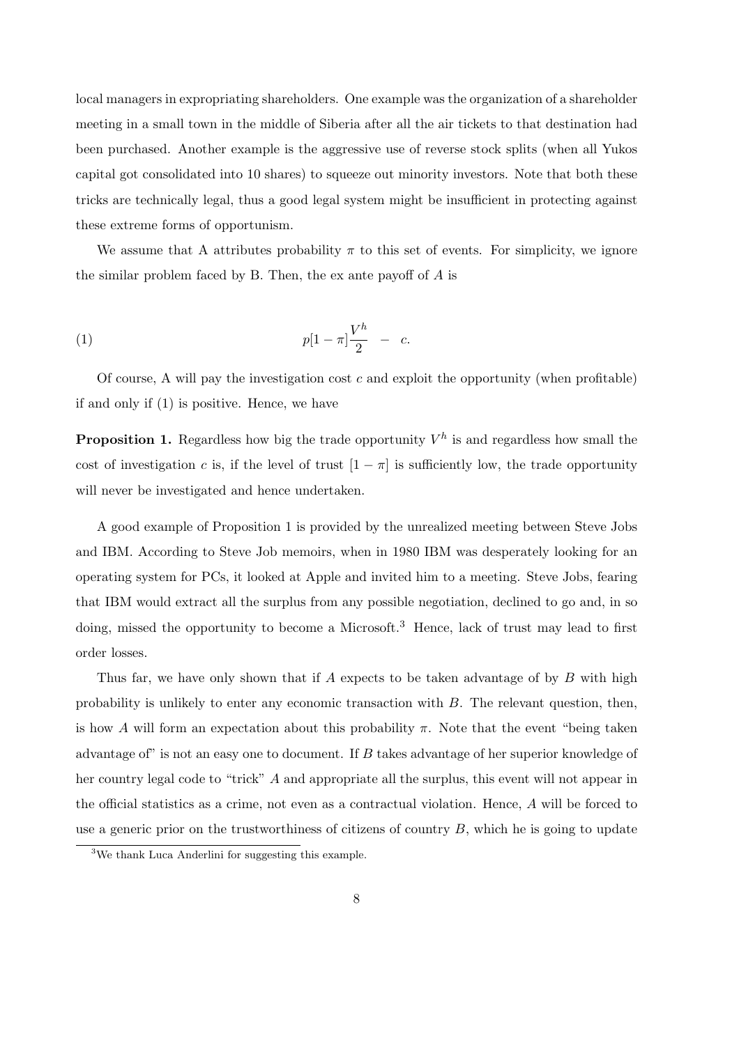local managers in expropriating shareholders. One example was the organization of a shareholder meeting in a small town in the middle of Siberia after all the air tickets to that destination had been purchased. Another example is the aggressive use of reverse stock splits (when all Yukos capital got consolidated into 10 shares) to squeeze out minority investors. Note that both these tricks are technically legal, thus a good legal system might be insufficient in protecting against these extreme forms of opportunism.

We assume that A attributes probability $\pi$ to this set of events. For simplicity, we ignore the similar problem faced by B. Then, the ex ante payoff of $A$ is

$$p[1-\pi]\frac{V^h}{2} \quad - \quad c. \tag{1}$$

Of course, A will pay the investigation cost $c$ and exploit the opportunity (when profitable) if and only if (1) is positive. Hence, we have

**Proposition 1.** *Regardless how big the trade opportunity $V^h$ is and regardless how small the cost of investigation $c$ is, if the level of trust $[1-\pi]$ is sufficiently low, the trade opportunity will never be investigated and hence undertaken.*

A good example of Proposition 1 is provided by the unrealized meeting between Steve Jobs and IBM. According to Steve Job memoirs, when in 1980 IBM was desperately looking for an operating system for PCs, it looked at Apple and invited him to a meeting. Steve Jobs, fearing that IBM would extract all the surplus from any possible negotiation, declined to go and, in so doing, missed the opportunity to become a Microsoft.[3] Hence, lack of trust may lead to first order losses.

Thus far, we have only shown that if $A$ expects to be taken advantage of by $B$ with high probability is unlikely to enter any economic transaction with $B$. The relevant question, then, is how $A$ will form an expectation about this probability $\pi$. Note that the event "being taken advantage of" is not an easy one to document. If $B$ takes advantage of her superior knowledge of her country legal code to "trick" $A$ and appropriate all the surplus, this event will not appear in the official statistics as a crime, not even as a contractual violation. Hence, $A$ will be forced to use a generic prior on the trustworthiness of citizens of country $B$, which he is going to update

[3] We thank Luca Anderlini for suggesting this example.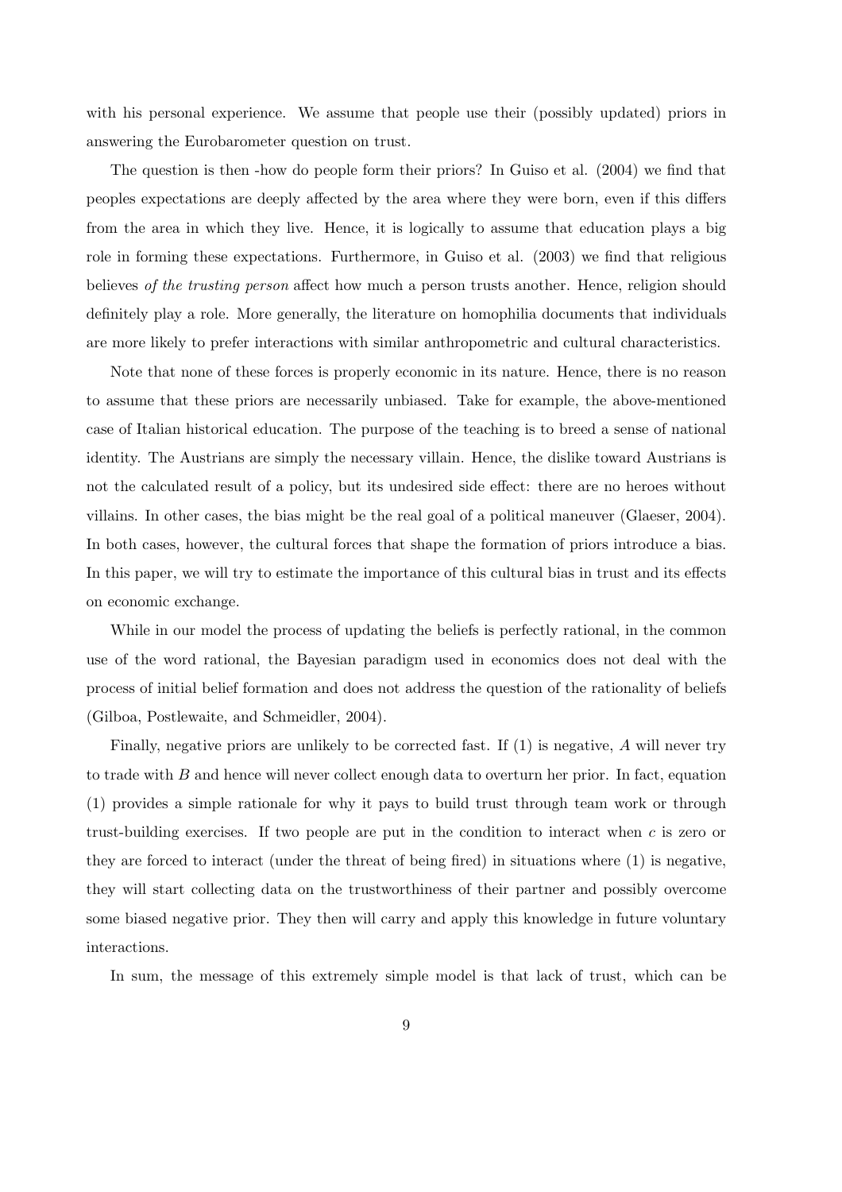with his personal experience. We assume that people use their (possibly updated) priors in answering the Eurobarometer question on trust.

The question is then -how do people form their priors? In Guiso et al. (2004) we find that peoples expectations are deeply affected by the area where they were born, even if this differs from the area in which they live. Hence, it is logically to assume that education plays a big role in forming these expectations. Furthermore, in Guiso et al. (2003) we find that religious believes *of the trusting person* affect how much a person trusts another. Hence, religion should definitely play a role. More generally, the literature on homophilia documents that individuals are more likely to prefer interactions with similar anthropometric and cultural characteristics.

Note that none of these forces is properly economic in its nature. Hence, there is no reason to assume that these priors are necessarily unbiased. Take for example, the above-mentioned case of Italian historical education. The purpose of the teaching is to breed a sense of national identity. The Austrians are simply the necessary villain. Hence, the dislike toward Austrians is not the calculated result of a policy, but its undesired side effect: there are no heroes without villains. In other cases, the bias might be the real goal of a political maneuver (Glaeser, 2004). In both cases, however, the cultural forces that shape the formation of priors introduce a bias. In this paper, we will try to estimate the importance of this cultural bias in trust and its effects on economic exchange.

While in our model the process of updating the beliefs is perfectly rational, in the common use of the word rational, the Bayesian paradigm used in economics does not deal with the process of initial belief formation and does not address the question of the rationality of beliefs (Gilboa, Postlewaite, and Schmeidler, 2004).

Finally, negative priors are unlikely to be corrected fast. If (1) is negative, $A$ will never try to trade with $B$ and hence will never collect enough data to overturn her prior. In fact, equation (1) provides a simple rationale for why it pays to build trust through team work or through trust-building exercises. If two people are put in the condition to interact when $c$ is zero or they are forced to interact (under the threat of being fired) in situations where (1) is negative, they will start collecting data on the trustworthiness of their partner and possibly overcome some biased negative prior. They then will carry and apply this knowledge in future voluntary interactions.

In sum, the message of this extremely simple model is that lack of trust, which can be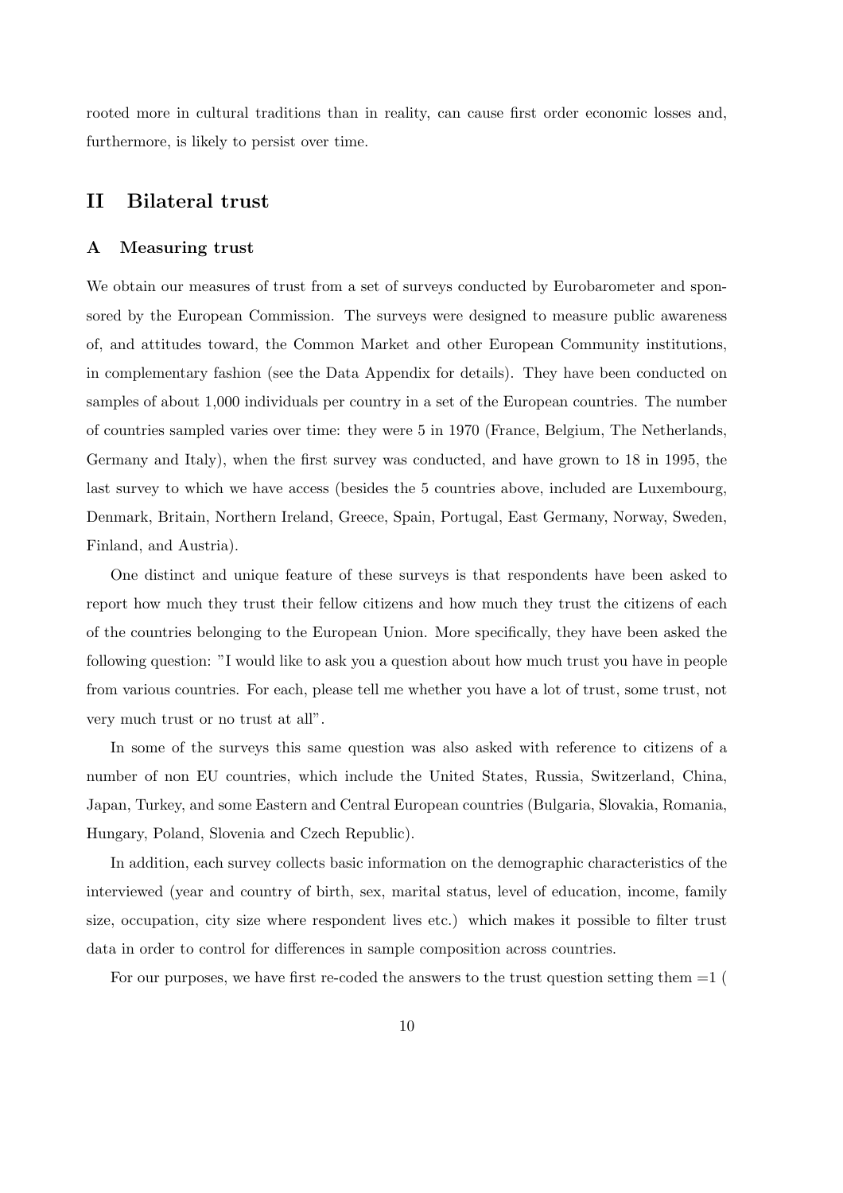rooted more in cultural traditions than in reality, can cause first order economic losses and, furthermore, is likely to persist over time.

## II Bilateral trust

### A Measuring trust

We obtain our measures of trust from a set of surveys conducted by Eurobarometer and sponsored by the European Commission. The surveys were designed to measure public awareness of, and attitudes toward, the Common Market and other European Community institutions, in complementary fashion (see the Data Appendix for details). They have been conducted on samples of about 1,000 individuals per country in a set of the European countries. The number of countries sampled varies over time: they were 5 in 1970 (France, Belgium, The Netherlands, Germany and Italy), when the first survey was conducted, and have grown to 18 in 1995, the last survey to which we have access (besides the 5 countries above, included are Luxembourg, Denmark, Britain, Northern Ireland, Greece, Spain, Portugal, East Germany, Norway, Sweden, Finland, and Austria).

One distinct and unique feature of these surveys is that respondents have been asked to report how much they trust their fellow citizens and how much they trust the citizens of each of the countries belonging to the European Union. More specifically, they have been asked the following question: "I would like to ask you a question about how much trust you have in people from various countries. For each, please tell me whether you have a lot of trust, some trust, not very much trust or no trust at all".

In some of the surveys this same question was also asked with reference to citizens of a number of non EU countries, which include the United States, Russia, Switzerland, China, Japan, Turkey, and some Eastern and Central European countries (Bulgaria, Slovakia, Romania, Hungary, Poland, Slovenia and Czech Republic).

In addition, each survey collects basic information on the demographic characteristics of the interviewed (year and country of birth, sex, marital status, level of education, income, family size, occupation, city size where respondent lives etc.) which makes it possible to filter trust data in order to control for differences in sample composition across countries.

For our purposes, we have first re-coded the answers to the trust question setting them =1 (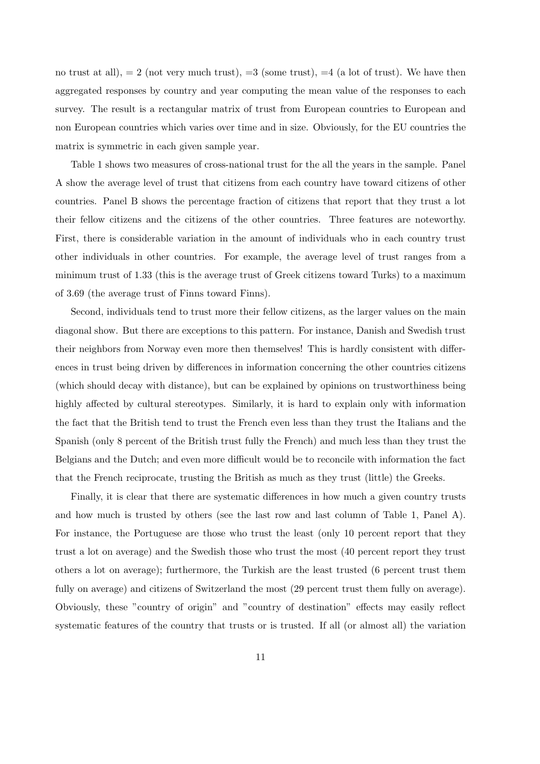no trust at all), = 2 (not very much trust), =3 (some trust), =4 (a lot of trust). We have then aggregated responses by country and year computing the mean value of the responses to each survey. The result is a rectangular matrix of trust from European countries to European and non European countries which varies over time and in size. Obviously, for the EU countries the matrix is symmetric in each given sample year.

Table 1 shows two measures of cross-national trust for the all the years in the sample. Panel A show the average level of trust that citizens from each country have toward citizens of other countries. Panel B shows the percentage fraction of citizens that report that they trust a lot their fellow citizens and the citizens of the other countries. Three features are noteworthy. First, there is considerable variation in the amount of individuals who in each country trust other individuals in other countries. For example, the average level of trust ranges from a minimum trust of 1.33 (this is the average trust of Greek citizens toward Turks) to a maximum of 3.69 (the average trust of Finns toward Finns).

Second, individuals tend to trust more their fellow citizens, as the larger values on the main diagonal show. But there are exceptions to this pattern. For instance, Danish and Swedish trust their neighbors from Norway even more then themselves! This is hardly consistent with differences in trust being driven by differences in information concerning the other countries citizens (which should decay with distance), but can be explained by opinions on trustworthiness being highly affected by cultural stereotypes. Similarly, it is hard to explain only with information the fact that the British tend to trust the French even less than they trust the Italians and the Spanish (only 8 percent of the British trust fully the French) and much less than they trust the Belgians and the Dutch; and even more difficult would be to reconcile with information the fact that the French reciprocate, trusting the British as much as they trust (little) the Greeks.

Finally, it is clear that there are systematic differences in how much a given country trusts and how much is trusted by others (see the last row and last column of Table 1, Panel A). For instance, the Portuguese are those who trust the least (only 10 percent report that they trust a lot on average) and the Swedish those who trust the most (40 percent report they trust others a lot on average); furthermore, the Turkish are the least trusted (6 percent trust them fully on average) and citizens of Switzerland the most (29 percent trust them fully on average). Obviously, these "country of origin" and "country of destination" effects may easily reflect systematic features of the country that trusts or is trusted. If all (or almost all) the variation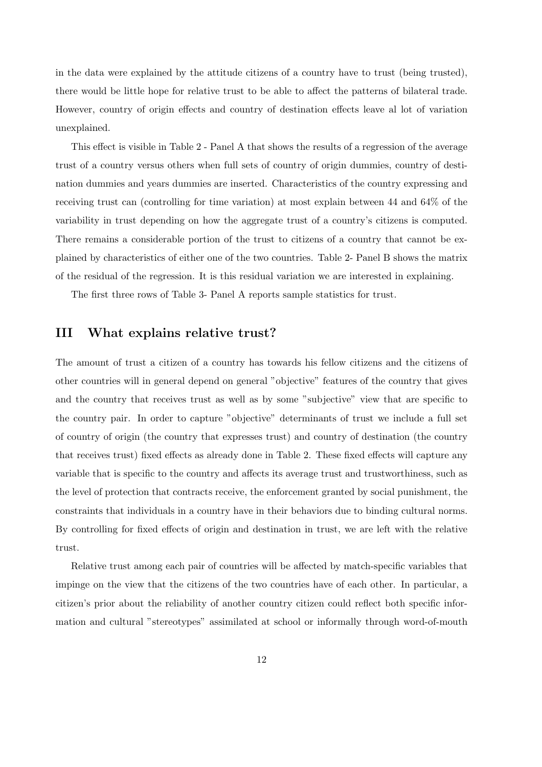in the data were explained by the attitude citizens of a country have to trust (being trusted), there would be little hope for relative trust to be able to affect the patterns of bilateral trade. However, country of origin effects and country of destination effects leave al lot of variation unexplained.

This effect is visible in Table 2 - Panel A that shows the results of a regression of the average trust of a country versus others when full sets of country of origin dummies, country of destination dummies and years dummies are inserted. Characteristics of the country expressing and receiving trust can (controlling for time variation) at most explain between 44 and 64% of the variability in trust depending on how the aggregate trust of a country's citizens is computed. There remains a considerable portion of the trust to citizens of a country that cannot be explained by characteristics of either one of the two countries. Table 2- Panel B shows the matrix of the residual of the regression. It is this residual variation we are interested in explaining.

The first three rows of Table 3- Panel A reports sample statistics for trust.

## III What explains relative trust?

The amount of trust a citizen of a country has towards his fellow citizens and the citizens of other countries will in general depend on general "objective" features of the country that gives and the country that receives trust as well as by some "subjective" view that are specific to the country pair. In order to capture "objective" determinants of trust we include a full set of country of origin (the country that expresses trust) and country of destination (the country that receives trust) fixed effects as already done in Table 2. These fixed effects will capture any variable that is specific to the country and affects its average trust and trustworthiness, such as the level of protection that contracts receive, the enforcement granted by social punishment, the constraints that individuals in a country have in their behaviors due to binding cultural norms. By controlling for fixed effects of origin and destination in trust, we are left with the relative trust.

Relative trust among each pair of countries will be affected by match-specific variables that impinge on the view that the citizens of the two countries have of each other. In particular, a citizen's prior about the reliability of another country citizen could reflect both specific information and cultural "stereotypes" assimilated at school or informally through word-of-mouth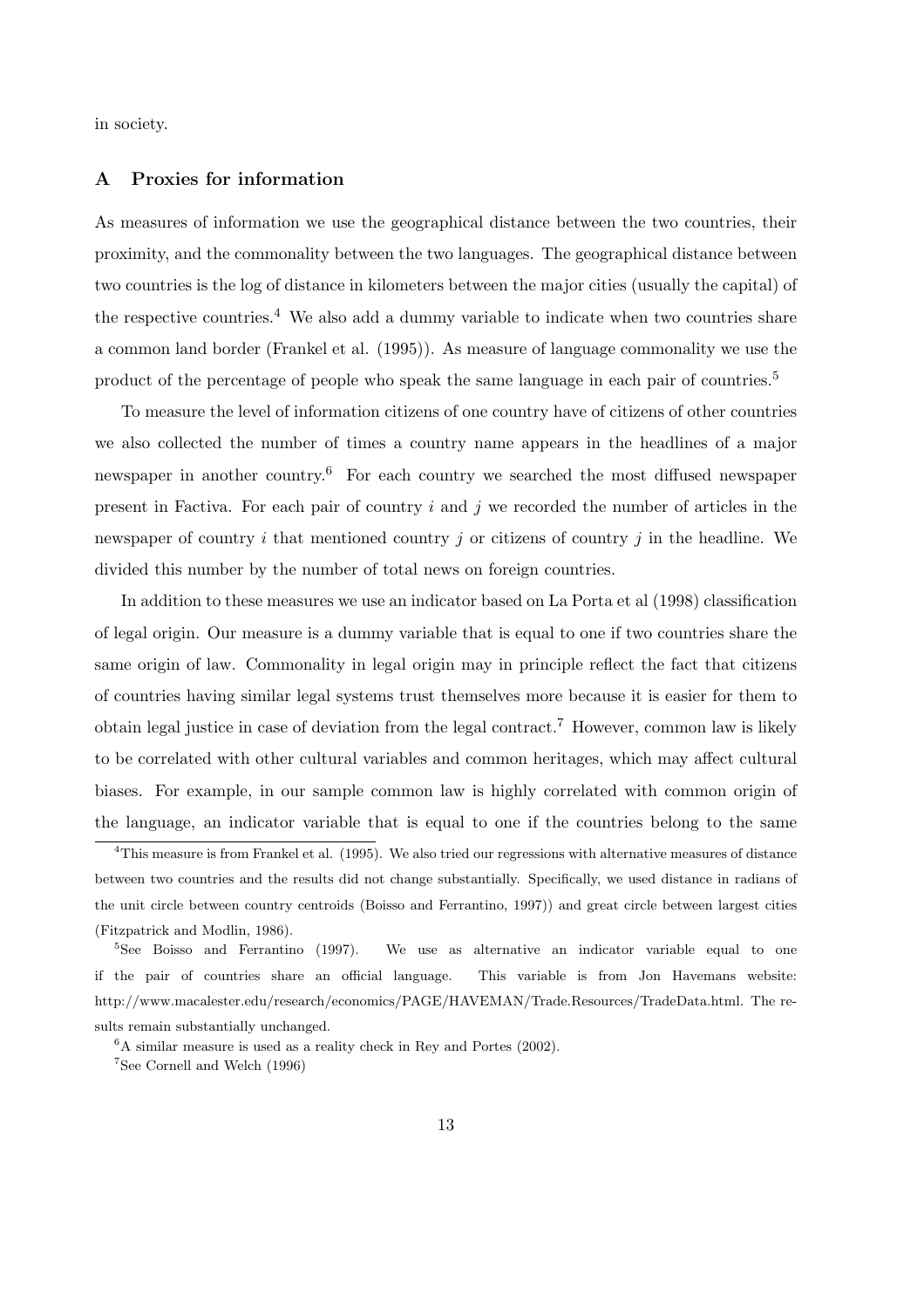in society.

## A Proxies for information

As measures of information we use the geographical distance between the two countries, their proximity, and the commonality between the two languages. The geographical distance between two countries is the log of distance in kilometers between the major cities (usually the capital) of the respective countries.[4] We also add a dummy variable to indicate when two countries share a common land border (Frankel et al. (1995)). As measure of language commonality we use the product of the percentage of people who speak the same language in each pair of countries.[5]

To measure the level of information citizens of one country have of citizens of other countries we also collected the number of times a country name appears in the headlines of a major newspaper in another country.[6] For each country we searched the most diffused newspaper present in Factiva. For each pair of country $i$ and $j$ we recorded the number of articles in the newspaper of country $i$ that mentioned country $j$ or citizens of country $j$ in the headline. We divided this number by the number of total news on foreign countries.

In addition to these measures we use an indicator based on La Porta et al (1998) classification of legal origin. Our measure is a dummy variable that is equal to one if two countries share the same origin of law. Commonality in legal origin may in principle reflect the fact that citizens of countries having similar legal systems trust themselves more because it is easier for them to obtain legal justice in case of deviation from the legal contract.[7] However, common law is likely to be correlated with other cultural variables and common heritages, which may affect cultural biases. For example, in our sample common law is highly correlated with common origin of the language, an indicator variable that is equal to one if the countries belong to the same

[4] This measure is from Frankel et al. (1995). We also tried our regressions with alternative measures of distance between two countries and the results did not change substantially. Specifically, we used distance in radians of the unit circle between country centroids (Boisso and Ferrantino, 1997)) and great circle between largest cities (Fitzpatrick and Modlin, 1986).

[5] See Boisso and Ferrantino (1997). We use as alternative an indicator variable equal to one if the pair of countries share an official language. This variable is from Jon Havemans website: http://www.macalester.edu/research/economics/PAGE/HAVEMAN/Trade.Resources/TradeData.html. The results remain substantially unchanged.

[6] A similar measure is used as a reality check in Rey and Portes (2002).

[7] See Cornell and Welch (1996)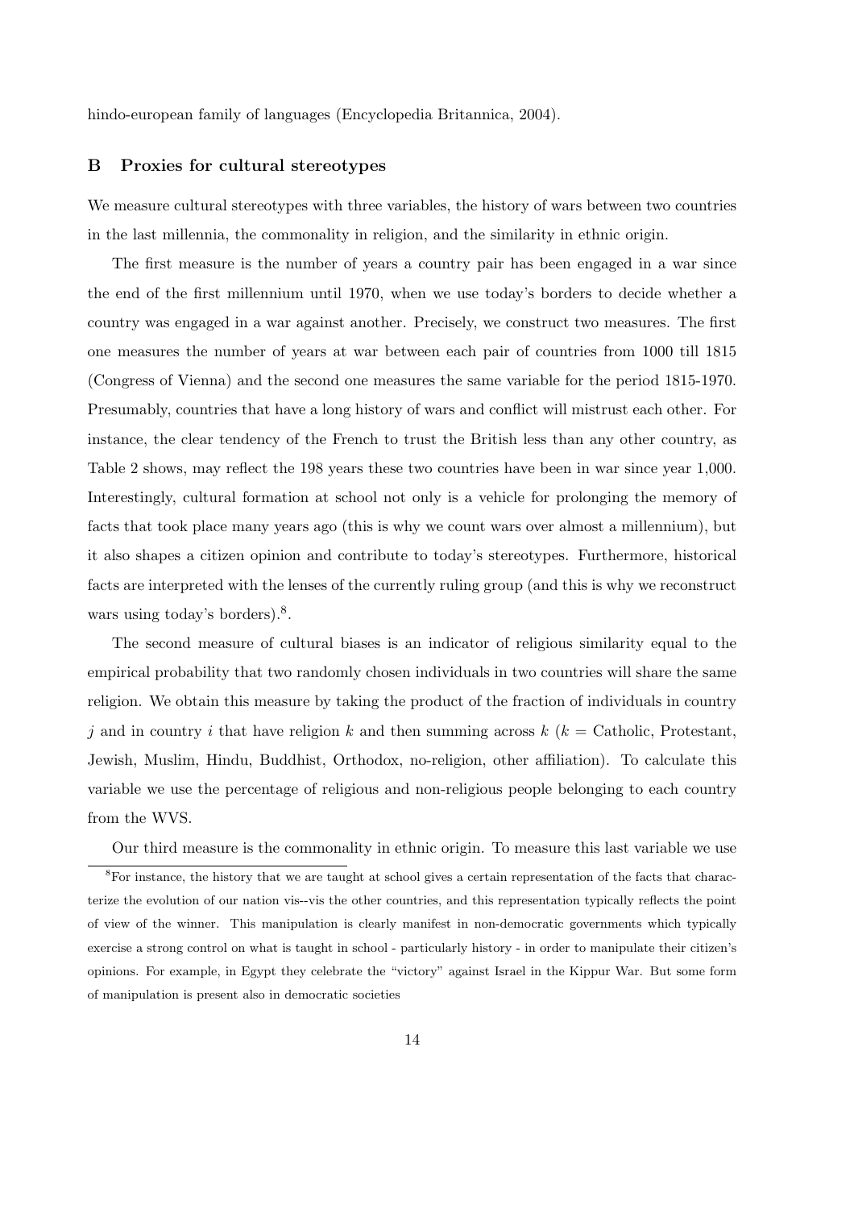hindo-european family of languages (Encyclopedia Britannica, 2004).

## B Proxies for cultural stereotypes

We measure cultural stereotypes with three variables, the history of wars between two countries in the last millennia, the commonality in religion, and the similarity in ethnic origin.

The first measure is the number of years a country pair has been engaged in a war since the end of the first millennium until 1970, when we use today's borders to decide whether a country was engaged in a war against another. Precisely, we construct two measures. The first one measures the number of years at war between each pair of countries from 1000 till 1815 (Congress of Vienna) and the second one measures the same variable for the period 1815-1970. Presumably, countries that have a long history of wars and conflict will mistrust each other. For instance, the clear tendency of the French to trust the British less than any other country, as Table 2 shows, may reflect the 198 years these two countries have been in war since year 1,000. Interestingly, cultural formation at school not only is a vehicle for prolonging the memory of facts that took place many years ago (this is why we count wars over almost a millennium), but it also shapes a citizen opinion and contribute to today's stereotypes. Furthermore, historical facts are interpreted with the lenses of the currently ruling group (and this is why we reconstruct wars using today's borders).[8].

The second measure of cultural biases is an indicator of religious similarity equal to the empirical probability that two randomly chosen individuals in two countries will share the same religion. We obtain this measure by taking the product of the fraction of individuals in country $j$ and in country $i$ that have religion $k$ and then summing across $k$ ($k$ = Catholic, Protestant, Jewish, Muslim, Hindu, Buddhist, Orthodox, no-religion, other affiliation). To calculate this variable we use the percentage of religious and non-religious people belonging to each country from the WVS.

Our third measure is the commonality in ethnic origin. To measure this last variable we use

[8]For instance, the history that we are taught at school gives a certain representation of the facts that characterize the evolution of our nation vis--vis the other countries, and this representation typically reflects the point of view of the winner. This manipulation is clearly manifest in non-democratic governments which typically exercise a strong control on what is taught in school - particularly history - in order to manipulate their citizen's opinions. For example, in Egypt they celebrate the "victory" against Israel in the Kippur War. But some form of manipulation is present also in democratic societies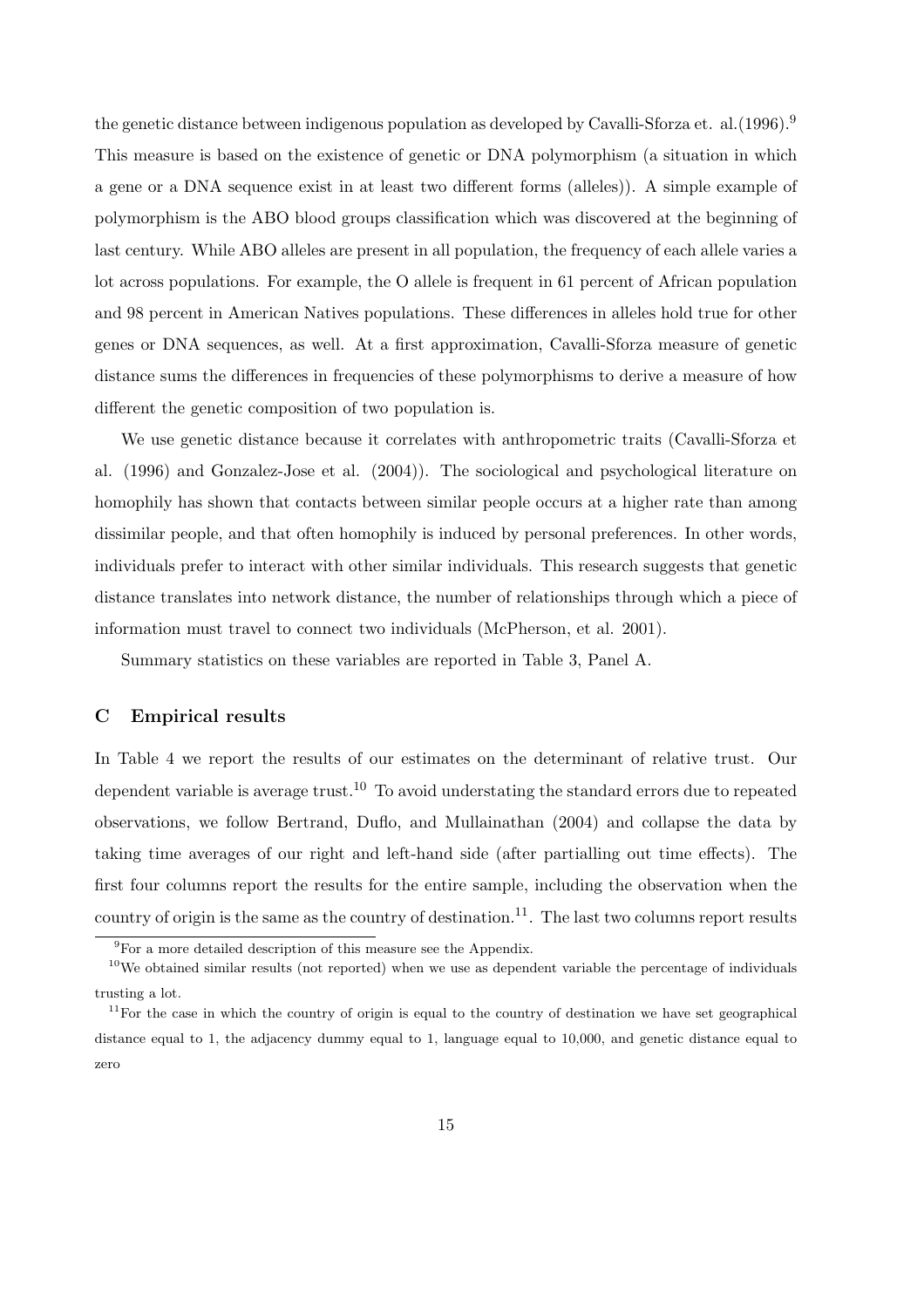the genetic distance between indigenous population as developed by Cavalli-Sforza et. al.(1996).[9] This measure is based on the existence of genetic or DNA polymorphism (a situation in which a gene or a DNA sequence exist in at least two different forms (alleles)). A simple example of polymorphism is the ABO blood groups classification which was discovered at the beginning of last century. While ABO alleles are present in all population, the frequency of each allele varies a lot across populations. For example, the O allele is frequent in 61 percent of African population and 98 percent in American Natives populations. These differences in alleles hold true for other genes or DNA sequences, as well. At a first approximation, Cavalli-Sforza measure of genetic distance sums the differences in frequencies of these polymorphisms to derive a measure of how different the genetic composition of two population is.

We use genetic distance because it correlates with anthropometric traits (Cavalli-Sforza et al. (1996) and Gonzalez-Jose et al. (2004)). The sociological and psychological literature on homophily has shown that contacts between similar people occurs at a higher rate than among dissimilar people, and that often homophily is induced by personal preferences. In other words, individuals prefer to interact with other similar individuals. This research suggests that genetic distance translates into network distance, the number of relationships through which a piece of information must travel to connect two individuals (McPherson, et al. 2001).

Summary statistics on these variables are reported in Table 3, Panel A.

### C Empirical results

In Table 4 we report the results of our estimates on the determinant of relative trust. Our dependent variable is average trust.[10] To avoid understating the standard errors due to repeated observations, we follow Bertrand, Duflo, and Mullainathan (2004) and collapse the data by taking time averages of our right and left-hand side (after partialling out time effects). The first four columns report the results for the entire sample, including the observation when the country of origin is the same as the country of destination.[11]. The last two columns report results

[9] For a more detailed description of this measure see the Appendix.

[10] We obtained similar results (not reported) when we use as dependent variable the percentage of individuals trusting a lot.

[11] For the case in which the country of origin is equal to the country of destination we have set geographical distance equal to 1, the adjacency dummy equal to 1, language equal to 10,000, and genetic distance equal to zero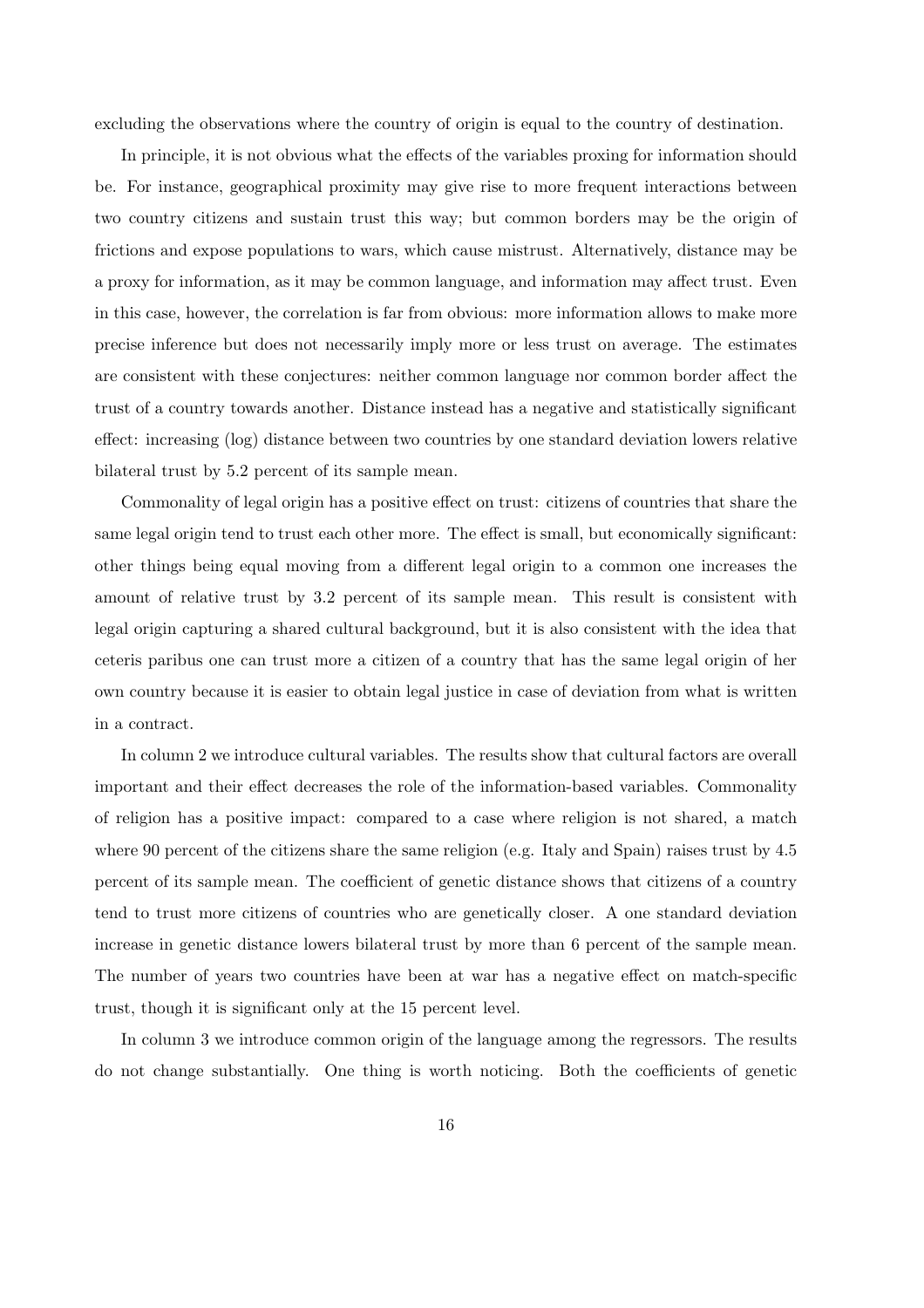excluding the observations where the country of origin is equal to the country of destination.

In principle, it is not obvious what the effects of the variables proxing for information should be. For instance, geographical proximity may give rise to more frequent interactions between two country citizens and sustain trust this way; but common borders may be the origin of frictions and expose populations to wars, which cause mistrust. Alternatively, distance may be a proxy for information, as it may be common language, and information may affect trust. Even in this case, however, the correlation is far from obvious: more information allows to make more precise inference but does not necessarily imply more or less trust on average. The estimates are consistent with these conjectures: neither common language nor common border affect the trust of a country towards another. Distance instead has a negative and statistically significant effect: increasing (log) distance between two countries by one standard deviation lowers relative bilateral trust by 5.2 percent of its sample mean.

Commonality of legal origin has a positive effect on trust: citizens of countries that share the same legal origin tend to trust each other more. The effect is small, but economically significant: other things being equal moving from a different legal origin to a common one increases the amount of relative trust by 3.2 percent of its sample mean. This result is consistent with legal origin capturing a shared cultural background, but it is also consistent with the idea that ceteris paribus one can trust more a citizen of a country that has the same legal origin of her own country because it is easier to obtain legal justice in case of deviation from what is written in a contract.

In column 2 we introduce cultural variables. The results show that cultural factors are overall important and their effect decreases the role of the information-based variables. Commonality of religion has a positive impact: compared to a case where religion is not shared, a match where 90 percent of the citizens share the same religion (e.g. Italy and Spain) raises trust by 4.5 percent of its sample mean. The coefficient of genetic distance shows that citizens of a country tend to trust more citizens of countries who are genetically closer. A one standard deviation increase in genetic distance lowers bilateral trust by more than 6 percent of the sample mean. The number of years two countries have been at war has a negative effect on match-specific trust, though it is significant only at the 15 percent level.

In column 3 we introduce common origin of the language among the regressors. The results do not change substantially. One thing is worth noticing. Both the coefficients of genetic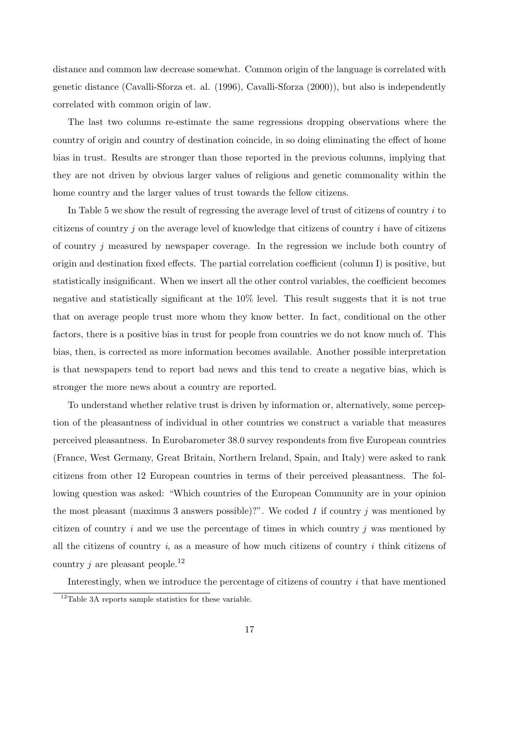distance and common law decrease somewhat. Common origin of the language is correlated with genetic distance (Cavalli-Sforza et. al. (1996), Cavalli-Sforza (2000)), but also is independently correlated with common origin of law.

The last two columns re-estimate the same regressions dropping observations where the country of origin and country of destination coincide, in so doing eliminating the effect of home bias in trust. Results are stronger than those reported in the previous columns, implying that they are not driven by obvious larger values of religious and genetic commonality within the home country and the larger values of trust towards the fellow citizens.

In Table 5 we show the result of regressing the average level of trust of citizens of country $i$ to citizens of country $j$ on the average level of knowledge that citizens of country $i$ have of citizens of country $j$ measured by newspaper coverage. In the regression we include both country of origin and destination fixed effects. The partial correlation coefficient (column I) is positive, but statistically insignificant. When we insert all the other control variables, the coefficient becomes negative and statistically significant at the 10% level. This result suggests that it is not true that on average people trust more whom they know better. In fact, conditional on the other factors, there is a positive bias in trust for people from countries we do not know much of. This bias, then, is corrected as more information becomes available. Another possible interpretation is that newspapers tend to report bad news and this tend to create a negative bias, which is stronger the more news about a country are reported.

To understand whether relative trust is driven by information or, alternatively, some perception of the pleasantness of individual in other countries we construct a variable that measures perceived pleasantness. In Eurobarometer 38.0 survey respondents from five European countries (France, West Germany, Great Britain, Northern Ireland, Spain, and Italy) were asked to rank citizens from other 12 European countries in terms of their perceived pleasantness. The following question was asked: "Which countries of the European Community are in your opinion the most pleasant (maximus 3 answers possible)?". We coded *1* if country $j$ was mentioned by citizen of country $i$ and we use the percentage of times in which country $j$ was mentioned by all the citizens of country $i$, as a measure of how much citizens of country $i$ think citizens of country $j$ are pleasant people.[12]

Interestingly, when we introduce the percentage of citizens of country $i$ that have mentioned

[12] Table 3A reports sample statistics for these variable.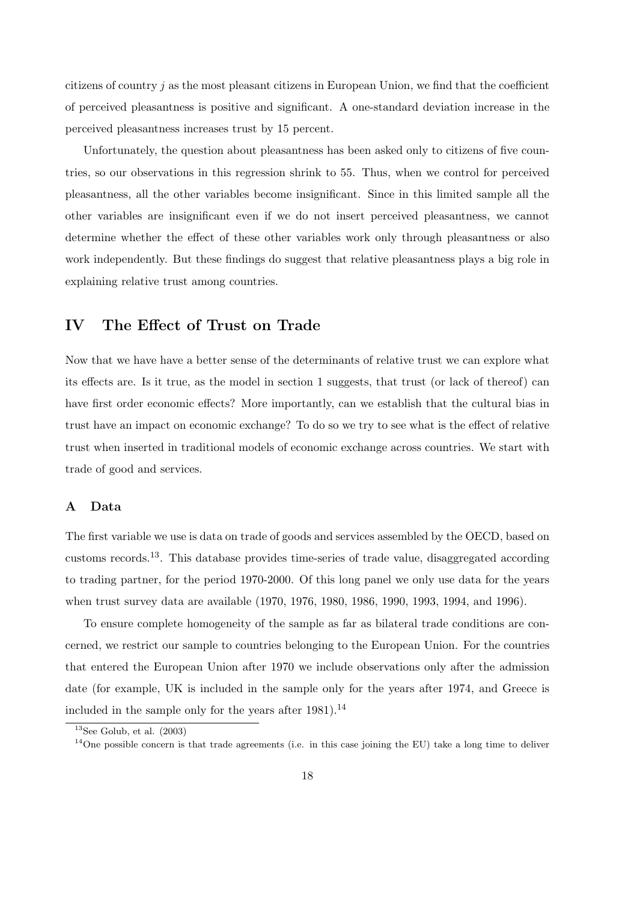citizens of country $j$ as the most pleasant citizens in European Union, we find that the coefficient of perceived pleasantness is positive and significant. A one-standard deviation increase in the perceived pleasantness increases trust by 15 percent.

Unfortunately, the question about pleasantness has been asked only to citizens of five countries, so our observations in this regression shrink to 55. Thus, when we control for perceived pleasantness, all the other variables become insignificant. Since in this limited sample all the other variables are insignificant even if we do not insert perceived pleasantness, we cannot determine whether the effect of these other variables work only through pleasantness or also work independently. But these findings do suggest that relative pleasantness plays a big role in explaining relative trust among countries.

## IV The Effect of Trust on Trade

Now that we have have a better sense of the determinants of relative trust we can explore what its effects are. Is it true, as the model in section 1 suggests, that trust (or lack of thereof) can have first order economic effects? More importantly, can we establish that the cultural bias in trust have an impact on economic exchange? To do so we try to see what is the effect of relative trust when inserted in traditional models of economic exchange across countries. We start with trade of good and services.

### A Data

The first variable we use is data on trade of goods and services assembled by the OECD, based on customs records.[13]. This database provides time-series of trade value, disaggregated according to trading partner, for the period 1970-2000. Of this long panel we only use data for the years when trust survey data are available (1970, 1976, 1980, 1986, 1990, 1993, 1994, and 1996).

To ensure complete homogeneity of the sample as far as bilateral trade conditions are concerned, we restrict our sample to countries belonging to the European Union. For the countries that entered the European Union after 1970 we include observations only after the admission date (for example, UK is included in the sample only for the years after 1974, and Greece is included in the sample only for the years after 1981).[14]

[13] See Golub, et al. (2003)

[14] One possible concern is that trade agreements (i.e. in this case joining the EU) take a long time to deliver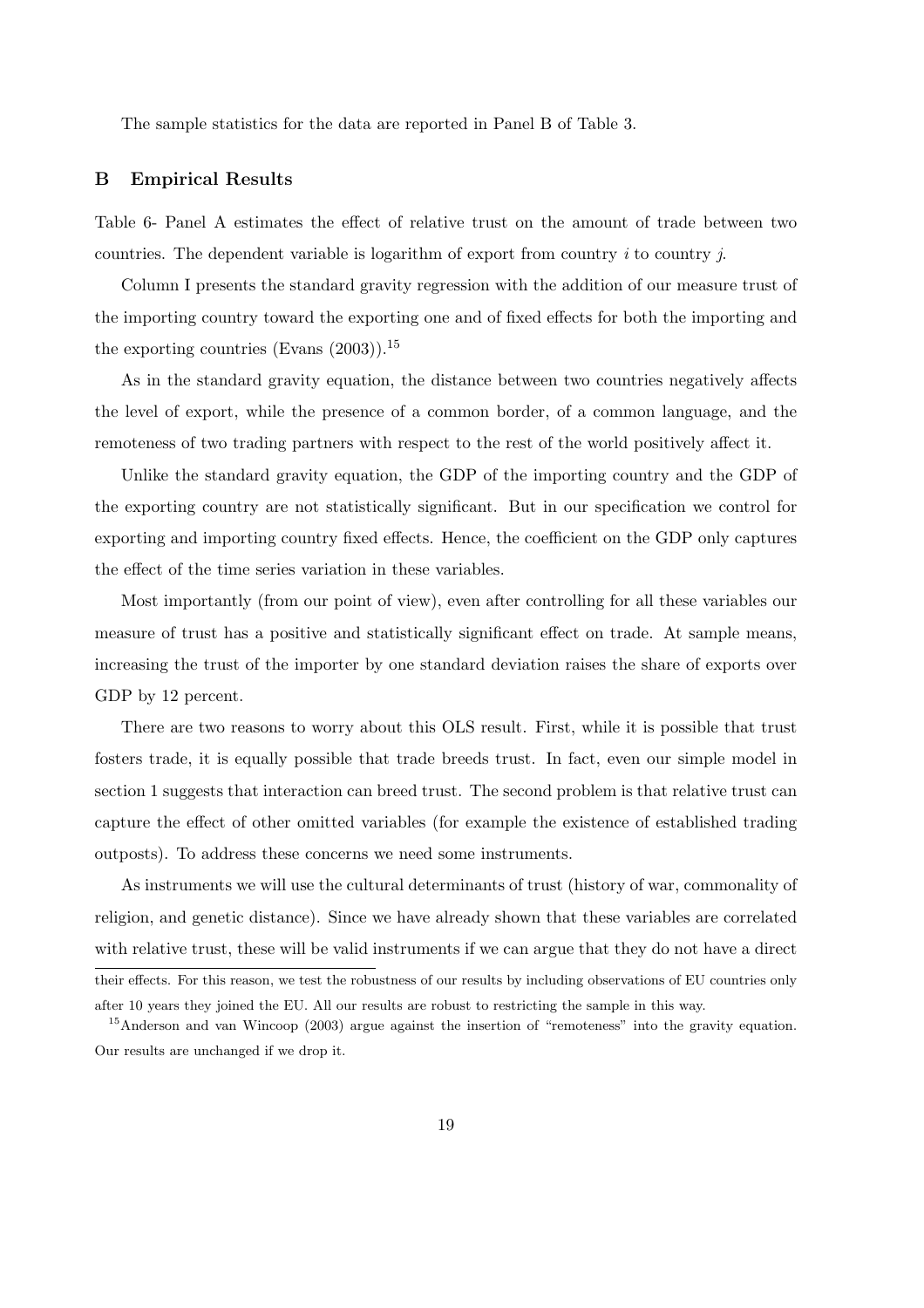The sample statistics for the data are reported in Panel B of Table 3.

## B Empirical Results

Table 6- Panel A estimates the effect of relative trust on the amount of trade between two countries. The dependent variable is logarithm of export from country $i$ to country $j$.

Column I presents the standard gravity regression with the addition of our measure trust of the importing country toward the exporting one and of fixed effects for both the importing and the exporting countries (Evans (2003)).[15]

As in the standard gravity equation, the distance between two countries negatively affects the level of export, while the presence of a common border, of a common language, and the remoteness of two trading partners with respect to the rest of the world positively affect it.

Unlike the standard gravity equation, the GDP of the importing country and the GDP of the exporting country are not statistically significant. But in our specification we control for exporting and importing country fixed effects. Hence, the coefficient on the GDP only captures the effect of the time series variation in these variables.

Most importantly (from our point of view), even after controlling for all these variables our measure of trust has a positive and statistically significant effect on trade. At sample means, increasing the trust of the importer by one standard deviation raises the share of exports over GDP by 12 percent.

There are two reasons to worry about this OLS result. First, while it is possible that trust fosters trade, it is equally possible that trade breeds trust. In fact, even our simple model in section 1 suggests that interaction can breed trust. The second problem is that relative trust can capture the effect of other omitted variables (for example the existence of established trading outposts). To address these concerns we need some instruments.

As instruments we will use the cultural determinants of trust (history of war, commonality of religion, and genetic distance). Since we have already shown that these variables are correlated with relative trust, these will be valid instruments if we can argue that they do not have a direct

their effects. For this reason, we test the robustness of our results by including observations of EU countries only after 10 years they joined the EU. All our results are robust to restricting the sample in this way.

[15] Anderson and van Wincoop (2003) argue against the insertion of "remoteness" into the gravity equation. Our results are unchanged if we drop it.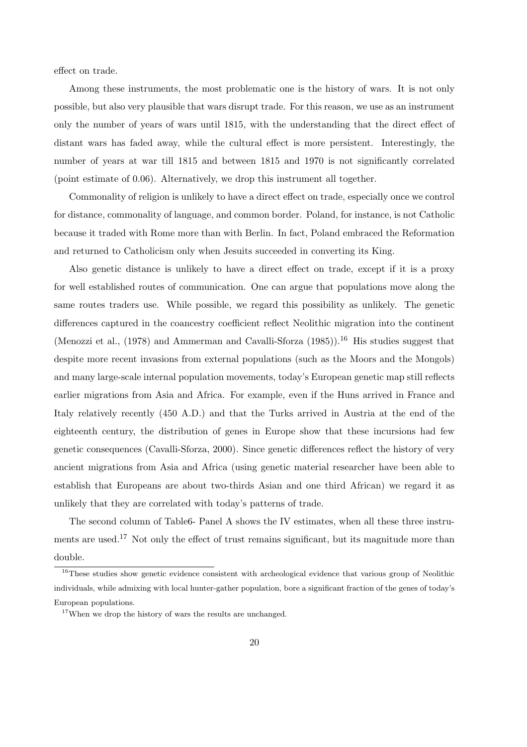effect on trade.

Among these instruments, the most problematic one is the history of wars. It is not only possible, but also very plausible that wars disrupt trade. For this reason, we use as an instrument only the number of years of wars until 1815, with the understanding that the direct effect of distant wars has faded away, while the cultural effect is more persistent. Interestingly, the number of years at war till 1815 and between 1815 and 1970 is not significantly correlated (point estimate of 0.06). Alternatively, we drop this instrument all together.

Commonality of religion is unlikely to have a direct effect on trade, especially once we control for distance, commonality of language, and common border. Poland, for instance, is not Catholic because it traded with Rome more than with Berlin. In fact, Poland embraced the Reformation and returned to Catholicism only when Jesuits succeeded in converting its King.

Also genetic distance is unlikely to have a direct effect on trade, except if it is a proxy for well established routes of communication. One can argue that populations move along the same routes traders use. While possible, we regard this possibility as unlikely. The genetic differences captured in the coancestry coefficient reflect Neolithic migration into the continent (Menozzi et al., (1978) and Ammerman and Cavalli-Sforza (1985)).[16] His studies suggest that despite more recent invasions from external populations (such as the Moors and the Mongols) and many large-scale internal population movements, today's European genetic map still reflects earlier migrations from Asia and Africa. For example, even if the Huns arrived in France and Italy relatively recently (450 A.D.) and that the Turks arrived in Austria at the end of the eighteenth century, the distribution of genes in Europe show that these incursions had few genetic consequences (Cavalli-Sforza, 2000). Since genetic differences reflect the history of very ancient migrations from Asia and Africa (using genetic material researcher have been able to establish that Europeans are about two-thirds Asian and one third African) we regard it as unlikely that they are correlated with today's patterns of trade.

The second column of Table6- Panel A shows the IV estimates, when all these three instruments are used.[17] Not only the effect of trust remains significant, but its magnitude more than double.

[16]These studies show genetic evidence consistent with archeological evidence that various group of Neolithic individuals, while admixing with local hunter-gather population, bore a significant fraction of the genes of today's European populations.

[17]When we drop the history of wars the results are unchanged.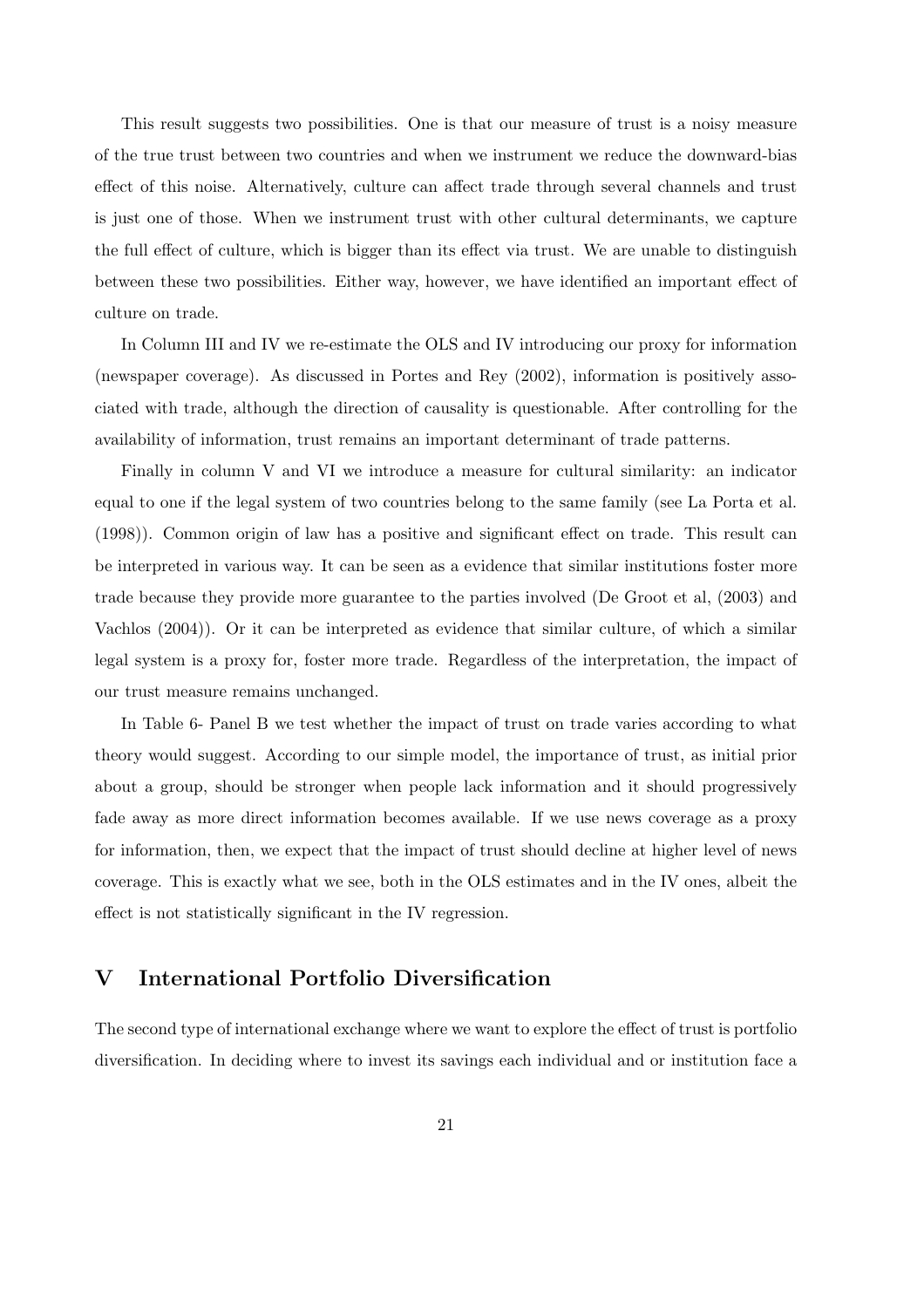This result suggests two possibilities. One is that our measure of trust is a noisy measure of the true trust between two countries and when we instrument we reduce the downward-bias effect of this noise. Alternatively, culture can affect trade through several channels and trust is just one of those. When we instrument trust with other cultural determinants, we capture the full effect of culture, which is bigger than its effect via trust. We are unable to distinguish between these two possibilities. Either way, however, we have identified an important effect of culture on trade.

In Column III and IV we re-estimate the OLS and IV introducing our proxy for information (newspaper coverage). As discussed in Portes and Rey (2002), information is positively associated with trade, although the direction of causality is questionable. After controlling for the availability of information, trust remains an important determinant of trade patterns.

Finally in column V and VI we introduce a measure for cultural similarity: an indicator equal to one if the legal system of two countries belong to the same family (see La Porta et al. (1998)). Common origin of law has a positive and significant effect on trade. This result can be interpreted in various way. It can be seen as a evidence that similar institutions foster more trade because they provide more guarantee to the parties involved (De Groot et al, (2003) and Vachlos (2004)). Or it can be interpreted as evidence that similar culture, of which a similar legal system is a proxy for, foster more trade. Regardless of the interpretation, the impact of our trust measure remains unchanged.

In Table 6- Panel B we test whether the impact of trust on trade varies according to what theory would suggest. According to our simple model, the importance of trust, as initial prior about a group, should be stronger when people lack information and it should progressively fade away as more direct information becomes available. If we use news coverage as a proxy for information, then, we expect that the impact of trust should decline at higher level of news coverage. This is exactly what we see, both in the OLS estimates and in the IV ones, albeit the effect is not statistically significant in the IV regression.

# V International Portfolio Diversification

The second type of international exchange where we want to explore the effect of trust is portfolio diversification. In deciding where to invest its savings each individual and or institution face a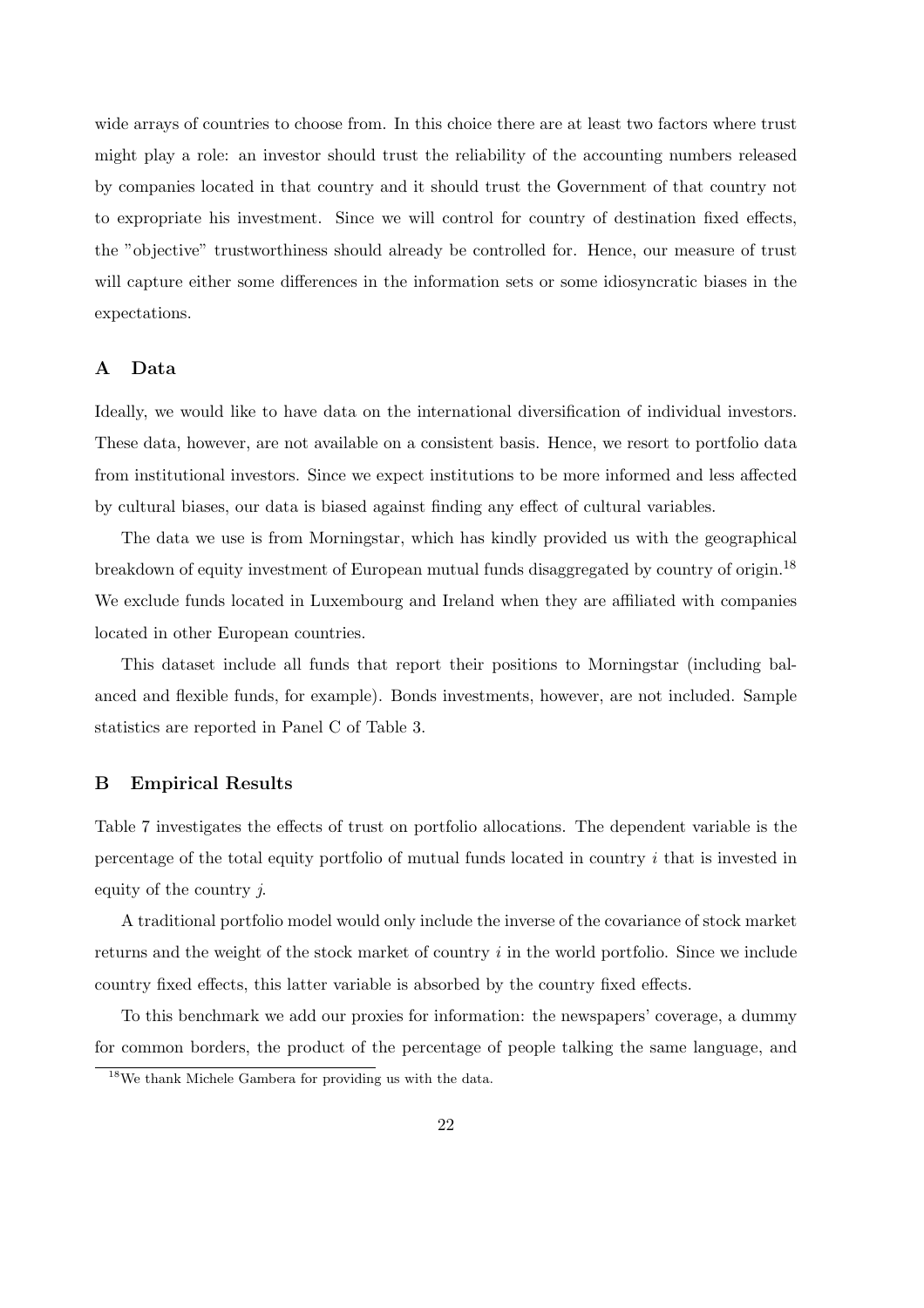wide arrays of countries to choose from. In this choice there are at least two factors where trust might play a role: an investor should trust the reliability of the accounting numbers released by companies located in that country and it should trust the Government of that country not to expropriate his investment. Since we will control for country of destination fixed effects, the "objective" trustworthiness should already be controlled for. Hence, our measure of trust will capture either some differences in the information sets or some idiosyncratic biases in the expectations.

## A Data

Ideally, we would like to have data on the international diversification of individual investors. These data, however, are not available on a consistent basis. Hence, we resort to portfolio data from institutional investors. Since we expect institutions to be more informed and less affected by cultural biases, our data is biased against finding any effect of cultural variables.

The data we use is from Morningstar, which has kindly provided us with the geographical breakdown of equity investment of European mutual funds disaggregated by country of origin.[18] We exclude funds located in Luxembourg and Ireland when they are affiliated with companies located in other European countries.

This dataset include all funds that report their positions to Morningstar (including balanced and flexible funds, for example). Bonds investments, however, are not included. Sample statistics are reported in Panel C of Table 3.

## B Empirical Results

Table 7 investigates the effects of trust on portfolio allocations. The dependent variable is the percentage of the total equity portfolio of mutual funds located in country $i$ that is invested in equity of the country $j$.

A traditional portfolio model would only include the inverse of the covariance of stock market returns and the weight of the stock market of country $i$ in the world portfolio. Since we include country fixed effects, this latter variable is absorbed by the country fixed effects.

To this benchmark we add our proxies for information: the newspapers' coverage, a dummy for common borders, the product of the percentage of people talking the same language, and

[18] We thank Michele Gambera for providing us with the data.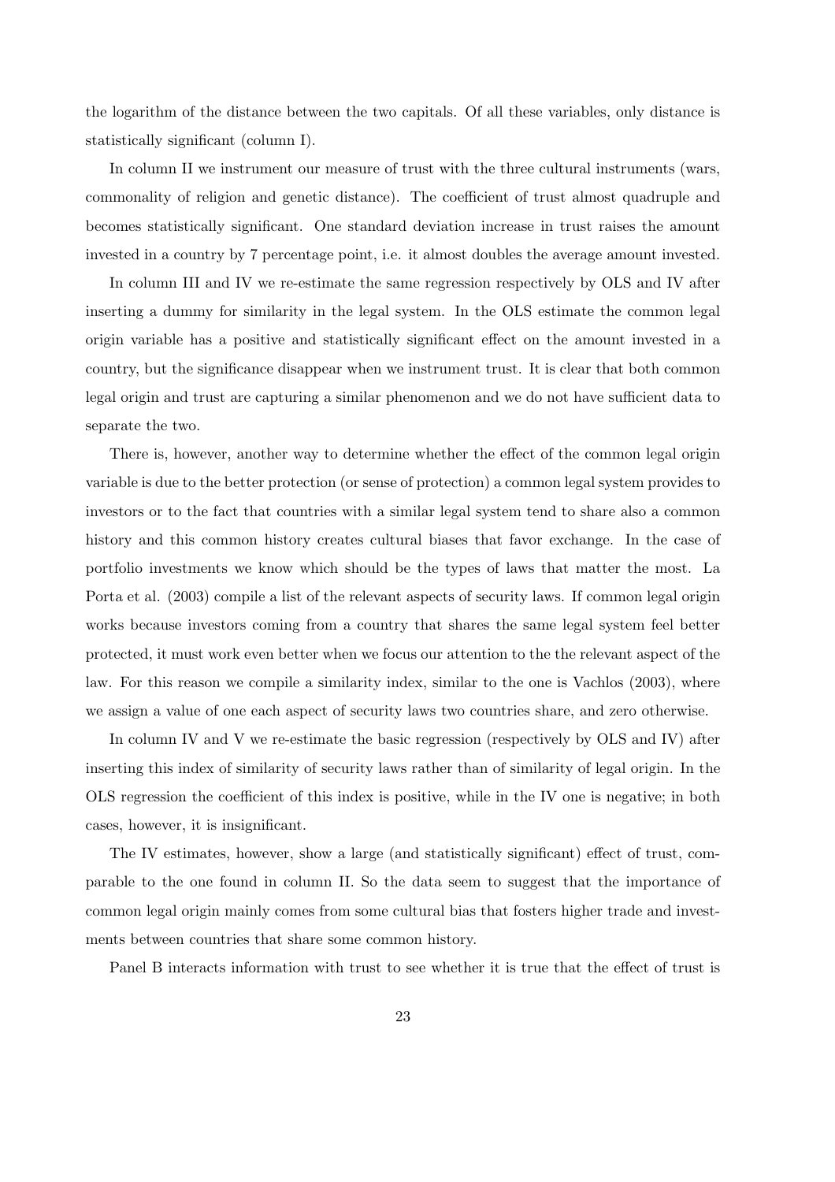the logarithm of the distance between the two capitals. Of all these variables, only distance is statistically significant (column I).

In column II we instrument our measure of trust with the three cultural instruments (wars, commonality of religion and genetic distance). The coefficient of trust almost quadruple and becomes statistically significant. One standard deviation increase in trust raises the amount invested in a country by 7 percentage point, i.e. it almost doubles the average amount invested.

In column III and IV we re-estimate the same regression respectively by OLS and IV after inserting a dummy for similarity in the legal system. In the OLS estimate the common legal origin variable has a positive and statistically significant effect on the amount invested in a country, but the significance disappear when we instrument trust. It is clear that both common legal origin and trust are capturing a similar phenomenon and we do not have sufficient data to separate the two.

There is, however, another way to determine whether the effect of the common legal origin variable is due to the better protection (or sense of protection) a common legal system provides to investors or to the fact that countries with a similar legal system tend to share also a common history and this common history creates cultural biases that favor exchange. In the case of portfolio investments we know which should be the types of laws that matter the most. La Porta et al. (2003) compile a list of the relevant aspects of security laws. If common legal origin works because investors coming from a country that shares the same legal system feel better protected, it must work even better when we focus our attention to the the relevant aspect of the law. For this reason we compile a similarity index, similar to the one is Vachlos (2003), where we assign a value of one each aspect of security laws two countries share, and zero otherwise.

In column IV and V we re-estimate the basic regression (respectively by OLS and IV) after inserting this index of similarity of security laws rather than of similarity of legal origin. In the OLS regression the coefficient of this index is positive, while in the IV one is negative; in both cases, however, it is insignificant.

The IV estimates, however, show a large (and statistically significant) effect of trust, comparable to the one found in column II. So the data seem to suggest that the importance of common legal origin mainly comes from some cultural bias that fosters higher trade and investments between countries that share some common history.

Panel B interacts information with trust to see whether it is true that the effect of trust is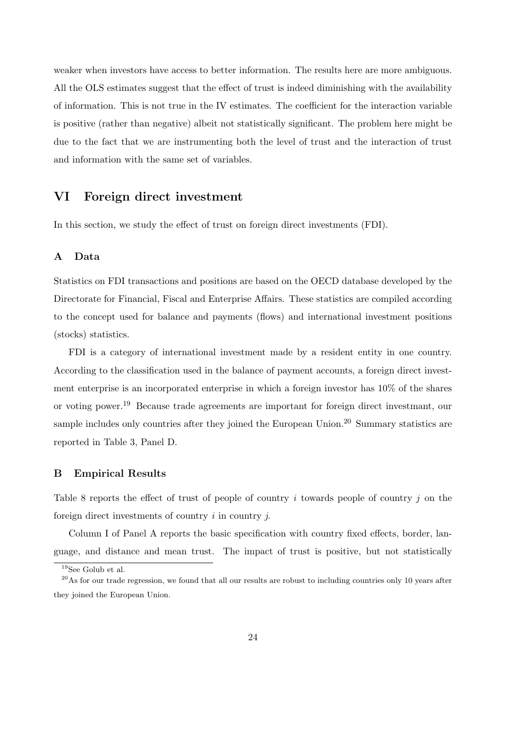weaker when investors have access to better information. The results here are more ambiguous. All the OLS estimates suggest that the effect of trust is indeed diminishing with the availability of information. This is not true in the IV estimates. The coefficient for the interaction variable is positive (rather than negative) albeit not statistically significant. The problem here might be due to the fact that we are instrumenting both the level of trust and the interaction of trust and information with the same set of variables.

## VI Foreign direct investment

In this section, we study the effect of trust on foreign direct investments (FDI).

### A Data

Statistics on FDI transactions and positions are based on the OECD database developed by the Directorate for Financial, Fiscal and Enterprise Affairs. These statistics are compiled according to the concept used for balance and payments (flows) and international investment positions (stocks) statistics.

FDI is a category of international investment made by a resident entity in one country. According to the classification used in the balance of payment accounts, a foreign direct investment enterprise is an incorporated enterprise in which a foreign investor has 10% of the shares or voting power.[19] Because trade agreements are important for foreign direct investmant, our sample includes only countries after they joined the European Union.[20] Summary statistics are reported in Table 3, Panel D.

### B Empirical Results

Table 8 reports the effect of trust of people of country $i$ towards people of country $j$ on the foreign direct investments of country $i$ in country $j$.

Column I of Panel A reports the basic specification with country fixed effects, border, language, and distance and mean trust. The impact of trust is positive, but not statistically

[19] See Golub et al.

[20] As for our trade regression, we found that all our results are robust to including countries only 10 years after they joined the European Union.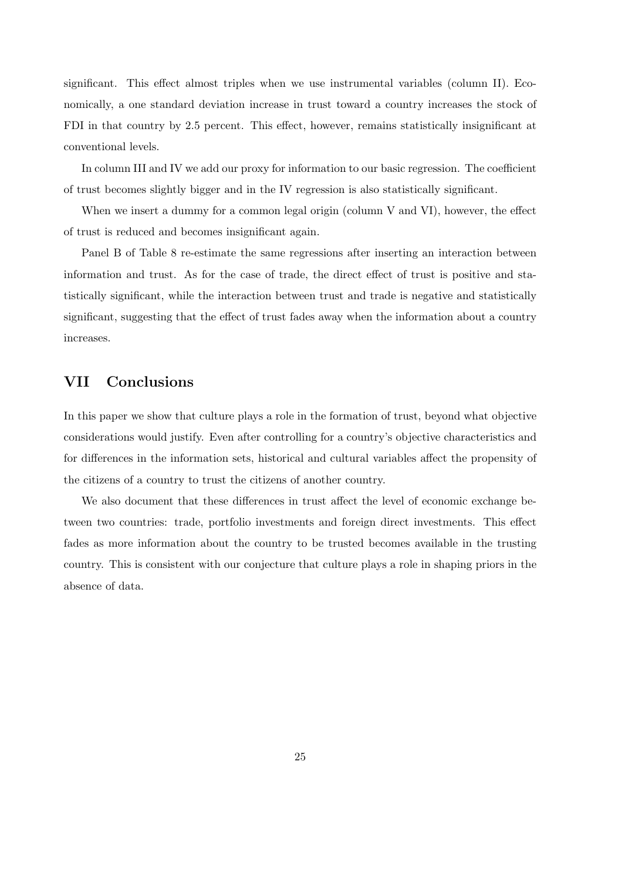significant. This effect almost triples when we use instrumental variables (column II). Economically, a one standard deviation increase in trust toward a country increases the stock of FDI in that country by 2.5 percent. This effect, however, remains statistically insignificant at conventional levels.

In column III and IV we add our proxy for information to our basic regression. The coefficient of trust becomes slightly bigger and in the IV regression is also statistically significant.

When we insert a dummy for a common legal origin (column V and VI), however, the effect of trust is reduced and becomes insignificant again.

Panel B of Table 8 re-estimate the same regressions after inserting an interaction between information and trust. As for the case of trade, the direct effect of trust is positive and statistically significant, while the interaction between trust and trade is negative and statistically significant, suggesting that the effect of trust fades away when the information about a country increases.

## VII Conclusions

In this paper we show that culture plays a role in the formation of trust, beyond what objective considerations would justify. Even after controlling for a country's objective characteristics and for differences in the information sets, historical and cultural variables affect the propensity of the citizens of a country to trust the citizens of another country.

We also document that these differences in trust affect the level of economic exchange between two countries: trade, portfolio investments and foreign direct investments. This effect fades as more information about the country to be trusted becomes available in the trusting country. This is consistent with our conjecture that culture plays a role in shaping priors in the absence of data.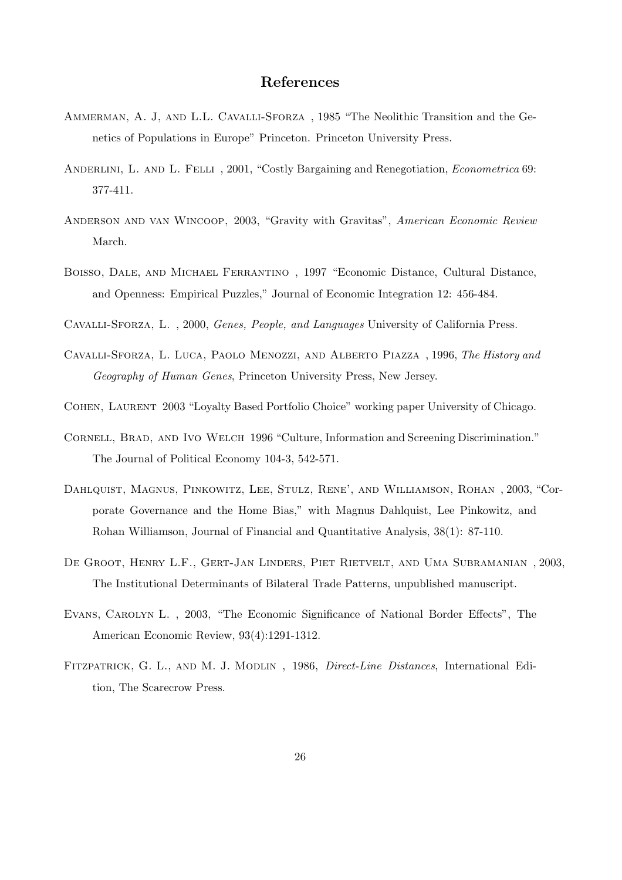# References

Ammerman, A. J, and L.L. Cavalli-Sforza , 1985 "The Neolithic Transition and the Genetics of Populations in Europe" Princeton. Princeton University Press.

Anderlini, L. and L. Felli , 2001, "Costly Bargaining and Renegotiation, *Econometrica* 69: 377-411.

Anderson and van Wincoop, 2003, "Gravity with Gravitas", *American Economic Review* March.

Boisso, Dale, and Michael Ferrantino , 1997 "Economic Distance, Cultural Distance, and Openness: Empirical Puzzles," Journal of Economic Integration 12: 456-484.

Cavalli-Sforza, L. , 2000, *Genes, People, and Languages* University of California Press.

Cavalli-Sforza, L. Luca, Paolo Menozzi, and Alberto Piazza , 1996, *The History and Geography of Human Genes*, Princeton University Press, New Jersey.

Cohen, Laurent 2003 "Loyalty Based Portfolio Choice" working paper University of Chicago.

Cornell, Brad, and Ivo Welch 1996 "Culture, Information and Screening Discrimination." The Journal of Political Economy 104-3, 542-571.

Dahlquist, Magnus, Pinkowitz, Lee, Stulz, Rene', and Williamson, Rohan , 2003, "Corporate Governance and the Home Bias," with Magnus Dahlquist, Lee Pinkowitz, and Rohan Williamson, Journal of Financial and Quantitative Analysis, 38(1): 87-110.

De Groot, Henry L.F., Gert-Jan Linders, Piet Rietvelt, and Uma Subramanian , 2003, The Institutional Determinants of Bilateral Trade Patterns, unpublished manuscript.

Evans, Carolyn L. , 2003, "The Economic Significance of National Border Effects", The American Economic Review, 93(4):1291-1312.

Fitzpatrick, G. L., and M. J. Modlin , 1986, *Direct-Line Distances*, International Edition, The Scarecrow Press.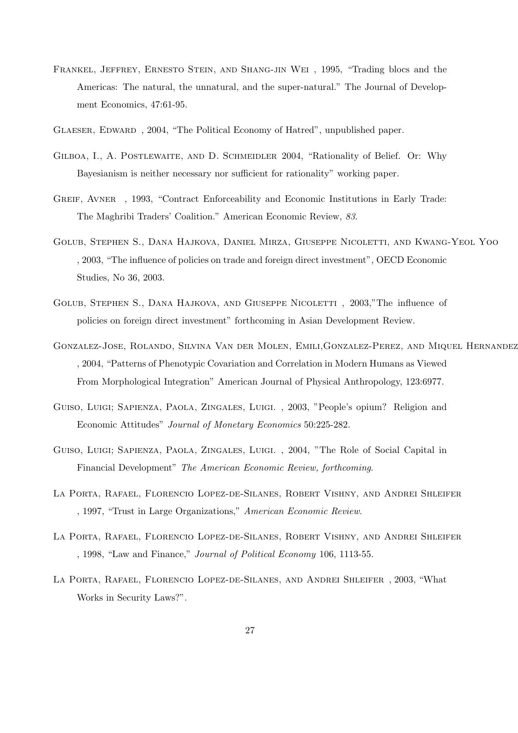Frankel, Jeffrey, Ernesto Stein, and Shang-jin Wei , 1995, "Trading blocs and the Americas: The natural, the unnatural, and the super-natural." The Journal of Development Economics, 47:61-95.

Glaeser, Edward , 2004, "The Political Economy of Hatred", unpublished paper.

Gilboa, I., A. Postlewaite, and D. Schmeidler 2004, "Rationality of Belief. Or: Why Bayesianism is neither necessary nor sufficient for rationality" working paper.

Greif, Avner , 1993, "Contract Enforceability and Economic Institutions in Early Trade: The Maghribi Traders' Coalition." American Economic Review, *83*.

Golub, Stephen S., Dana Hajkova, Daniel Mirza, Giuseppe Nicoletti, and Kwang-Yeol Yoo , 2003, "The influence of policies on trade and foreign direct investment", OECD Economic Studies, No 36, 2003.

Golub, Stephen S., Dana Hajkova, and Giuseppe Nicoletti , 2003,"The influence of policies on foreign direct investment" forthcoming in Asian Development Review.

Gonzalez-Jose, Rolando, Silvina Van der Molen, Emili,Gonzalez-Perez, and Miquel Hernandez , 2004, "Patterns of Phenotypic Covariation and Correlation in Modern Humans as Viewed From Morphological Integration" American Journal of Physical Anthropology, 123:6977.

Guiso, Luigi; Sapienza, Paola, Zingales, Luigi. , 2003, "People's opium? Religion and Economic Attitudes" *Journal of Monetary Economics* 50:225-282.

Guiso, Luigi; Sapienza, Paola, Zingales, Luigi. , 2004, "The Role of Social Capital in Financial Development" *The American Economic Review, forthcoming*.

La Porta, Rafael, Florencio Lopez-de-Silanes, Robert Vishny, and Andrei Shleifer , 1997, "Trust in Large Organizations," *American Economic Review*.

La Porta, Rafael, Florencio Lopez-de-Silanes, Robert Vishny, and Andrei Shleifer , 1998, "Law and Finance," *Journal of Political Economy* 106, 1113-55.

La Porta, Rafael, Florencio Lopez-de-Silanes, and Andrei Shleifer , 2003, "What Works in Security Laws?".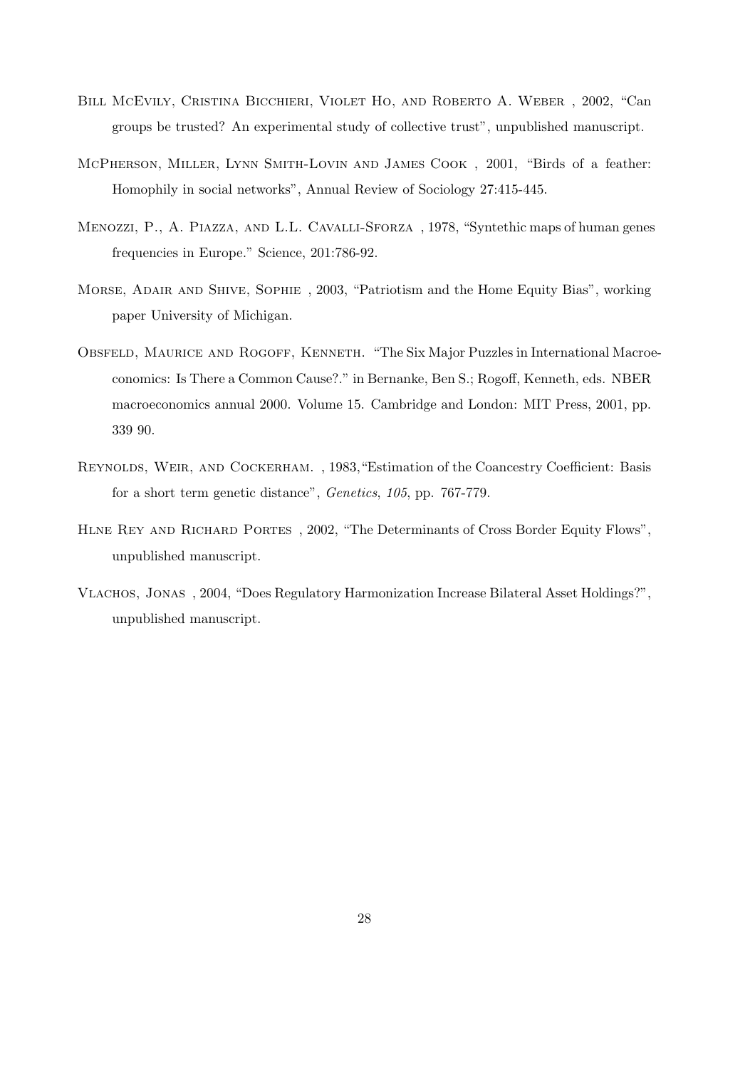Bill McEvily, Cristina Bicchieri, Violet Ho, and Roberto A. Weber , 2002, "Can groups be trusted? An experimental study of collective trust", unpublished manuscript.

McPherson, Miller, Lynn Smith-Lovin and James Cook , 2001, "Birds of a feather: Homophily in social networks", Annual Review of Sociology 27:415-445.

Menozzi, P., A. Piazza, and L.L. Cavalli-Sforza , 1978, "Syntethic maps of human genes frequencies in Europe." Science, 201:786-92.

Morse, Adair and Shive, Sophie , 2003, "Patriotism and the Home Equity Bias", working paper University of Michigan.

Obsfeld, Maurice and Rogoff, Kenneth. "The Six Major Puzzles in International Macroeconomics: Is There a Common Cause?." in Bernanke, Ben S.; Rogoff, Kenneth, eds. NBER macroeconomics annual 2000. Volume 15. Cambridge and London: MIT Press, 2001, pp. 339 90.

Reynolds, Weir, and Cockerham. , 1983,"Estimation of the Coancestry Coefficient: Basis for a short term genetic distance", *Genetics*, *105*, pp. 767-779.

Hlne Rey and Richard Portes , 2002, "The Determinants of Cross Border Equity Flows", unpublished manuscript.

Vlachos, Jonas , 2004, "Does Regulatory Harmonization Increase Bilateral Asset Holdings?", unpublished manuscript.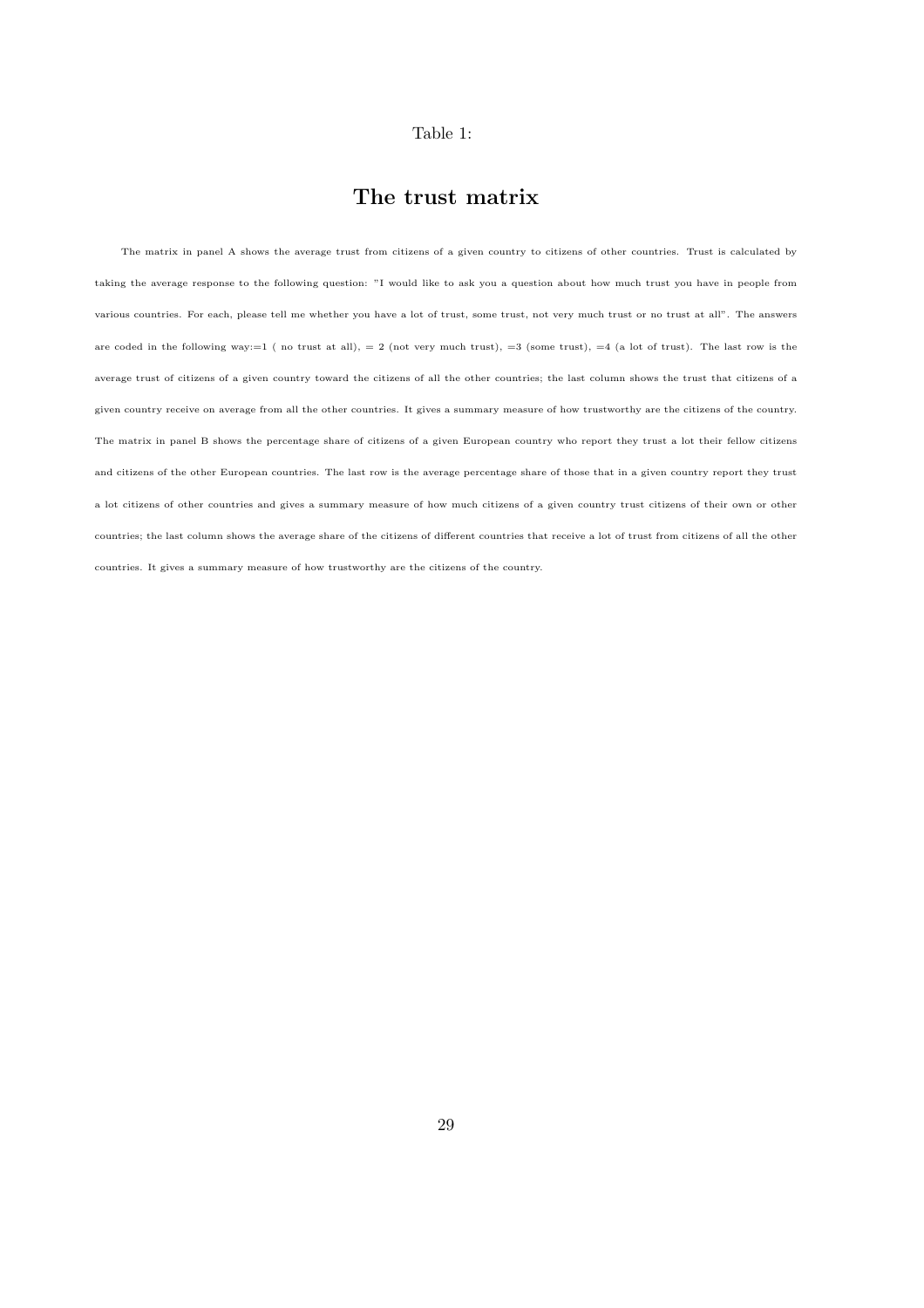Table 1:

# The trust matrix

The matrix in panel A shows the average trust from citizens of a given country to citizens of other countries. Trust is calculated by taking the average response to the following question: "I would like to ask you a question about how much trust you have in people from various countries. For each, please tell me whether you have a lot of trust, some trust, not very much trust or no trust at all". The answers are coded in the following way:=1 ( no trust at all), = 2 (not very much trust), =3 (some trust), =4 (a lot of trust). The last row is the average trust of citizens of a given country toward the citizens of all the other countries; the last column shows the trust that citizens of a given country receive on average from all the other countries. It gives a summary measure of how trustworthy are the citizens of the country. The matrix in panel B shows the percentage share of citizens of a given European country who report they trust a lot their fellow citizens and citizens of the other European countries. The last row is the average percentage share of those that in a given country report they trust a lot citizens of other countries and gives a summary measure of how much citizens of a given country trust citizens of their own or other countries; the last column shows the average share of the citizens of different countries that receive a lot of trust from citizens of all the other countries. It gives a summary measure of how trustworthy are the citizens of the country.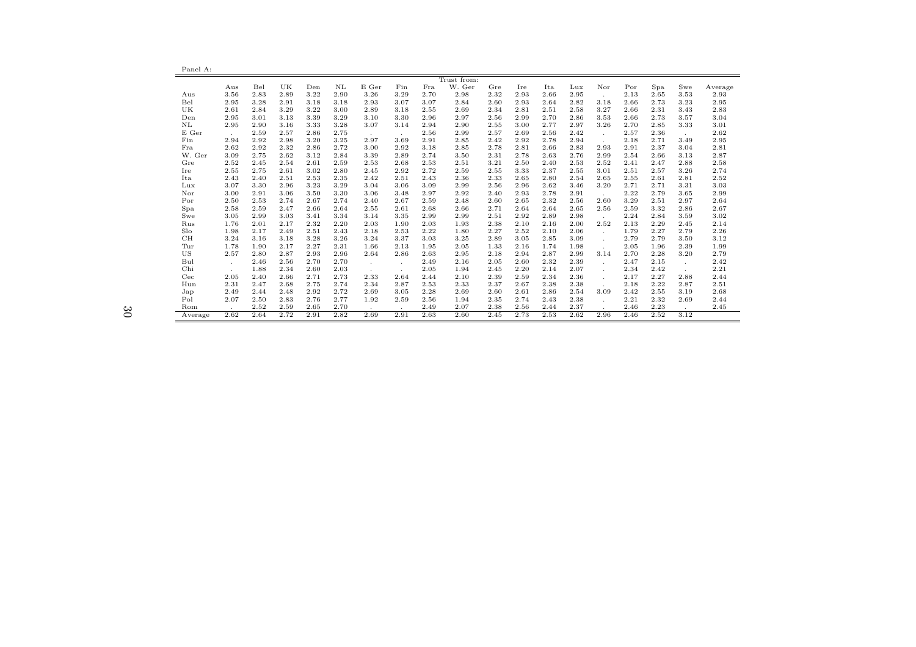Panel A:

| | Trust from: | | | | | | | | | | | | | | | | | |
|---|---|---|---|---|---|---|---|---|---|---|---|---|---|---|---|---|---|---|
| | Aus | Bel | UK | Den | NL | E Ger | Fin | Fra | W. Ger | Gre | Ire | Ita | Lux | Nor | Por | Spa | Swe | Average |
| Aus | 3.56 | 2.83 | 2.89 | 3.22 | 2.90 | 3.26 | 3.29 | 2.70 | 2.98 | 2.32 | 2.93 | 2.66 | 2.95 | . | 2.13 | 2.65 | 3.53 | 2.93 |
| Bel | 2.95 | 3.28 | 2.91 | 3.18 | 3.18 | 2.93 | 3.07 | 3.07 | 2.84 | 2.60 | 2.93 | 2.64 | 2.82 | 3.18 | 2.66 | 2.73 | 3.23 | 2.95 |
| UK | 2.61 | 2.84 | 3.29 | 3.22 | 3.00 | 2.89 | 3.18 | 2.55 | 2.69 | 2.34 | 2.81 | 2.51 | 2.58 | 3.27 | 2.66 | 2.31 | 3.43 | 2.83 |
| Den | 2.95 | 3.01 | 3.13 | 3.39 | 3.29 | 3.10 | 3.30 | 2.96 | 2.97 | 2.56 | 2.99 | 2.70 | 2.86 | 3.53 | 2.66 | 2.73 | 3.57 | 3.04 |
| NL | 2.95 | 2.90 | 3.16 | 3.33 | 3.28 | 3.07 | 3.14 | 2.94 | 2.90 | 2.55 | 3.00 | 2.77 | 2.97 | 3.26 | 2.70 | 2.85 | 3.33 | 3.01 |
| E Ger | . | 2.59 | 2.57 | 2.86 | 2.75 | . | . | 2.56 | 2.99 | 2.57 | 2.69 | 2.56 | 2.42 | . | 2.57 | 2.36 | . | 2.62 |
| Fin | 2.94 | 2.92 | 2.98 | 3.20 | 3.25 | 2.97 | 3.69 | 2.91 | 2.85 | 2.42 | 2.92 | 2.78 | 2.94 | . | 2.18 | 2.71 | 3.49 | 2.95 |
| Fra | 2.62 | 2.92 | 2.32 | 2.86 | 2.72 | 3.00 | 2.92 | 3.18 | 2.85 | 2.78 | 2.81 | 2.66 | 2.83 | 2.93 | 2.91 | 2.37 | 3.04 | 2.81 |
| W. Ger | 3.09 | 2.75 | 2.62 | 3.12 | 2.84 | 3.39 | 2.89 | 2.74 | 3.50 | 2.31 | 2.78 | 2.63 | 2.76 | 2.99 | 2.54 | 2.66 | 3.13 | 2.87 |
| Gre | 2.52 | 2.45 | 2.54 | 2.61 | 2.59 | 2.53 | 2.68 | 2.53 | 2.51 | 3.21 | 2.50 | 2.40 | 2.53 | 2.52 | 2.41 | 2.47 | 2.88 | 2.58 |
| Ire | 2.55 | 2.75 | 2.61 | 3.02 | 2.80 | 2.45 | 2.92 | 2.72 | 2.59 | 2.55 | 3.33 | 2.37 | 2.55 | 3.01 | 2.51 | 2.57 | 3.26 | 2.74 |
| Ita | 2.43 | 2.40 | 2.51 | 2.53 | 2.35 | 2.42 | 2.51 | 2.43 | 2.36 | 2.33 | 2.65 | 2.80 | 2.54 | 2.65 | 2.55 | 2.61 | 2.81 | 2.52 |
| Lux | 3.07 | 3.30 | 2.96 | 3.23 | 3.29 | 3.04 | 3.06 | 3.09 | 2.99 | 2.56 | 2.96 | 2.62 | 3.46 | 3.20 | 2.71 | 2.71 | 3.31 | 3.03 |
| Nor | 3.00 | 2.91 | 3.06 | 3.50 | 3.30 | 3.06 | 3.48 | 2.97 | 2.92 | 2.40 | 2.93 | 2.78 | 2.91 | . | 2.22 | 2.79 | 3.65 | 2.99 |
| Por | 2.50 | 2.53 | 2.74 | 2.67 | 2.74 | 2.40 | 2.67 | 2.59 | 2.48 | 2.60 | 2.65 | 2.32 | 2.56 | 2.60 | 3.29 | 2.51 | 2.97 | 2.64 |
| Spa | 2.58 | 2.59 | 2.47 | 2.66 | 2.64 | 2.55 | 2.61 | 2.68 | 2.66 | 2.71 | 2.64 | 2.64 | 2.65 | 2.56 | 2.59 | 3.32 | 2.86 | 2.67 |
| Swe | 3.05 | 2.99 | 3.03 | 3.41 | 3.34 | 3.14 | 3.35 | 2.99 | 2.99 | 2.51 | 2.92 | 2.89 | 2.98 | . | 2.24 | 2.84 | 3.59 | 3.02 |
| Rus | 1.76 | 2.01 | 2.17 | 2.32 | 2.20 | 2.03 | 1.90 | 2.03 | 1.93 | 2.38 | 2.10 | 2.16 | 2.00 | 2.52 | 2.13 | 2.29 | 2.45 | 2.14 |
| Slo | 1.98 | 2.17 | 2.49 | 2.51 | 2.43 | 2.18 | 2.53 | 2.22 | 1.80 | 2.27 | 2.52 | 2.10 | 2.06 | . | 1.79 | 2.27 | 2.79 | 2.26 |
| CH | 3.24 | 3.16 | 3.18 | 3.28 | 3.26 | 3.24 | 3.37 | 3.03 | 3.25 | 2.89 | 3.05 | 2.85 | 3.09 | . | 2.79 | 2.79 | 3.50 | 3.12 |
| Tur | 1.78 | 1.90 | 2.17 | 2.27 | 2.31 | 1.66 | 2.13 | 1.95 | 2.05 | 1.33 | 2.16 | 1.74 | 1.98 | . | 2.05 | 1.96 | 2.39 | 1.99 |
| US | 2.57 | 2.80 | 2.87 | 2.93 | 2.96 | 2.64 | 2.86 | 2.63 | 2.95 | 2.18 | 2.94 | 2.87 | 2.99 | 3.14 | 2.70 | 2.28 | 3.20 | 2.79 |
| Bul | . | 2.46 | 2.56 | 2.70 | 2.70 | . | . | 2.49 | 2.16 | 2.05 | 2.60 | 2.32 | 2.39 | . | 2.47 | 2.15 | . | 2.42 |
| Chi | . | 1.88 | 2.34 | 2.60 | 2.03 | . | . | 2.05 | 1.94 | 2.45 | 2.20 | 2.14 | 2.07 | . | 2.34 | 2.42 | . | 2.21 |
| Cec | 2.05 | 2.40 | 2.66 | 2.71 | 2.73 | 2.33 | 2.64 | 2.44 | 2.10 | 2.39 | 2.59 | 2.34 | 2.36 | . | 2.17 | 2.27 | 2.88 | 2.44 |
| Hun | 2.31 | 2.47 | 2.68 | 2.75 | 2.74 | 2.34 | 2.87 | 2.53 | 2.33 | 2.37 | 2.67 | 2.38 | 2.38 | . | 2.18 | 2.22 | 2.87 | 2.51 |
| Jap | 2.49 | 2.44 | 2.48 | 2.92 | 2.72 | 2.69 | 3.05 | 2.28 | 2.69 | 2.60 | 2.61 | 2.86 | 2.54 | 3.09 | 2.42 | 2.55 | 3.19 | 2.68 |
| Pol | 2.07 | 2.50 | 2.83 | 2.76 | 2.77 | 1.92 | 2.59 | 2.56 | 1.94 | 2.35 | 2.74 | 2.43 | 2.38 | . | 2.21 | 2.32 | 2.69 | 2.44 |
| Rom | . | 2.52 | 2.59 | 2.65 | 2.70 | . | . | 2.49 | 2.07 | 2.38 | 2.56 | 2.44 | 2.37 | . | 2.46 | 2.23 | . | 2.45 |
| Average | 2.62 | 2.64 | 2.72 | 2.91 | 2.82 | 2.69 | 2.91 | 2.63 | 2.60 | 2.45 | 2.73 | 2.53 | 2.62 | 2.96 | 2.46 | 2.52 | 3.12 | |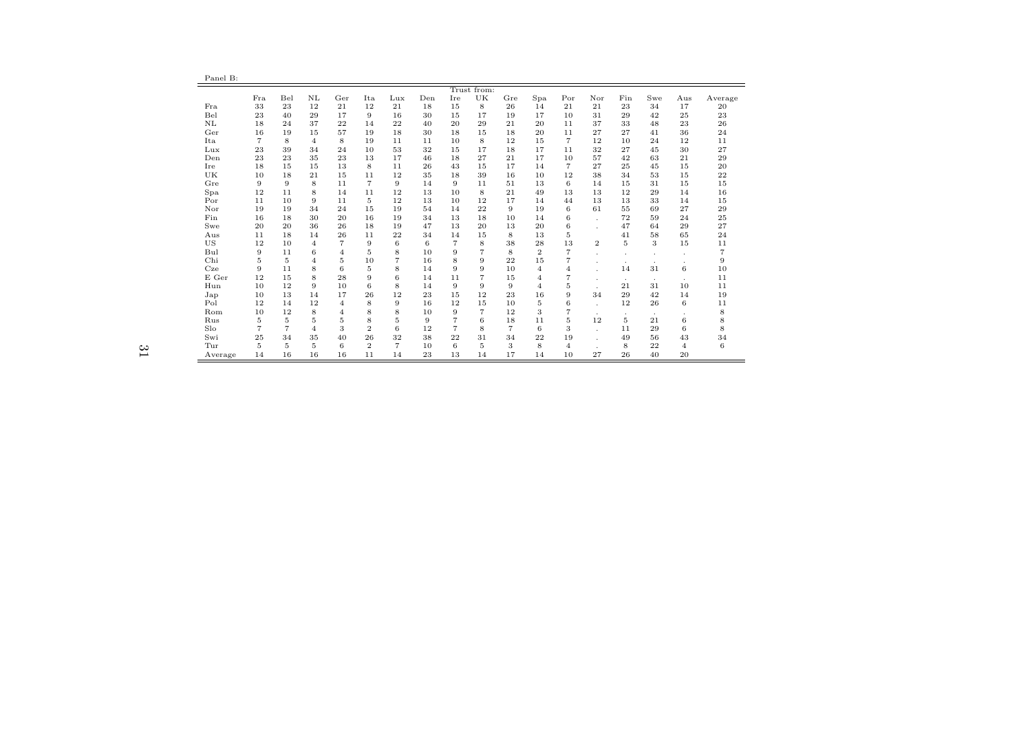Panel B:

| | Trust from: | | | | | | | | | | | | | | | | |
|---|---|---|---|---|---|---|---|---|---|---|---|---|---|---|---|---|---|
| | Fra | Bel | NL | Ger | Ita | Lux | Den | Ire | UK | Gre | Spa | Por | Nor | Fin | Swe | Aus | Average |
| Fra | 33 | 23 | 12 | 21 | 12 | 21 | 18 | 15 | 8 | 26 | 14 | 21 | 21 | 23 | 34 | 17 | 20 |
| Bel | 23 | 40 | 29 | 17 | 9 | 16 | 30 | 15 | 17 | 19 | 17 | 10 | 31 | 29 | 42 | 25 | 23 |
| NL | 18 | 24 | 37 | 22 | 14 | 22 | 40 | 20 | 29 | 21 | 20 | 11 | 37 | 33 | 48 | 23 | 26 |
| Ger | 16 | 19 | 15 | 57 | 19 | 18 | 30 | 18 | 15 | 18 | 20 | 11 | 27 | 27 | 41 | 36 | 24 |
| Ita | 7 | 8 | 4 | 8 | 19 | 11 | 11 | 10 | 8 | 12 | 15 | 7 | 12 | 10 | 24 | 12 | 11 |
| Lux | 23 | 39 | 34 | 24 | 10 | 53 | 32 | 15 | 17 | 18 | 17 | 11 | 32 | 27 | 45 | 30 | 27 |
| Den | 23 | 23 | 35 | 23 | 13 | 17 | 46 | 18 | 27 | 21 | 17 | 10 | 57 | 42 | 63 | 21 | 29 |
| Ire | 18 | 15 | 15 | 13 | 8 | 11 | 26 | 43 | 15 | 17 | 14 | 7 | 27 | 25 | 45 | 15 | 20 |
| UK | 10 | 18 | 21 | 15 | 11 | 12 | 35 | 18 | 39 | 16 | 10 | 12 | 38 | 34 | 53 | 15 | 22 |
| Gre | 9 | 9 | 8 | 11 | 7 | 9 | 14 | 9 | 11 | 51 | 13 | 6 | 14 | 15 | 31 | 15 | 15 |
| Spa | 12 | 11 | 8 | 14 | 11 | 12 | 13 | 10 | 8 | 21 | 49 | 13 | 13 | 12 | 29 | 14 | 16 |
| Por | 11 | 10 | 9 | 11 | 5 | 12 | 13 | 10 | 12 | 17 | 14 | 44 | 13 | 13 | 33 | 14 | 15 |
| Nor | 19 | 19 | 34 | 24 | 15 | 19 | 54 | 14 | 22 | 9 | 19 | 6 | 61 | 55 | 69 | 27 | 29 |
| Fin | 16 | 18 | 30 | 20 | 16 | 19 | 34 | 13 | 18 | 10 | 14 | 6 | . | 72 | 59 | 24 | 25 |
| Swe | 20 | 20 | 36 | 26 | 18 | 19 | 47 | 13 | 20 | 13 | 20 | 6 | . | 47 | 64 | 29 | 27 |
| Aus | 11 | 18 | 14 | 26 | 11 | 22 | 34 | 14 | 15 | 8 | 13 | 5 | | 41 | 58 | 65 | 24 |
| US | 12 | 10 | 4 | 7 | 9 | 6 | 6 | 7 | 8 | 38 | 28 | 13 | 2 | 5 | 3 | 15 | 11 |
| Bul | 9 | 11 | 6 | 4 | 5 | 8 | 10 | 9 | 7 | 8 | 2 | 7 | . | . | . | . | 7 |
| Chi | 5 | 5 | 4 | 5 | 10 | 7 | 16 | 8 | 9 | 22 | 15 | 7 | . | . | . | . | 9 |
| Cze | 9 | 11 | 8 | 6 | 5 | 8 | 14 | 9 | 9 | 10 | 4 | 4 | . | 14 | 31 | 6 | 10 |
| E Ger | 12 | 15 | 8 | 28 | 9 | 6 | 14 | 11 | 7 | 15 | 4 | 7 | . | . | . | . | 11 |
| Hun | 10 | 12 | 9 | 10 | 6 | 8 | 14 | 9 | 9 | 9 | 4 | 5 | . | 21 | 31 | 10 | 11 |
| Jap | 10 | 13 | 14 | 17 | 26 | 12 | 23 | 15 | 12 | 23 | 16 | 9 | 34 | 29 | 42 | 14 | 19 |
| Pol | 12 | 14 | 12 | 4 | 8 | 9 | 16 | 12 | 15 | 10 | 5 | 6 | . | 12 | 26 | 6 | 11 |
| Rom | 10 | 12 | 8 | 4 | 8 | 8 | 10 | 9 | 7 | 12 | 3 | 7 | . | . | . | . | 8 |
| Rus | 5 | 5 | 5 | 5 | 8 | 5 | 9 | 7 | 6 | 18 | 11 | 5 | 12 | 5 | 21 | 6 | 8 |
| Slo | 7 | 7 | 4 | 3 | 2 | 6 | 12 | 7 | 8 | 7 | 6 | 3 | . | 11 | 29 | 6 | 8 |
| Swi | 25 | 34 | 35 | 40 | 26 | 32 | 38 | 22 | 31 | 34 | 22 | 19 | . | 49 | 56 | 43 | 34 |
| Tur | 5 | 5 | 5 | 6 | 2 | 7 | 10 | 6 | 5 | 3 | 8 | 4 | . | 8 | 22 | 4 | 6 |
| Average | 14 | 16 | 16 | 16 | 11 | 14 | 23 | 13 | 14 | 17 | 14 | 10 | 27 | 26 | 40 | 20 | |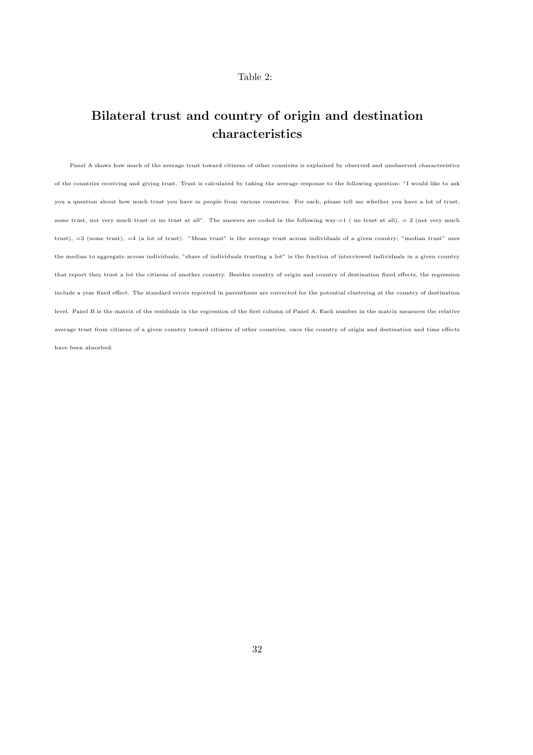Table 2:

# Bilateral trust and country of origin and destination characteristics

Panel A shows how much of the average trust toward citizens of other countries is explained by observed and unobserved characteristics of the countries receiving and giving trust. Trust is calculated by taking the average response to the following question: "I would like to ask you a question about how much trust you have in people from various countries. For each, please tell me whether you have a lot of trust, some trust, not very much trust or no trust at all". The answers are coded in the following way:=1 ( no trust at all), = 2 (not very much trust), =3 (some trust), =4 (a lot of trust). "Mean trust" is the average trust across individuals of a given country; "median trust" uses the median to aggregate across individuals; "share of individuals trusting a lot" is the fraction of interviewed individuals in a given country that report they trust a lot the citizens of another country. Besides country of origin and country of destination fixed effects, the regression include a year fixed effect. The standard errors reported in parenthesis are corrected for the potential clustering at the country of destination level. Panel B is the matrix of the residuals in the regression of the first column of Panel A. Each number in the matrix measures the relative average trust from citizens of a given country toward citizens of other countries, once the country of origin and destination and time effects have been absorbed.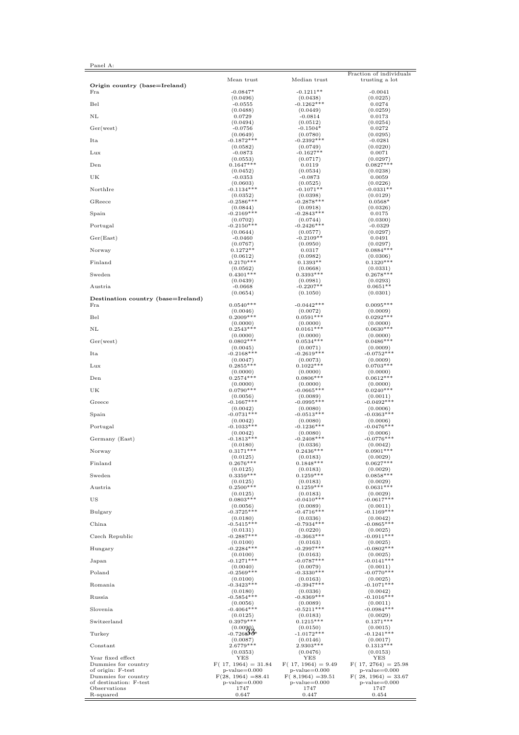Panel A:

| | Mean trust | Median trust | Fraction of individuals trusting a lot |
|---|---|---|---|
| **Origin country (base=Ireland)** | | | |
| Fra | -0.0847* | -0.1211** | -0.0041 |
| | (0.0496) | (0.0438) | (0.0225) |
| Bel | -0.0555 | -0.1262*** | 0.0274 |
| | (0.0488) | (0.0449) | (0.0259) |
| NL | 0.0729 | -0.0814 | 0.0173 |
| | (0.0494) | (0.0512) | (0.0254) |
| Ger(west) | -0.0756 | -0.1504* | 0.0272 |
| | (0.0649) | (0.0780) | (0.0295) |
| Ita | -0.1872*** | -0.2392*** | -0.0281 |
| | (0.0582) | (0.0749) | (0.0220) |
| Lux | -0.0873 | -0.1627** | 0.0071 |
| | (0.0553) | (0.0717) | (0.0297) |
| Den | 0.1647*** | 0.0119 | 0.0827*** |
| | (0.0452) | (0.0534) | (0.0238) |
| UK | -0.0353 | -0.0873 | 0.0059 |
| | (0.0603) | (0.0525) | (0.0226) |
| NorthIre | -0.1134*** | -0.1071** | -0.0331** |
| | (0.0352) | (0.0398) | (0.0129) |
| GReece | -0.2586*** | -0.2878*** | 0.0568* |
| | (0.0844) | (0.0918) | (0.0326) |
| Spain | -0.2169*** | -0.2843*** | 0.0175 |
| | (0.0702) | (0.0744) | (0.0300) |
| Portugal | -0.2150*** | -0.2426*** | -0.0329 |
| | (0.0644) | (0.0577) | (0.0297) |
| Ger(East) | -0.0460 | -0.2109** | 0.0491 |
| | (0.0767) | (0.0950) | (0.0297) |
| Norway | 0.1272** | 0.0317 | 0.0884*** |
| | (0.0612) | (0.0982) | (0.0306) |
| Finland | 0.2170*** | 0.1393** | 0.1320*** |
| | (0.0562) | (0.0668) | (0.0331) |
| Sweden | 0.4301*** | 0.3393*** | 0.2678*** |
| | (0.0439) | (0.0981) | (0.0293) |
| Austria | -0.0668 | -0.2207** | 0.0651** |
| | (0.0654) | (0.1050) | (0.0301) |
| **Destination country (base=Ireland)** | | | |
| Fra | 0.0540*** | -0.0442*** | 0.0095*** |
| | (0.0046) | (0.0072) | (0.0009) |
| Bel | 0.2009*** | 0.0591*** | 0.0292*** |
| | (0.0000) | (0.0000) | (0.0000) |
| NL | 0.2543*** | 0.0161*** | 0.0630*** |
| | (0.0000) | (0.0000) | (0.0000) |
| Ger(west) | 0.0802*** | 0.0534*** | 0.0486*** |
| | (0.0045) | (0.0071) | (0.0009) |
| Ita | -0.2168*** | -0.2619*** | -0.0752*** |
| | (0.0047) | (0.0073) | (0.0009) |
| Lux | 0.2855*** | 0.1022*** | 0.0703*** |
| | (0.0000) | (0.0000) | (0.0000) |
| Den | 0.2574*** | 0.0806*** | 0.0612*** |
| | (0.0000) | (0.0000) | (0.0000) |
| UK | 0.0790*** | -0.0665*** | 0.0240*** |
| | (0.0056) | (0.0089) | (0.0011) |
| Greece | -0.1667*** | -0.0995*** | -0.0492*** |
| | (0.0042) | (0.0080) | (0.0006) |
| Spain | -0.0731*** | -0.0513*** | -0.0363*** |
| | (0.0042) | (0.0080) | (0.0006) |
| Portugal | -0.1033*** | -0.1236*** | -0.0476*** |
| | (0.0042) | (0.0080) | (0.0006) |
| Germany (East) | -0.1813*** | -0.2408*** | -0.0776*** |
| | (0.0180) | (0.0336) | (0.0042) |
| Norway | 0.3171*** | 0.2436*** | 0.0901*** |
| | (0.0125) | (0.0183) | (0.0029) |
| Finland | 0.2676*** | 0.1848*** | 0.0627*** |
| | (0.0125) | (0.0183) | (0.0029) |
| Sweden | 0.3359*** | 0.1259*** | 0.0858*** |
| | (0.0125) | (0.0183) | (0.0029) |
| Austria | 0.2500*** | 0.1259*** | 0.0631*** |
| | (0.0125) | (0.0183) | (0.0029) |
| US | 0.0803*** | -0.0410*** | -0.0617*** |
| | (0.0056) | (0.0089) | (0.0011) |
| Bulgary | -0.3725*** | -0.4716*** | -0.1169*** |
| | (0.0180) | (0.0336) | (0.0042) |
| China | -0.5415*** | -0.7934*** | -0.0865*** |
| | (0.0131) | (0.0220) | (0.0025) |
| Czech Republic | -0.2887*** | -0.3663*** | -0.0911*** |
| | (0.0100) | (0.0163) | (0.0025) |
| Hungary | -0.2284*** | -0.2997*** | -0.0802*** |
| | (0.0100) | (0.0163) | (0.0025) |
| Japan | -0.1271*** | -0.0787*** | -0.0141*** |
| | (0.0040) | (0.0079) | (0.0011) |
| Poland | -0.2569*** | -0.3330*** | -0.0770*** |
| | (0.0100) | (0.0163) | (0.0025) |
| Romania | -0.3423*** | -0.3947*** | -0.1071*** |
| | (0.0180) | (0.0336) | (0.0042) |
| Russia | -0.5854*** | -0.8369*** | -0.1016*** |
| | (0.0056) | (0.0089) | (0.0011) |
| Slovenia | -0.4064*** | -0.5211*** | -0.0984*** |
| | (0.0125) | (0.0183) | (0.0029) |
| Switzerland | 0.3979*** | 0.1215*** | 0.1371*** |
| | (0.0090) | (0.0150) | (0.0015) |
| Turkey | -0.7266*** | -1.0172*** | -0.1241*** |
| | (0.0087) | (0.0146) | (0.0017) |
| Constant | 2.6779*** | 2.9303*** | 0.1313*** |
| | (0.0353) | (0.0476) | (0.0153) |
| Year fixed effect | YES | YES | YES |
| Dummies for country of origin: F-test | F( 17, 1964) = 31.84 p-value=0.000 | F( 17, 1964) = 9.49 p-value=0.000 | F( 17, 2764) = 25.98 p-value=0.000 |
| Dummies for country of destination: F-test | F(28, 1964) =88.41 p-value=0.000 | F( 8,1964) =39.51 p-value=0.000 | F( 28, 1964) = 33.67 p-value=0.000 |
| Observations | 1747 | 1747 | 1747 |
| R-squared | 0.647 | 0.447 | 0.454 |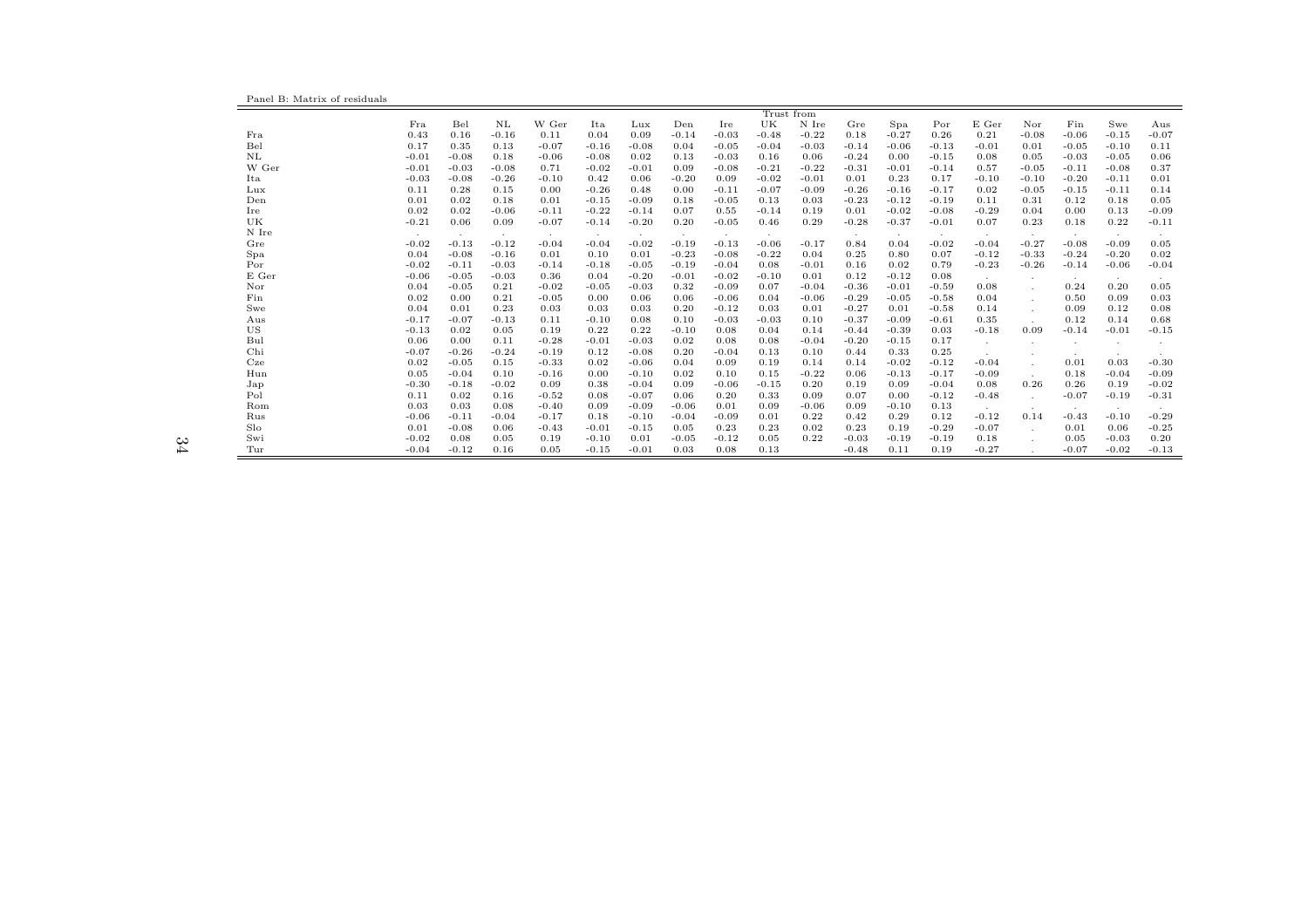Panel B: Matrix of residuals

| | Trust from | | | | | | | | | | | | | | | | | |
|---|---|---|---|---|---|---|---|---|---|---|---|---|---|---|---|---|---|---|
| | Fra | Bel | NL | W Ger | Ita | Lux | Den | Ire | UK | N Ire | Gre | Spa | Por | E Ger | Nor | Fin | Swe | Aus |
| Fra | 0.43 | 0.16 | -0.16 | 0.11 | 0.04 | 0.09 | -0.14 | -0.03 | -0.48 | -0.22 | 0.18 | -0.27 | 0.26 | 0.21 | -0.08 | -0.06 | -0.15 | -0.07 |
| Bel | 0.17 | 0.35 | 0.13 | -0.07 | -0.16 | -0.08 | 0.04 | -0.05 | -0.04 | -0.03 | -0.14 | -0.06 | -0.13 | -0.01 | 0.01 | -0.05 | -0.10 | 0.11 |
| NL | -0.01 | -0.08 | 0.18 | -0.06 | -0.08 | 0.02 | 0.13 | -0.03 | 0.16 | 0.06 | -0.24 | 0.00 | -0.15 | 0.08 | 0.05 | -0.03 | -0.05 | 0.06 |
| W Ger | -0.01 | -0.03 | -0.08 | 0.71 | -0.02 | -0.01 | 0.09 | -0.08 | -0.21 | -0.22 | -0.31 | -0.01 | -0.14 | 0.57 | -0.05 | -0.11 | -0.08 | 0.37 |
| Ita | -0.03 | -0.08 | -0.26 | -0.10 | 0.42 | 0.06 | -0.20 | 0.09 | -0.02 | -0.01 | 0.01 | 0.23 | 0.17 | -0.10 | -0.10 | -0.20 | -0.11 | 0.01 |
| Lux | 0.11 | 0.28 | 0.15 | 0.00 | -0.26 | 0.48 | 0.00 | -0.11 | -0.07 | -0.09 | -0.26 | -0.16 | -0.17 | 0.02 | -0.05 | -0.15 | -0.11 | 0.14 |
| Den | 0.01 | 0.02 | 0.18 | 0.01 | -0.15 | -0.09 | 0.18 | -0.05 | 0.13 | 0.03 | -0.23 | -0.12 | -0.19 | 0.11 | 0.31 | 0.12 | 0.18 | 0.05 |
| Ire | 0.02 | 0.02 | -0.06 | -0.11 | -0.22 | -0.14 | 0.07 | 0.55 | -0.14 | 0.19 | 0.01 | -0.02 | -0.08 | -0.29 | 0.04 | 0.00 | 0.13 | -0.09 |
| UK | -0.21 | 0.06 | 0.09 | -0.07 | -0.14 | -0.20 | 0.20 | -0.05 | 0.46 | 0.29 | -0.28 | -0.37 | -0.01 | 0.07 | 0.23 | 0.18 | 0.22 | -0.11 |
| N Ire | . | . | . | . | . | . | . | . | . | . | . | . | . | . | . | . | . | . |
| Gre | -0.02 | -0.13 | -0.12 | -0.04 | -0.04 | -0.02 | -0.19 | -0.13 | -0.06 | -0.17 | 0.84 | 0.04 | -0.02 | -0.04 | -0.27 | -0.08 | -0.09 | 0.05 |
| Spa | 0.04 | -0.08 | -0.16 | 0.01 | 0.10 | 0.01 | -0.23 | -0.08 | -0.22 | 0.04 | 0.25 | 0.80 | 0.07 | -0.12 | -0.33 | -0.24 | -0.20 | 0.02 |
| Por | -0.02 | -0.11 | -0.03 | -0.14 | -0.18 | -0.05 | -0.19 | -0.04 | 0.08 | -0.01 | 0.16 | 0.02 | 0.79 | -0.23 | -0.26 | -0.14 | -0.06 | -0.04 |
| E Ger | -0.06 | -0.05 | -0.03 | 0.36 | 0.04 | -0.20 | -0.01 | -0.02 | -0.10 | 0.01 | 0.12 | -0.12 | 0.08 | . | . | . | . | . |
| Nor | 0.04 | -0.05 | 0.21 | -0.02 | -0.05 | -0.03 | 0.32 | -0.09 | 0.07 | -0.04 | -0.36 | -0.01 | -0.59 | 0.08 | . | 0.24 | 0.20 | 0.05 |
| Fin | 0.02 | 0.00 | 0.21 | -0.05 | 0.00 | 0.06 | 0.06 | -0.06 | 0.04 | -0.06 | -0.29 | -0.05 | -0.58 | 0.04 | . | 0.50 | 0.09 | 0.03 |
| Swe | 0.04 | 0.01 | 0.23 | 0.03 | 0.03 | 0.03 | 0.20 | -0.12 | 0.03 | 0.01 | -0.27 | 0.01 | -0.58 | 0.14 | . | 0.09 | 0.12 | 0.08 |
| Aus | -0.17 | -0.07 | -0.13 | 0.11 | -0.10 | 0.08 | 0.10 | -0.03 | -0.03 | 0.10 | -0.37 | -0.09 | -0.61 | 0.35 | . | 0.12 | 0.14 | 0.68 |
| US | -0.13 | 0.02 | 0.05 | 0.19 | 0.22 | 0.22 | -0.10 | 0.08 | 0.04 | 0.14 | -0.44 | -0.39 | 0.03 | -0.18 | 0.09 | -0.14 | -0.01 | -0.15 |
| Bul | 0.06 | 0.00 | 0.11 | -0.28 | -0.01 | -0.03 | 0.02 | 0.08 | 0.08 | -0.04 | -0.20 | -0.15 | 0.17 | . | . | . | . | . |
| Chi | -0.07 | -0.26 | -0.24 | -0.19 | 0.12 | -0.08 | 0.20 | -0.04 | 0.13 | 0.10 | 0.44 | 0.33 | 0.25 | . | . | . | . | . |
| Cze | 0.02 | -0.05 | 0.15 | -0.33 | 0.02 | -0.06 | 0.04 | 0.09 | 0.19 | 0.14 | 0.14 | -0.02 | -0.12 | -0.04 | . | 0.01 | 0.03 | -0.30 |
| Hun | 0.05 | -0.04 | 0.10 | -0.16 | 0.00 | -0.10 | 0.02 | 0.10 | 0.15 | -0.22 | 0.06 | -0.13 | -0.17 | -0.09 | . | 0.18 | -0.04 | -0.09 |
| Jap | -0.30 | -0.18 | -0.02 | 0.09 | 0.38 | -0.04 | 0.09 | -0.06 | -0.15 | 0.20 | 0.19 | 0.09 | -0.04 | 0.08 | 0.26 | 0.26 | 0.19 | -0.02 |
| Pol | 0.11 | 0.02 | 0.16 | -0.52 | 0.08 | -0.07 | 0.06 | 0.20 | 0.33 | 0.09 | 0.07 | 0.00 | -0.12 | -0.48 | . | -0.07 | -0.19 | -0.31 |
| Rom | 0.03 | 0.03 | 0.08 | -0.40 | 0.09 | -0.09 | -0.06 | 0.01 | 0.09 | -0.06 | 0.09 | -0.10 | 0.13 | . | . | . | . | . |
| Rus | -0.06 | -0.11 | -0.04 | -0.17 | 0.18 | -0.10 | -0.04 | -0.09 | 0.01 | 0.22 | 0.42 | 0.29 | 0.12 | -0.12 | 0.14 | -0.43 | -0.10 | -0.29 |
| Slo | 0.01 | -0.08 | 0.06 | -0.43 | -0.01 | -0.15 | 0.05 | 0.23 | 0.23 | 0.02 | 0.23 | 0.19 | -0.29 | -0.07 | . | 0.01 | 0.06 | -0.25 |
| Swi | -0.02 | 0.08 | 0.05 | 0.19 | -0.10 | 0.01 | -0.05 | -0.12 | 0.05 | 0.22 | -0.03 | -0.19 | -0.19 | 0.18 | . | 0.05 | -0.03 | 0.20 |
| Tur | -0.04 | -0.12 | 0.16 | 0.05 | -0.15 | -0.01 | 0.03 | 0.08 | 0.13 | | -0.48 | 0.11 | 0.19 | -0.27 | . | -0.07 | -0.02 | -0.13 |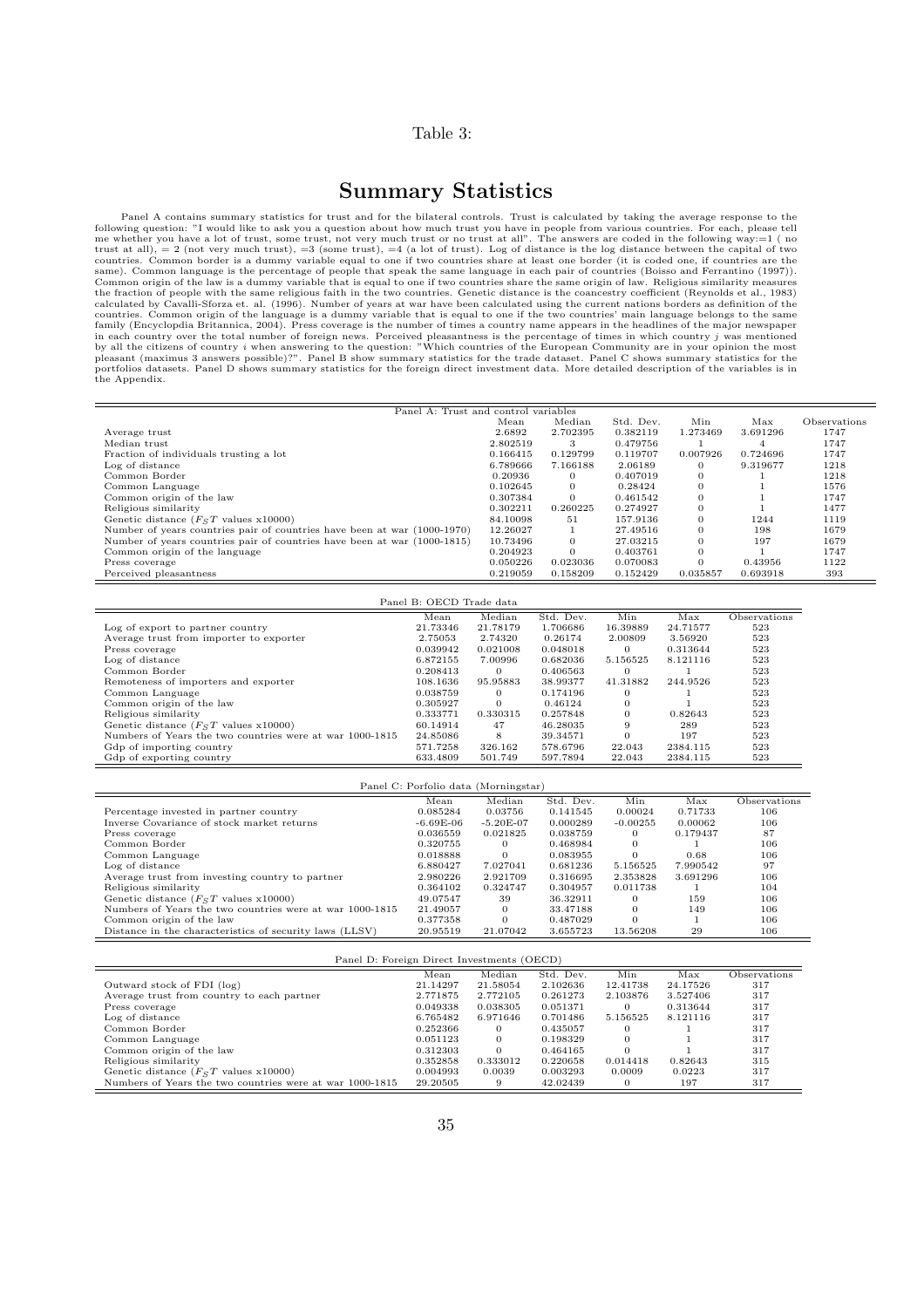Table 3:

# Summary Statistics

Panel A contains summary statistics for trust and for the bilateral controls. Trust is calculated by taking the average response to the following question: "I would like to ask you a question about how much trust you have in people from various countries. For each, please tell me whether you have a lot of trust, some trust, not very much trust or no trust at all". The answers are coded in the following way:=1 ( no trust at all), = 2 (not very much trust), =3 (some trust), =4 (a lot of trust). Log of distance is the log distance between the capital of two countries. Common border is a dummy variable equal to one if two countries share at least one border (it is coded one, if countries are the same). Common language is the percentage of people that speak the same language in each pair of countries (Boisso and Ferrantino (1997)). Common origin of the law is a dummy variable that is equal to one if two countries share the same origin of law. Religious similarity measures the fraction of people with the same religious faith in the two countries. Genetic distance is the coancestry coefficient (Reynolds et al., 1983) calculated by Cavalli-Sforza et. al. (1996). Number of years at war have been calculated using the current nations borders as definition of the countries. Common origin of the language is a dummy variable that is equal to one if the two countries' main language belongs to the same family (Encyclopdia Britannica, 2004). Press coverage is the number of times a country name appears in the headlines of the major newspaper in each country over the total number of foreign news. Perceived pleasantness is the percentage of times in which country $j$ was mentioned by all the citizens of country $i$ when answering to the question: "Which countries of the European Community are in your opinion the most pleasant (maximus 3 answers possible)?". Panel B show summary statistics for the trade dataset. Panel C shows summary statistics for the portfolios datasets. Panel D shows summary statistics for the foreign direct investment data. More detailed description of the variables is in the Appendix.

| Panel A: Trust and control variables | Mean | Median | Std. Dev. | Min | Max | Observations |
|---|---|---|---|---|---|---|
| Average trust | 2.6892 | 2.702395 | 0.382119 | 1.273469 | 3.691296 | 1747 |
| Median trust | 2.802519 | 3 | 0.479756 | 1 | 4 | 1747 |
| Fraction of individuals trusting a lot | 0.166415 | 0.129799 | 0.119707 | 0.007926 | 0.724696 | 1747 |
| Log of distance | 6.789666 | 7.166188 | 2.06189 | 0 | 9.319677 | 1218 |
| Common Border | 0.20936 | 0 | 0.407019 | 0 | 1 | 1218 |
| Common Language | 0.102645 | 0 | 0.28424 | 0 | 1 | 1576 |
| Common origin of the law | 0.307384 | 0 | 0.461542 | 0 | 1 | 1747 |
| Religious similarity | 0.302211 | 0.260225 | 0.274927 | 0 | 1 | 1477 |
| Genetic distance ($F_ST$ values x10000) | 84.10098 | 51 | 157.9136 | 0 | 1244 | 1119 |
| Number of years countries pair of countries have been at war (1000-1970) | 12.26027 | 1 | 27.49516 | 0 | 198 | 1679 |
| Number of years countries pair of countries have been at war (1000-1815) | 10.73496 | 0 | 27.03215 | 0 | 197 | 1679 |
| Common origin of the language | 0.204923 | 0 | 0.403761 | 0 | 1 | 1747 |
| Press coverage | 0.050226 | 0.023036 | 0.070083 | 0 | 0.43956 | 1122 |
| Perceived pleasantness | 0.219059 | 0.158209 | 0.152429 | 0.035857 | 0.693918 | 393 |

| Panel B: OECD Trade data | Mean | Median | Std. Dev. | Min | Max | Observations |
|---|---|---|---|---|---|---|
| Log of export to partner country | 21.73346 | 21.78179 | 1.706686 | 16.39889 | 24.71577 | 523 |
| Average trust from importer to exporter | 2.75053 | 2.74320 | 0.26174 | 2.00809 | 3.56920 | 523 |
| Press coverage | 0.039942 | 0.021008 | 0.048018 | 0 | 0.313644 | 523 |
| Log of distance | 6.872155 | 7.00996 | 0.682036 | 5.156525 | 8.121116 | 523 |
| Common Border | 0.208413 | 0 | 0.406563 | 0 | 1 | 523 |
| Remoteness of importers and exporter | 108.1636 | 95.95883 | 38.99377 | 41.31882 | 244.9526 | 523 |
| Common Language | 0.038759 | 0 | 0.174196 | 0 | 1 | 523 |
| Common origin of the law | 0.305927 | 0 | 0.46124 | 0 | 1 | 523 |
| Religious similarity | 0.333771 | 0.330315 | 0.257848 | 0 | 0.82643 | 523 |
| Genetic distance ($F_ST$ values x10000) | 60.14914 | 47 | 46.28035 | 9 | 289 | 523 |
| Numbers of Years the two countries were at war 1000-1815 | 24.85086 | 8 | 39.34571 | 0 | 197 | 523 |
| Gdp of importing country | 571.7258 | 326.162 | 578.6796 | 22.043 | 2384.115 | 523 |
| Gdp of exporting country | 633.4809 | 501.749 | 597.7894 | 22.043 | 2384.115 | 523 |

| Panel C: Porfolio data (Morningstar) | Mean | Median | Std. Dev. | Min | Max | Observations |
|---|---|---|---|---|---|---|
| Percentage invested in partner country | 0.085284 | 0.03756 | 0.141545 | 0.00024 | 0.71733 | 106 |
| Inverse Covariance of stock market returns | -6.69E-06 | -5.20E-07 | 0.000289 | -0.00255 | 0.00062 | 106 |
| Press coverage | 0.036559 | 0.021825 | 0.038759 | 0 | 0.179437 | 87 |
| Common Border | 0.320755 | 0 | 0.468984 | 0 | 1 | 106 |
| Common Language | 0.018888 | 0 | 0.083955 | 0 | 0.68 | 106 |
| Log of distance | 6.880427 | 7.027041 | 0.681236 | 5.156525 | 7.990542 | 97 |
| Average trust from investing country to partner | 2.980226 | 2.921709 | 0.316695 | 2.353828 | 3.691296 | 106 |
| Religious similarity | 0.364102 | 0.324747 | 0.304957 | 0.011738 | 1 | 104 |
| Genetic distance ($F_ST$ values x10000) | 49.07547 | 39 | 36.32911 | 0 | 159 | 106 |
| Numbers of Years the two countries were at war 1000-1815 | 21.49057 | 0 | 33.47188 | 0 | 149 | 106 |
| Common origin of the law | 0.377358 | 0 | 0.487029 | 0 | 1 | 106 |
| Distance in the characteristics of security laws (LLSV) | 20.95519 | 21.07042 | 3.655723 | 13.56208 | 29 | 106 |

| Panel D: Foreign Direct Investments (OECD) | Mean | Median | Std. Dev. | Min | Max | Observations |
|---|---|---|---|---|---|---|
| Outward stock of FDI (log) | 21.14297 | 21.58054 | 2.102636 | 12.41738 | 24.17526 | 317 |
| Average trust from country to each partner | 2.771875 | 2.772105 | 0.261273 | 2.103876 | 3.527406 | 317 |
| Press coverage | 0.049338 | 0.038305 | 0.051371 | 0 | 0.313644 | 317 |
| Log of distance | 6.765482 | 6.971646 | 0.701486 | 5.156525 | 8.121116 | 317 |
| Common Border | 0.252366 | 0 | 0.435057 | 0 | 1 | 317 |
| Common Language | 0.051123 | 0 | 0.198329 | 0 | 1 | 317 |
| Common origin of the law | 0.312303 | 0 | 0.464165 | 0 | 1 | 317 |
| Religious similarity | 0.352858 | 0.333012 | 0.220658 | 0.014418 | 0.82643 | 315 |
| Genetic distance ($F_ST$ values x10000) | 0.004993 | 0.0039 | 0.003293 | 0.0009 | 0.0223 | 317 |
| Numbers of Years the two countries were at war 1000-1815 | 29.20505 | 9 | 42.02439 | 0 | 197 | 317 |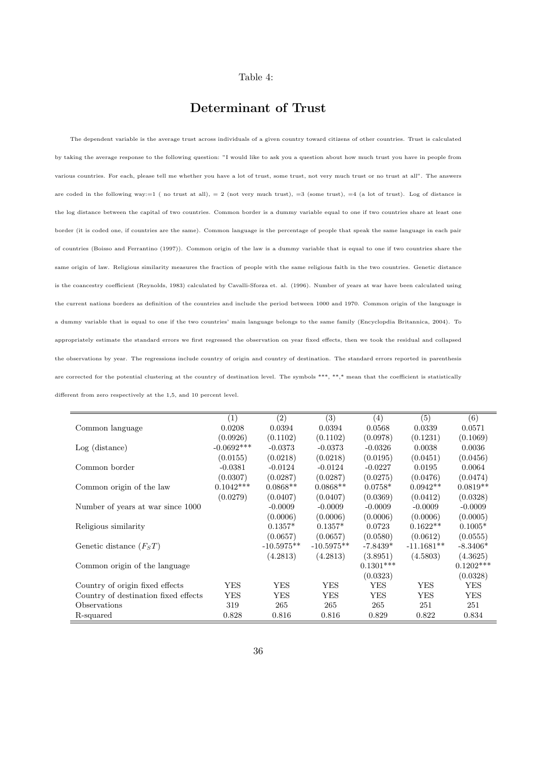Table 4:

# Determinant of Trust

The dependent variable is the average trust across individuals of a given country toward citizens of other countries. Trust is calculated by taking the average response to the following question: "I would like to ask you a question about how much trust you have in people from various countries. For each, please tell me whether you have a lot of trust, some trust, not very much trust or no trust at all". The answers are coded in the following way:=1 ( no trust at all), = 2 (not very much trust), =3 (some trust), =4 (a lot of trust). Log of distance is the log distance between the capital of two countries. Common border is a dummy variable equal to one if two countries share at least one border (it is coded one, if countries are the same). Common language is the percentage of people that speak the same language in each pair of countries (Boisso and Ferrantino (1997)). Common origin of the law is a dummy variable that is equal to one if two countries share the same origin of law. Religious similarity measures the fraction of people with the same religious faith in the two countries. Genetic distance is the coancestry coefficient (Reynolds, 1983) calculated by Cavalli-Sforza et. al. (1996). Number of years at war have been calculated using the current nations borders as definition of the countries and include the period between 1000 and 1970. Common origin of the language is a dummy variable that is equal to one if the two countries' main language belongs to the same family (Encyclopdia Britannica, 2004). To appropriately estimate the standard errors we first regressed the observation on year fixed effects, then we took the residual and collapsed the observations by year. The regressions include country of origin and country of destination. The standard errors reported in parenthesis are corrected for the potential clustering at the country of destination level. The symbols ***, **,* mean that the coefficient is statistically different from zero respectively at the 1,5, and 10 percent level.

| | (1) | (2) | (3) | (4) | (5) | (6) |
|---|---|---|---|---|---|---|
| Common language | 0.0208 | 0.0394 | 0.0394 | 0.0568 | 0.0339 | 0.0571 |
| | (0.0926) | (0.1102) | (0.1102) | (0.0978) | (0.1231) | (0.1069) |
| Log (distance) | -0.0692*** | -0.0373 | -0.0373 | -0.0326 | 0.0038 | 0.0036 |
| | (0.0155) | (0.0218) | (0.0218) | (0.0195) | (0.0451) | (0.0456) |
| Common border | -0.0381 | -0.0124 | -0.0124 | -0.0227 | 0.0195 | 0.0064 |
| | (0.0307) | (0.0287) | (0.0287) | (0.0275) | (0.0476) | (0.0474) |
| Common origin of the law | 0.1042*** | 0.0868** | 0.0868** | 0.0758* | 0.0942** | 0.0819** |
| | (0.0279) | (0.0407) | (0.0407) | (0.0369) | (0.0412) | (0.0328) |
| Number of years at war since 1000 | | -0.0009 | -0.0009 | -0.0009 | -0.0009 | -0.0009 |
| | | (0.0006) | (0.0006) | (0.0006) | (0.0006) | (0.0005) |
| Religious similarity | | 0.1357* | 0.1357* | 0.0723 | 0.1622** | 0.1005* |
| | | (0.0657) | (0.0657) | (0.0580) | (0.0612) | (0.0555) |
| Genetic distance ($F_ST$) | | -10.5975** | -10.5975** | -7.8439* | -11.1681** | -8.3406* |
| | | (4.2813) | (4.2813) | (3.8951) | (4.5803) | (4.3625) |
| Common origin of the language | | | | 0.1301*** | | 0.1202*** |
| | | | | (0.0323) | | (0.0328) |
| Country of origin fixed effects | YES | YES | YES | YES | YES | YES |
| Country of destination fixed effects | YES | YES | YES | YES | YES | YES |
| Observations | 319 | 265 | 265 | 265 | 251 | 251 |
| R-squared | 0.828 | 0.816 | 0.816 | 0.829 | 0.822 | 0.834 |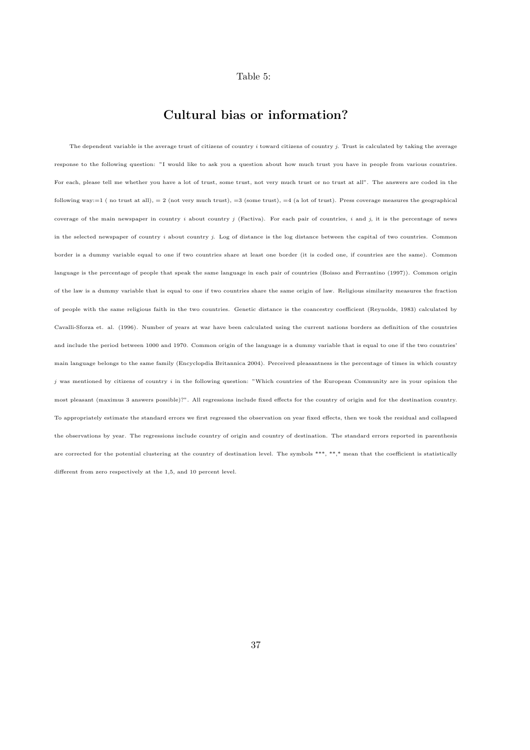Table 5:

# Cultural bias or information?

The dependent variable is the average trust of citizens of country $i$ toward citizens of country $j$. Trust is calculated by taking the average response to the following question: "I would like to ask you a question about how much trust you have in people from various countries. For each, please tell me whether you have a lot of trust, some trust, not very much trust or no trust at all". The answers are coded in the following way:=1 ( no trust at all), = 2 (not very much trust), =3 (some trust), =4 (a lot of trust). Press coverage measures the geographical coverage of the main newspaper in country $i$ about country $j$ (Factiva). For each pair of countries, $i$ and $j$, it is the percentage of news in the selected newspaper of country $i$ about country $j$. Log of distance is the log distance between the capital of two countries. Common border is a dummy variable equal to one if two countries share at least one border (it is coded one, if countries are the same). Common language is the percentage of people that speak the same language in each pair of countries (Boisso and Ferrantino (1997)). Common origin of the law is a dummy variable that is equal to one if two countries share the same origin of law. Religious similarity measures the fraction of people with the same religious faith in the two countries. Genetic distance is the coancestry coefficient (Reynolds, 1983) calculated by Cavalli-Sforza et. al. (1996). Number of years at war have been calculated using the current nations borders as definition of the countries and include the period between 1000 and 1970. Common origin of the language is a dummy variable that is equal to one if the two countries' main language belongs to the same family (Encyclopdia Britannica 2004). Perceived pleasantness is the percentage of times in which country $j$ was mentioned by citizens of country $i$ in the following question: "Which countries of the European Community are in your opinion the most pleasant (maximus 3 answers possible)?". All regressions include fixed effects for the country of origin and for the destination country. To appropriately estimate the standard errors we first regressed the observation on year fixed effects, then we took the residual and collapsed the observations by year. The regressions include country of origin and country of destination. The standard errors reported in parenthesis are corrected for the potential clustering at the country of destination level. The symbols ***, **,* mean that the coefficient is statistically different from zero respectively at the 1,5, and 10 percent level.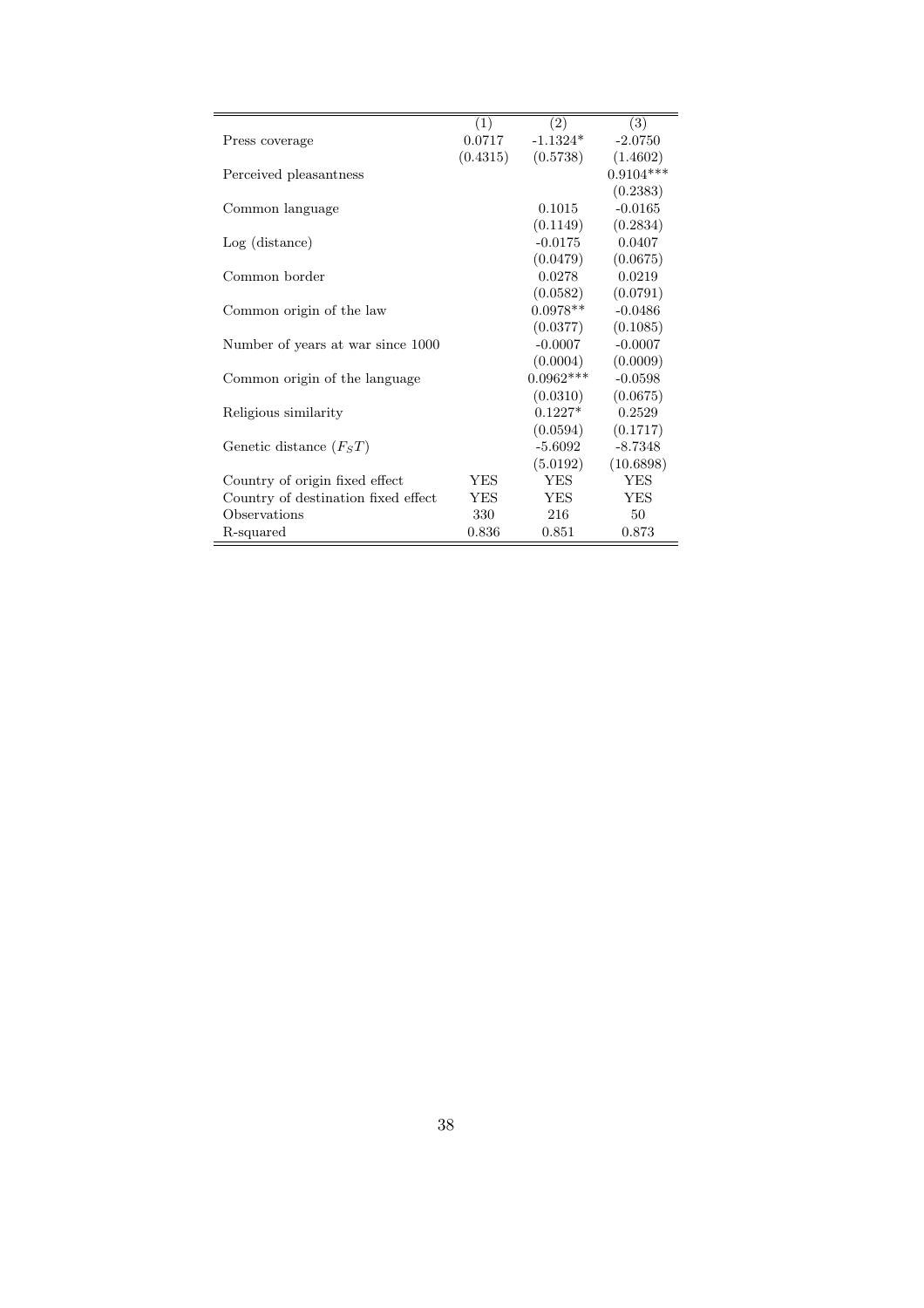| | (1) | (2) | (3) |
|---|---|---|---|
| Press coverage | 0.0717 | -1.1324* | -2.0750 |
| | (0.4315) | (0.5738) | (1.4602) |
| Perceived pleasantness | | | 0.9104*** |
| | | | (0.2383) |
| Common language | | 0.1015 | -0.0165 |
| | | (0.1149) | (0.2834) |
| Log (distance) | | -0.0175 | 0.0407 |
| | | (0.0479) | (0.0675) |
| Common border | | 0.0278 | 0.0219 |
| | | (0.0582) | (0.0791) |
| Common origin of the law | | 0.0978** | -0.0486 |
| | | (0.0377) | (0.1085) |
| Number of years at war since 1000 | | -0.0007 | -0.0007 |
| | | (0.0004) | (0.0009) |
| Common origin of the language | | 0.0962*** | -0.0598 |
| | | (0.0310) | (0.0675) |
| Religious similarity | | 0.1227* | 0.2529 |
| | | (0.0594) | (0.1717) |
| Genetic distance ($F_ST$) | | -5.6092 | -8.7348 |
| | | (5.0192) | (10.6898) |
| Country of origin fixed effect | YES | YES | YES |
| Country of destination fixed effect | YES | YES | YES |
| Observations | 330 | 216 | 50 |
| R-squared | 0.836 | 0.851 | 0.873 |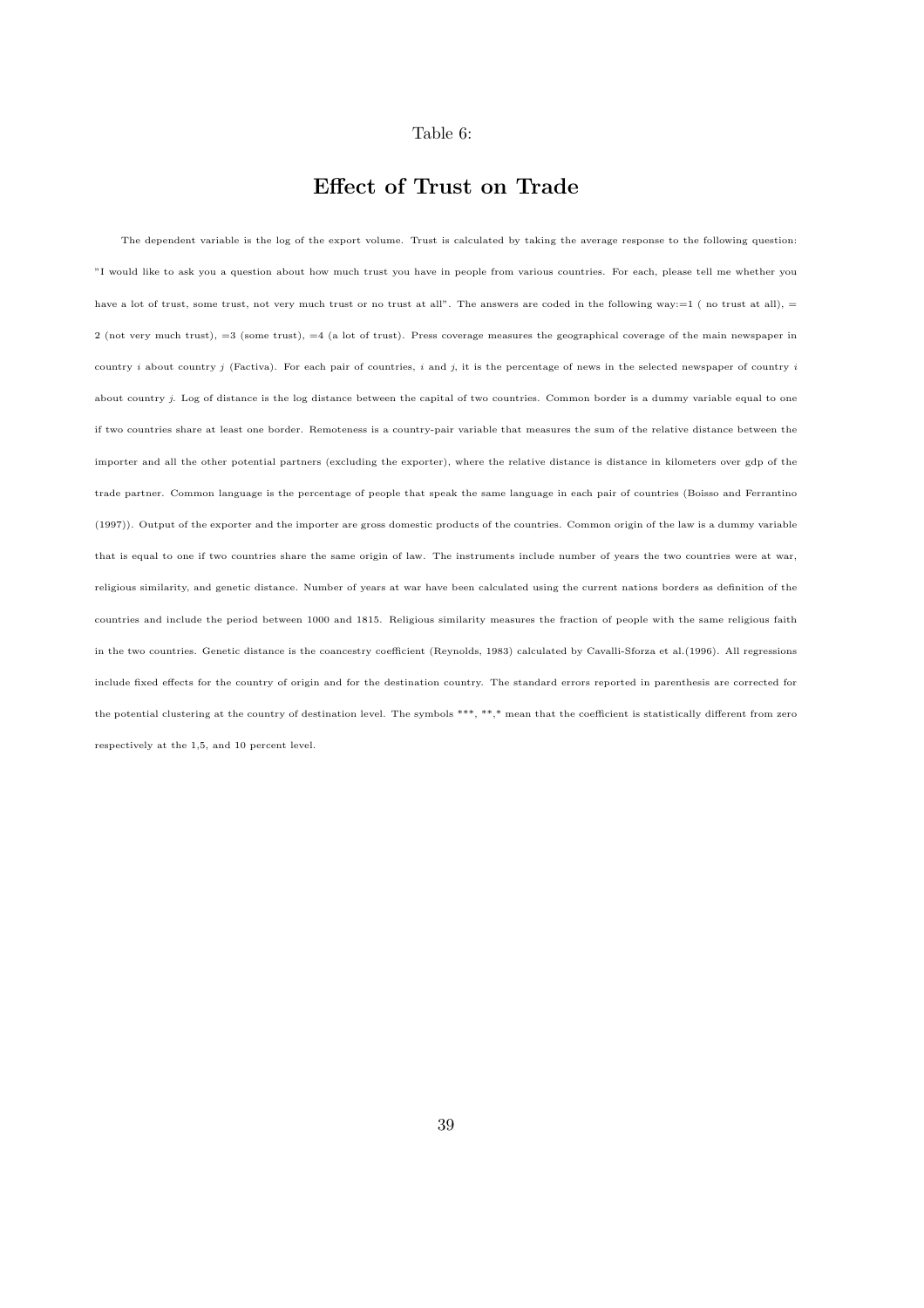Table 6:

# Effect of Trust on Trade

The dependent variable is the log of the export volume. Trust is calculated by taking the average response to the following question: "I would like to ask you a question about how much trust you have in people from various countries. For each, please tell me whether you have a lot of trust, some trust, not very much trust or no trust at all". The answers are coded in the following way:=1 ( no trust at all), = 2 (not very much trust), =3 (some trust), =4 (a lot of trust). Press coverage measures the geographical coverage of the main newspaper in country $i$ about country $j$ (Factiva). For each pair of countries, $i$ and $j$, it is the percentage of news in the selected newspaper of country $i$ about country $j$. Log of distance is the log distance between the capital of two countries. Common border is a dummy variable equal to one if two countries share at least one border. Remoteness is a country-pair variable that measures the sum of the relative distance between the importer and all the other potential partners (excluding the exporter), where the relative distance is distance in kilometers over gdp of the trade partner. Common language is the percentage of people that speak the same language in each pair of countries (Boisso and Ferrantino (1997)). Output of the exporter and the importer are gross domestic products of the countries. Common origin of the law is a dummy variable that is equal to one if two countries share the same origin of law. The instruments include number of years the two countries were at war, religious similarity, and genetic distance. Number of years at war have been calculated using the current nations borders as definition of the countries and include the period between 1000 and 1815. Religious similarity measures the fraction of people with the same religious faith in the two countries. Genetic distance is the coancestry coefficient (Reynolds, 1983) calculated by Cavalli-Sforza et al.(1996). All regressions include fixed effects for the country of origin and for the destination country. The standard errors reported in parenthesis are corrected for the potential clustering at the country of destination level. The symbols ***, **,* mean that the coefficient is statistically different from zero respectively at the 1,5, and 10 percent level.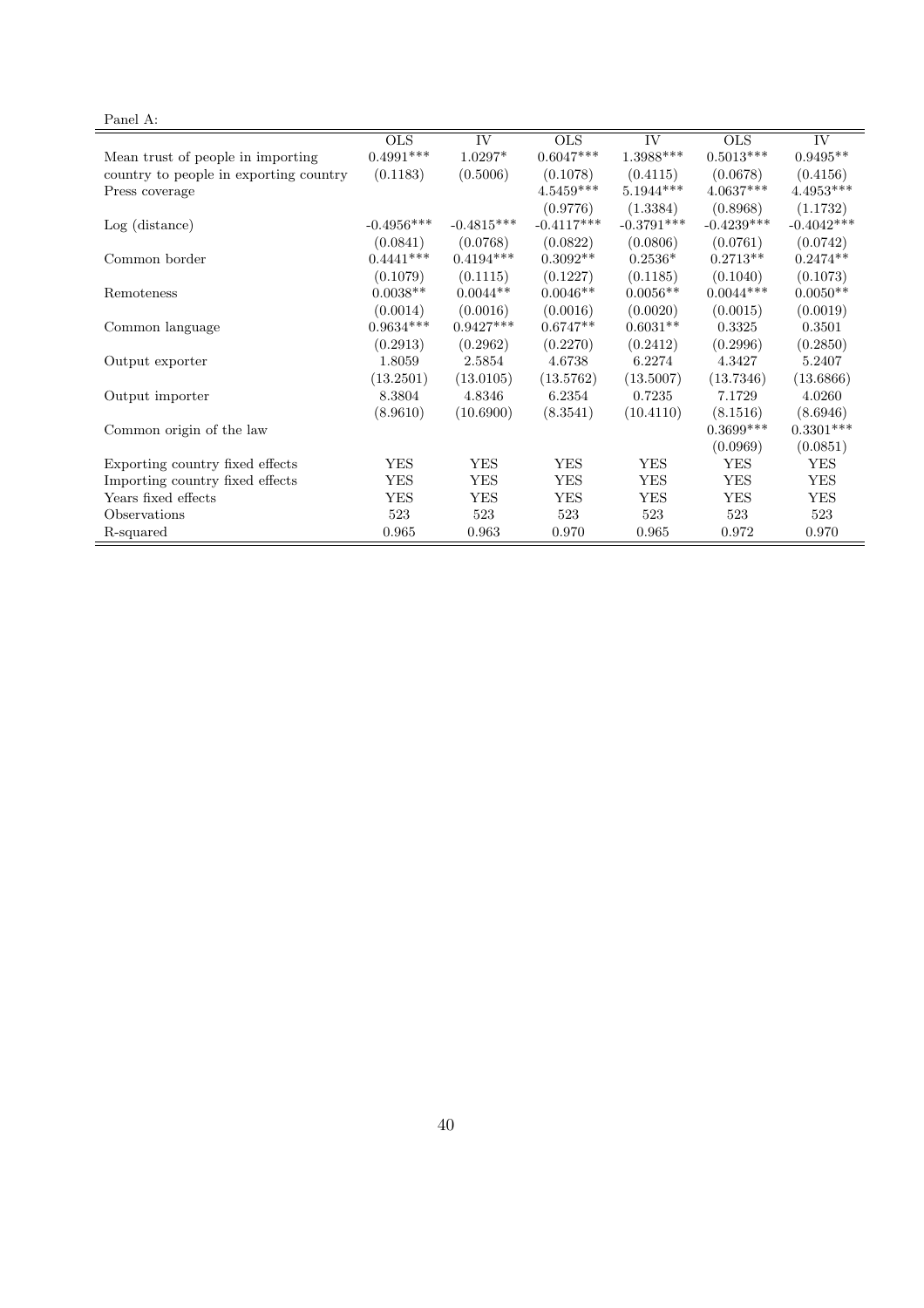Panel A:

| | OLS | IV | OLS | IV | OLS | IV |
|---|---|---|---|---|---|---|
| Mean trust of people in importing | 0.4991*** | 1.0297* | 0.6047*** | 1.3988*** | 0.5013*** | 0.9495** |
| country to people in exporting country | (0.1183) | (0.5006) | (0.1078) | (0.4115) | (0.0678) | (0.4156) |
| Press coverage | | | 4.5459*** | 5.1944*** | 4.0637*** | 4.4953*** |
| | | | (0.9776) | (1.3384) | (0.8968) | (1.1732) |
| Log (distance) | -0.4956*** | -0.4815*** | -0.4117*** | -0.3791*** | -0.4239*** | -0.4042*** |
| | (0.0841) | (0.0768) | (0.0822) | (0.0806) | (0.0761) | (0.0742) |
| Common border | 0.4441*** | 0.4194*** | 0.3092** | 0.2536* | 0.2713** | 0.2474** |
| | (0.1079) | (0.1115) | (0.1227) | (0.1185) | (0.1040) | (0.1073) |
| Remoteness | 0.0038** | 0.0044** | 0.0046** | 0.0056** | 0.0044*** | 0.0050** |
| | (0.0014) | (0.0016) | (0.0016) | (0.0020) | (0.0015) | (0.0019) |
| Common language | 0.9634*** | 0.9427*** | 0.6747** | 0.6031** | 0.3325 | 0.3501 |
| | (0.2913) | (0.2962) | (0.2270) | (0.2412) | (0.2996) | (0.2850) |
| Output exporter | 1.8059 | 2.5854 | 4.6738 | 6.2274 | 4.3427 | 5.2407 |
| | (13.2501) | (13.0105) | (13.5762) | (13.5007) | (13.7346) | (13.6866) |
| Output importer | 8.3804 | 4.8346 | 6.2354 | 0.7235 | 7.1729 | 4.0260 |
| | (8.9610) | (10.6900) | (8.3541) | (10.4110) | (8.1516) | (8.6946) |
| Common origin of the law | | | | | 0.3699*** | 0.3301*** |
| | | | | | (0.0969) | (0.0851) |
| Exporting country fixed effects | YES | YES | YES | YES | YES | YES |
| Importing country fixed effects | YES | YES | YES | YES | YES | YES |
| Years fixed effects | YES | YES | YES | YES | YES | YES |
| Observations | 523 | 523 | 523 | 523 | 523 | 523 |
| R-squared | 0.965 | 0.963 | 0.970 | 0.965 | 0.972 | 0.970 |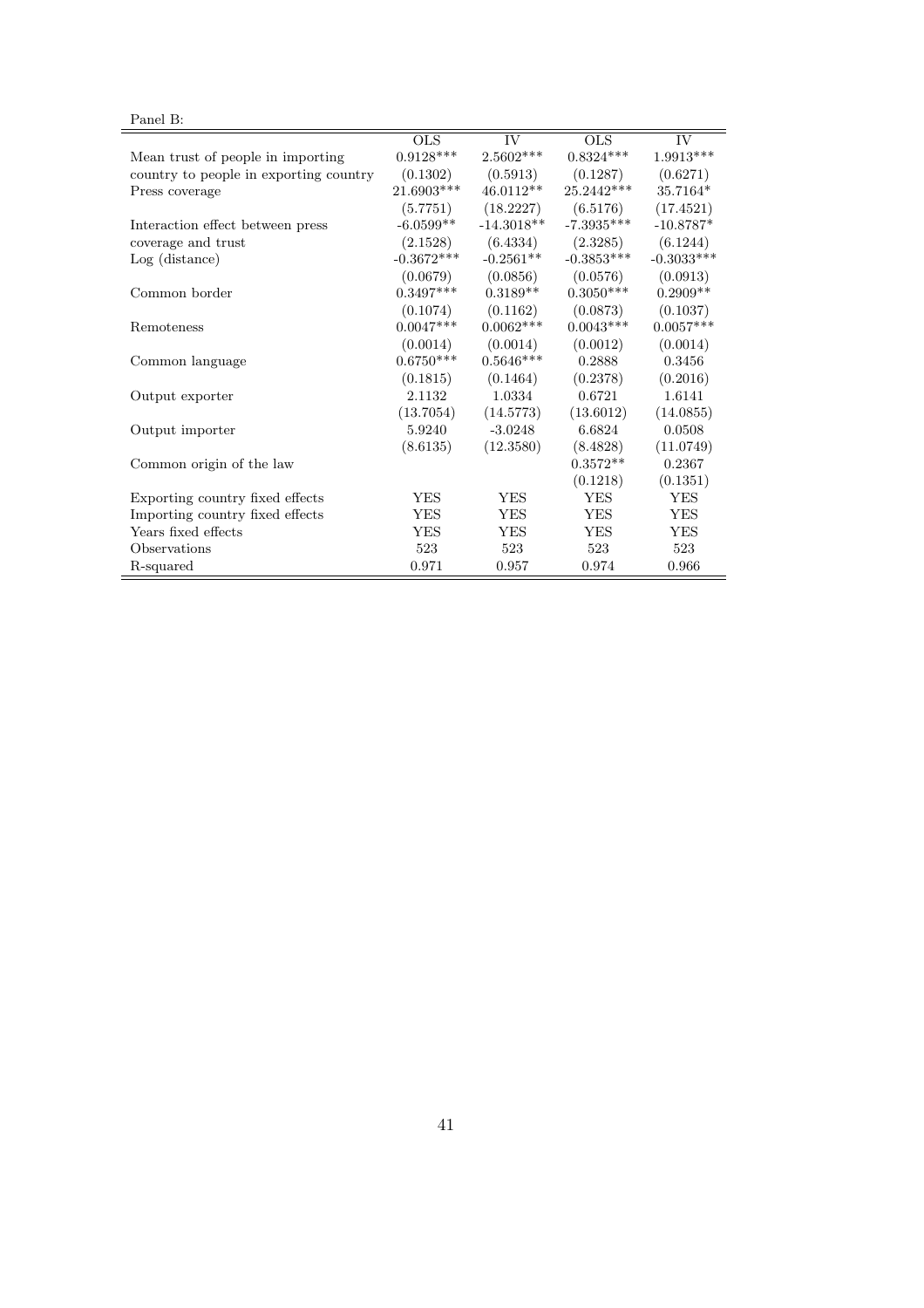Panel B:

| | OLS | IV | OLS | IV |
|---|---|---|---|---|
| Mean trust of people in importing country to people in exporting country | 0.9128*** | 2.5602*** | 0.8324*** | 1.9913*** |
| | (0.1302) | (0.5913) | (0.1287) | (0.6271) |
| Press coverage | 21.6903*** | 46.0112** | 25.2442*** | 35.7164* |
| | (5.7751) | (18.2227) | (6.5176) | (17.4521) |
| Interaction effect between press coverage and trust | -6.0599** | -14.3018** | -7.3935*** | -10.8787* |
| | (2.1528) | (6.4334) | (2.3285) | (6.1244) |
| Log (distance) | -0.3672*** | -0.2561** | -0.3853*** | -0.3033*** |
| | (0.0679) | (0.0856) | (0.0576) | (0.0913) |
| Common border | 0.3497*** | 0.3189** | 0.3050*** | 0.2909** |
| | (0.1074) | (0.1162) | (0.0873) | (0.1037) |
| Remoteness | 0.0047*** | 0.0062*** | 0.0043*** | 0.0057*** |
| | (0.0014) | (0.0014) | (0.0012) | (0.0014) |
| Common language | 0.6750*** | 0.5646*** | 0.2888 | 0.3456 |
| | (0.1815) | (0.1464) | (0.2378) | (0.2016) |
| Output exporter | 2.1132 | 1.0334 | 0.6721 | 1.6141 |
| | (13.7054) | (14.5773) | (13.6012) | (14.0855) |
| Output importer | 5.9240 | -3.0248 | 6.6824 | 0.0508 |
| | (8.6135) | (12.3580) | (8.4828) | (11.0749) |
| Common origin of the law | | | 0.3572** | 0.2367 |
| | | | (0.1218) | (0.1351) |
| Exporting country fixed effects | YES | YES | YES | YES |
| Importing country fixed effects | YES | YES | YES | YES |
| Years fixed effects | YES | YES | YES | YES |
| Observations | 523 | 523 | 523 | 523 |
| R-squared | 0.971 | 0.957 | 0.974 | 0.966 |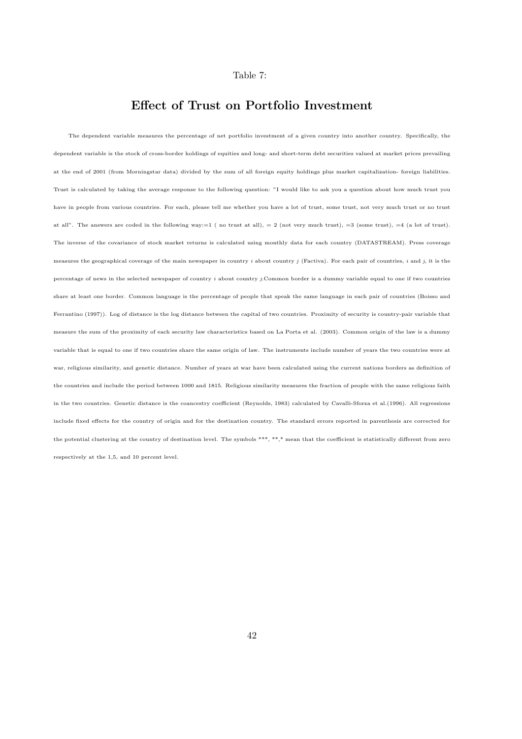Table 7:

# Effect of Trust on Portfolio Investment

The dependent variable measures the percentage of net portfolio investment of a given country into another country. Specifically, the dependent variable is the stock of cross-border holdings of equities and long- and short-term debt securities valued at market prices prevailing at the end of 2001 (from Morningstar data) divided by the sum of all foreign equity holdings plus market capitalization- foreign liabilities. Trust is calculated by taking the average response to the following question: "I would like to ask you a question about how much trust you have in people from various countries. For each, please tell me whether you have a lot of trust, some trust, not very much trust or no trust at all". The answers are coded in the following way:=1 ( no trust at all), = 2 (not very much trust), =3 (some trust), =4 (a lot of trust). The inverse of the covariance of stock market returns is calculated using monthly data for each country (DATASTREAM). Press coverage measures the geographical coverage of the main newspaper in country $i$ about country $j$ (Factiva). For each pair of countries, $i$ and $j$, it is the percentage of news in the selected newspaper of country $i$ about country $j$.Common border is a dummy variable equal to one if two countries share at least one border. Common language is the percentage of people that speak the same language in each pair of countries (Boisso and Ferrantino (1997)). Log of distance is the log distance between the capital of two countries. Proximity of security is country-pair variable that measure the sum of the proximity of each security law characteristics based on La Porta et al. (2003). Common origin of the law is a dummy variable that is equal to one if two countries share the same origin of law. The instruments include number of years the two countries were at war, religious similarity, and genetic distance. Number of years at war have been calculated using the current nations borders as definition of the countries and include the period between 1000 and 1815. Religious similarity measures the fraction of people with the same religious faith in the two countries. Genetic distance is the coancestry coefficient (Reynolds, 1983) calculated by Cavalli-Sforza et al.(1996). All regressions include fixed effects for the country of origin and for the destination country. The standard errors reported in parenthesis are corrected for the potential clustering at the country of destination level. The symbols ***, **,* mean that the coefficient is statistically different from zero respectively at the 1,5, and 10 percent level.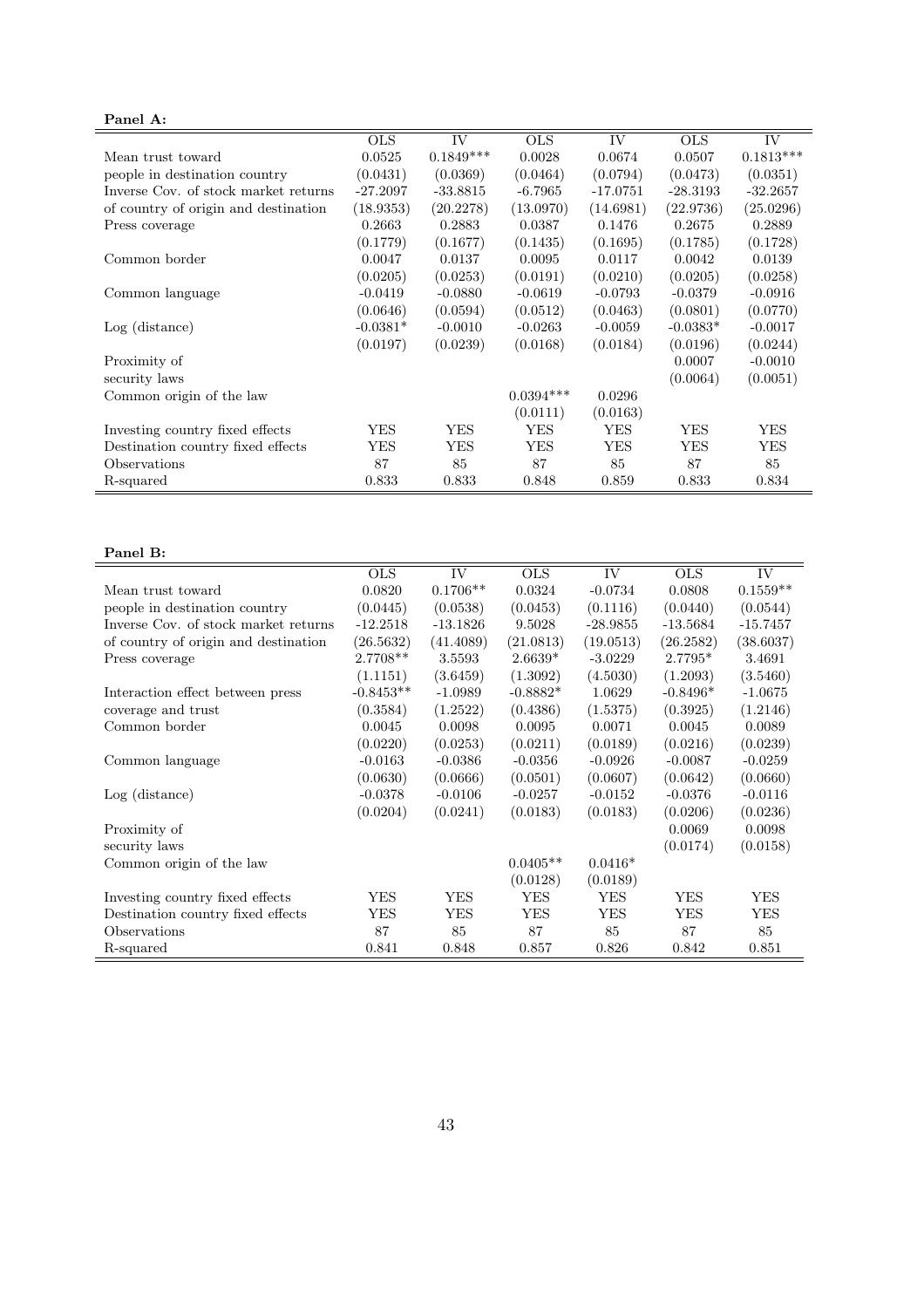**Panel A:**

| | OLS | IV | OLS | IV | OLS | IV |
|---|---|---|---|---|---|---|
| Mean trust toward | 0.0525 | 0.1849*** | 0.0028 | 0.0674 | 0.0507 | 0.1813*** |
| people in destination country | (0.0431) | (0.0369) | (0.0464) | (0.0794) | (0.0473) | (0.0351) |
| Inverse Cov. of stock market returns | -27.2097 | -33.8815 | -6.7965 | -17.0751 | -28.3193 | -32.2657 |
| of country of origin and destination | (18.9353) | (20.2278) | (13.0970) | (14.6981) | (22.9736) | (25.0296) |
| Press coverage | 0.2663 | 0.2883 | 0.0387 | 0.1476 | 0.2675 | 0.2889 |
| | (0.1779) | (0.1677) | (0.1435) | (0.1695) | (0.1785) | (0.1728) |
| Common border | 0.0047 | 0.0137 | 0.0095 | 0.0117 | 0.0042 | 0.0139 |
| | (0.0205) | (0.0253) | (0.0191) | (0.0210) | (0.0205) | (0.0258) |
| Common language | -0.0419 | -0.0880 | -0.0619 | -0.0793 | -0.0379 | -0.0916 |
| | (0.0646) | (0.0594) | (0.0512) | (0.0463) | (0.0801) | (0.0770) |
| Log (distance) | -0.0381* | -0.0010 | -0.0263 | -0.0059 | -0.0383* | -0.0017 |
| | (0.0197) | (0.0239) | (0.0168) | (0.0184) | (0.0196) | (0.0244) |
| Proximity of | | | | | 0.0007 | -0.0010 |
| security laws | | | | | (0.0064) | (0.0051) |
| Common origin of the law | | | 0.0394*** | 0.0296 | | |
| | | | (0.0111) | (0.0163) | | |
| Investing country fixed effects | YES | YES | YES | YES | YES | YES |
| Destination country fixed effects | YES | YES | YES | YES | YES | YES |
| Observations | 87 | 85 | 87 | 85 | 87 | 85 |
| R-squared | 0.833 | 0.833 | 0.848 | 0.859 | 0.833 | 0.834 |

**Panel B:**

| | OLS | IV | OLS | IV | OLS | IV |
|---|---|---|---|---|---|---|
| Mean trust toward | 0.0820 | 0.1706** | 0.0324 | -0.0734 | 0.0808 | 0.1559** |
| people in destination country | (0.0445) | (0.0538) | (0.0453) | (0.1116) | (0.0440) | (0.0544) |
| Inverse Cov. of stock market returns | -12.2518 | -13.1826 | 9.5028 | -28.9855 | -13.5684 | -15.7457 |
| of country of origin and destination | (26.5632) | (41.4089) | (21.0813) | (19.0513) | (26.2582) | (38.6037) |
| Press coverage | 2.7708** | 3.5593 | 2.6639* | -3.0229 | 2.7795* | 3.4691 |
| | (1.1151) | (3.6459) | (1.3092) | (4.5030) | (1.2093) | (3.5460) |
| Interaction effect between press | -0.8453** | -1.0989 | -0.8882* | 1.0629 | -0.8496* | -1.0675 |
| coverage and trust | (0.3584) | (1.2522) | (0.4386) | (1.5375) | (0.3925) | (1.2146) |
| Common border | 0.0045 | 0.0098 | 0.0095 | 0.0071 | 0.0045 | 0.0089 |
| | (0.0220) | (0.0253) | (0.0211) | (0.0189) | (0.0216) | (0.0239) |
| Common language | -0.0163 | -0.0386 | -0.0356 | -0.0926 | -0.0087 | -0.0259 |
| | (0.0630) | (0.0666) | (0.0501) | (0.0607) | (0.0642) | (0.0660) |
| Log (distance) | -0.0378 | -0.0106 | -0.0257 | -0.0152 | -0.0376 | -0.0116 |
| | (0.0204) | (0.0241) | (0.0183) | (0.0183) | (0.0206) | (0.0236) |
| Proximity of | | | | | 0.0069 | 0.0098 |
| security laws | | | | | (0.0174) | (0.0158) |
| Common origin of the law | | | 0.0405** | 0.0416* | | |
| | | | (0.0128) | (0.0189) | | |
| Investing country fixed effects | YES | YES | YES | YES | YES | YES |
| Destination country fixed effects | YES | YES | YES | YES | YES | YES |
| Observations | 87 | 85 | 87 | 85 | 87 | 85 |
| R-squared | 0.841 | 0.848 | 0.857 | 0.826 | 0.842 | 0.851 |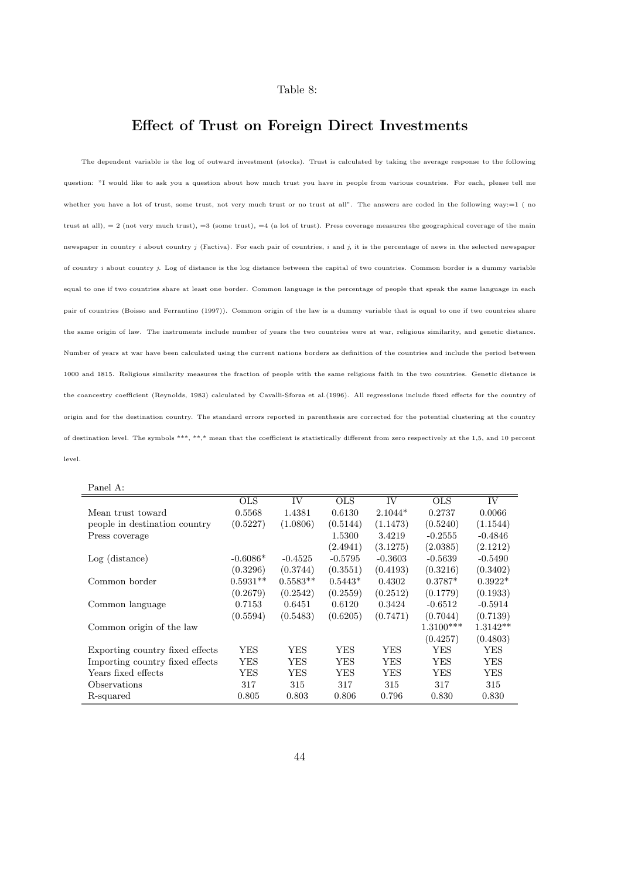Table 8:

# Effect of Trust on Foreign Direct Investments

The dependent variable is the log of outward investment (stocks). Trust is calculated by taking the average response to the following question: "I would like to ask you a question about how much trust you have in people from various countries. For each, please tell me whether you have a lot of trust, some trust, not very much trust or no trust at all". The answers are coded in the following way:=1 ( no trust at all), = 2 (not very much trust), =3 (some trust), =4 (a lot of trust). Press coverage measures the geographical coverage of the main newspaper in country $i$ about country $j$ (Factiva). For each pair of countries, $i$ and $j$, it is the percentage of news in the selected newspaper of country $i$ about country $j$. Log of distance is the log distance between the capital of two countries. Common border is a dummy variable equal to one if two countries share at least one border. Common language is the percentage of people that speak the same language in each pair of countries (Boisso and Ferrantino (1997)). Common origin of the law is a dummy variable that is equal to one if two countries share the same origin of law. The instruments include number of years the two countries were at war, religious similarity, and genetic distance. Number of years at war have been calculated using the current nations borders as definition of the countries and include the period between 1000 and 1815. Religious similarity measures the fraction of people with the same religious faith in the two countries. Genetic distance is the coancestry coefficient (Reynolds, 1983) calculated by Cavalli-Sforza et al.(1996). All regressions include fixed effects for the country of origin and for the destination country. The standard errors reported in parenthesis are corrected for the potential clustering at the country of destination level. The symbols ***, **,* mean that the coefficient is statistically different from zero respectively at the 1,5, and 10 percent level.

Panel A:

| | OLS | IV | OLS | IV | OLS | IV |
|---|---|---|---|---|---|---|
| Mean trust toward | 0.5568 | 1.4381 | 0.6130 | 2.1044* | 0.2737 | 0.0066 |
| people in destination country | (0.5227) | (1.0806) | (0.5144) | (1.1473) | (0.5240) | (1.1544) |
| Press coverage | | | 1.5300 | 3.4219 | -0.2555 | -0.4846 |
| | | | (2.4941) | (3.1275) | (2.0385) | (2.1212) |
| Log (distance) | -0.6086* | -0.4525 | -0.5795 | -0.3603 | -0.5639 | -0.5490 |
| | (0.3296) | (0.3744) | (0.3551) | (0.4193) | (0.3216) | (0.3402) |
| Common border | 0.5931** | 0.5583** | 0.5443* | 0.4302 | 0.3787* | 0.3922* |
| | (0.2679) | (0.2542) | (0.2559) | (0.2512) | (0.1779) | (0.1933) |
| Common language | 0.7153 | 0.6451 | 0.6120 | 0.3424 | -0.6512 | -0.5914 |
| | (0.5594) | (0.5483) | (0.6205) | (0.7471) | (0.7044) | (0.7139) |
| Common origin of the law | | | | | 1.3100*** | 1.3142** |
| | | | | | (0.4257) | (0.4803) |
| Exporting country fixed effects | YES | YES | YES | YES | YES | YES |
| Importing country fixed effects | YES | YES | YES | YES | YES | YES |
| Years fixed effects | YES | YES | YES | YES | YES | YES |
| Observations | 317 | 315 | 317 | 315 | 317 | 315 |
| R-squared | 0.805 | 0.803 | 0.806 | 0.796 | 0.830 | 0.830 |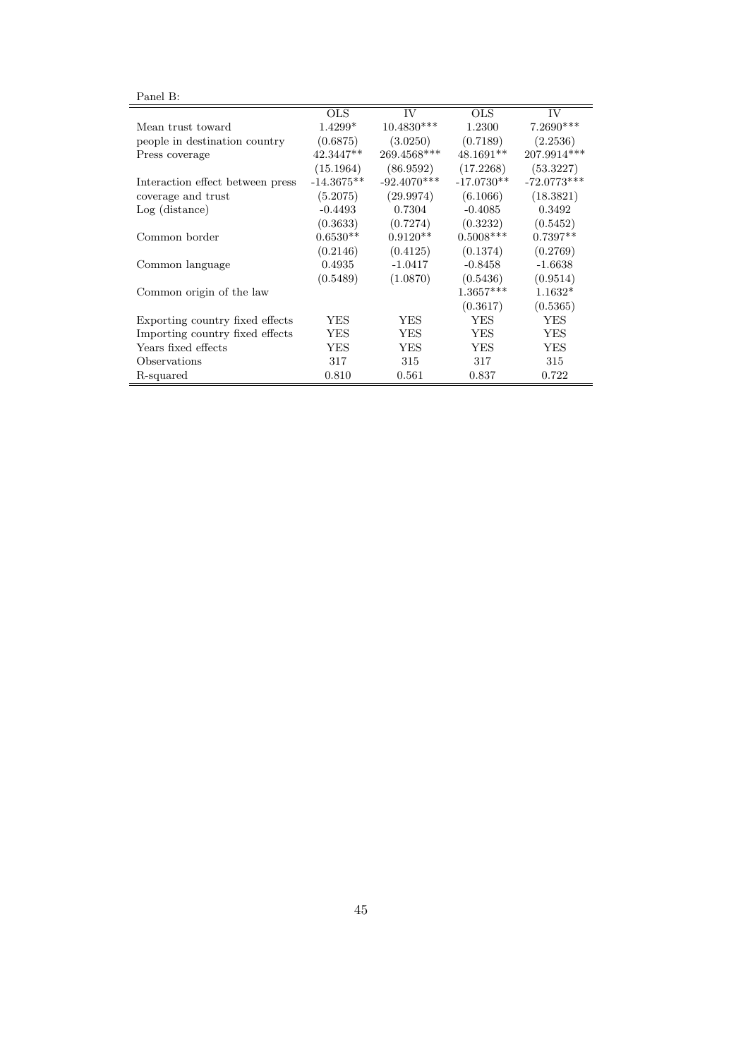Panel B:

| | OLS | IV | OLS | IV |
|---|---|---|---|---|
| Mean trust toward people in destination country | 1.4299* | 10.4830*** | 1.2300 | 7.2690*** |
| | (0.6875) | (3.0250) | (0.7189) | (2.2536) |
| Press coverage | 42.3447** | 269.4568*** | 48.1691** | 207.9914*** |
| | (15.1964) | (86.9592) | (17.2268) | (53.3227) |
| Interaction effect between press coverage and trust | -14.3675** | -92.4070*** | -17.0730** | -72.0773*** |
| | (5.2075) | (29.9974) | (6.1066) | (18.3821) |
| Log (distance) | -0.4493 | 0.7304 | -0.4085 | 0.3492 |
| | (0.3633) | (0.7274) | (0.3232) | (0.5452) |
| Common border | 0.6530** | 0.9120** | 0.5008*** | 0.7397** |
| | (0.2146) | (0.4125) | (0.1374) | (0.2769) |
| Common language | 0.4935 | -1.0417 | -0.8458 | -1.6638 |
| | (0.5489) | (1.0870) | (0.5436) | (0.9514) |
| Common origin of the law | | | 1.3657*** | 1.1632* |
| | | | (0.3617) | (0.5365) |
| Exporting country fixed effects | YES | YES | YES | YES |
| Importing country fixed effects | YES | YES | YES | YES |
| Years fixed effects | YES | YES | YES | YES |
| Observations | 317 | 315 | 317 | 315 |
| R-squared | 0.810 | 0.561 | 0.837 | 0.722 |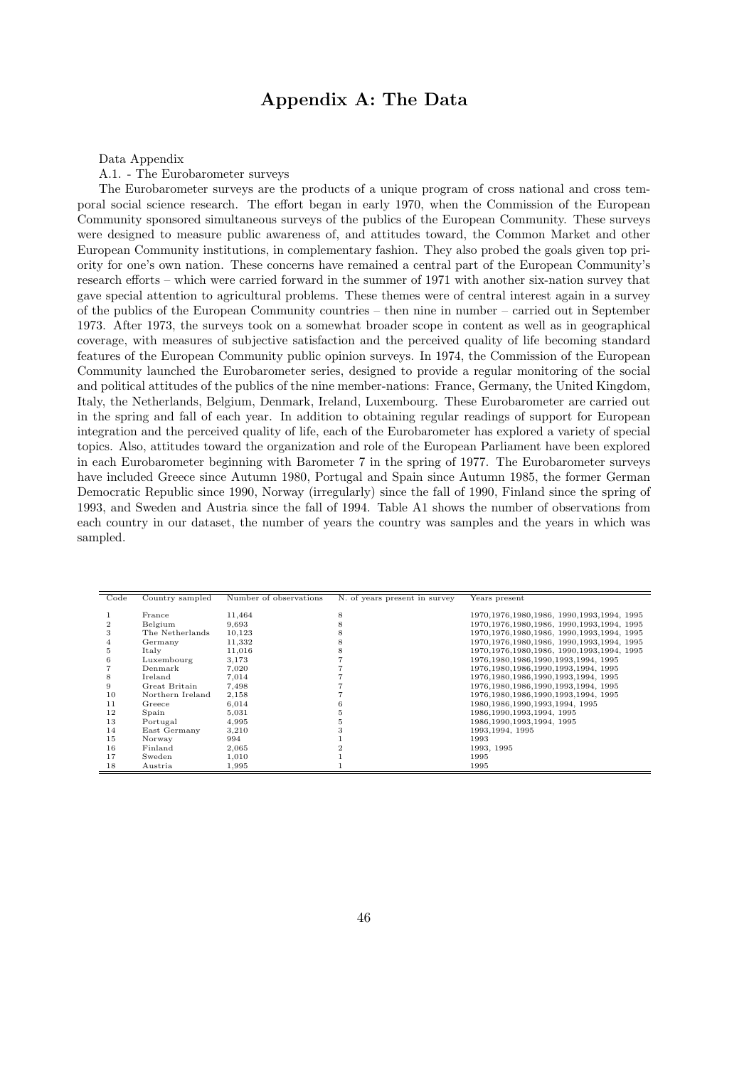# Appendix A: The Data

Data Appendix

A.1. - The Eurobarometer surveys

The Eurobarometer surveys are the products of a unique program of cross national and cross temporal social science research. The effort began in early 1970, when the Commission of the European Community sponsored simultaneous surveys of the publics of the European Community. These surveys were designed to measure public awareness of, and attitudes toward, the Common Market and other European Community institutions, in complementary fashion. They also probed the goals given top priority for one's own nation. These concerns have remained a central part of the European Community's research efforts – which were carried forward in the summer of 1971 with another six-nation survey that gave special attention to agricultural problems. These themes were of central interest again in a survey of the publics of the European Community countries – then nine in number – carried out in September 1973. After 1973, the surveys took on a somewhat broader scope in content as well as in geographical coverage, with measures of subjective satisfaction and the perceived quality of life becoming standard features of the European Community public opinion surveys. In 1974, the Commission of the European Community launched the Eurobarometer series, designed to provide a regular monitoring of the social and political attitudes of the publics of the nine member-nations: France, Germany, the United Kingdom, Italy, the Netherlands, Belgium, Denmark, Ireland, Luxembourg. These Eurobarometer are carried out in the spring and fall of each year. In addition to obtaining regular readings of support for European integration and the perceived quality of life, each of the Eurobarometer has explored a variety of special topics. Also, attitudes toward the organization and role of the European Parliament have been explored in each Eurobarometer beginning with Barometer 7 in the spring of 1977. The Eurobarometer surveys have included Greece since Autumn 1980, Portugal and Spain since Autumn 1985, the former German Democratic Republic since 1990, Norway (irregularly) since the fall of 1990, Finland since the spring of 1993, and Sweden and Austria since the fall of 1994. Table A1 shows the number of observations from each country in our dataset, the number of years the country was samples and the years in which was sampled.

| Code | Country sampled | Number of observations | N. of years present in survey | Years present |
|---|---|---|---|---|
| 1 | France | 11,464 | 8 | 1970,1976,1980,1986, 1990,1993,1994, 1995 |
| 2 | Belgium | 9,693 | 8 | 1970,1976,1980,1986, 1990,1993,1994, 1995 |
| 3 | The Netherlands | 10,123 | 8 | 1970,1976,1980,1986, 1990,1993,1994, 1995 |
| 4 | Germany | 11,332 | 8 | 1970,1976,1980,1986, 1990,1993,1994, 1995 |
| 5 | Italy | 11,016 | 8 | 1970,1976,1980,1986, 1990,1993,1994, 1995 |
| 6 | Luxembourg | 3,173 | 7 | 1976,1980,1986,1990,1993,1994, 1995 |
| 7 | Denmark | 7,020 | 7 | 1976,1980,1986,1990,1993,1994, 1995 |
| 8 | Ireland | 7,014 | 7 | 1976,1980,1986,1990,1993,1994, 1995 |
| 9 | Great Britain | 7,498 | 7 | 1976,1980,1986,1990,1993,1994, 1995 |
| 10 | Northern Ireland | 2,158 | 7 | 1976,1980,1986,1990,1993,1994, 1995 |
| 11 | Greece | 6,014 | 6 | 1980,1986,1990,1993,1994, 1995 |
| 12 | Spain | 5,031 | 5 | 1986,1990,1993,1994, 1995 |
| 13 | Portugal | 4,995 | 5 | 1986,1990,1993,1994, 1995 |
| 14 | East Germany | 3,210 | 3 | 1993,1994, 1995 |
| 15 | Norway | 994 | 1 | 1993 |
| 16 | Finland | 2,065 | 2 | 1993, 1995 |
| 17 | Sweden | 1,010 | 1 | 1995 |
| 18 | Austria | 1,995 | 1 | 1995 |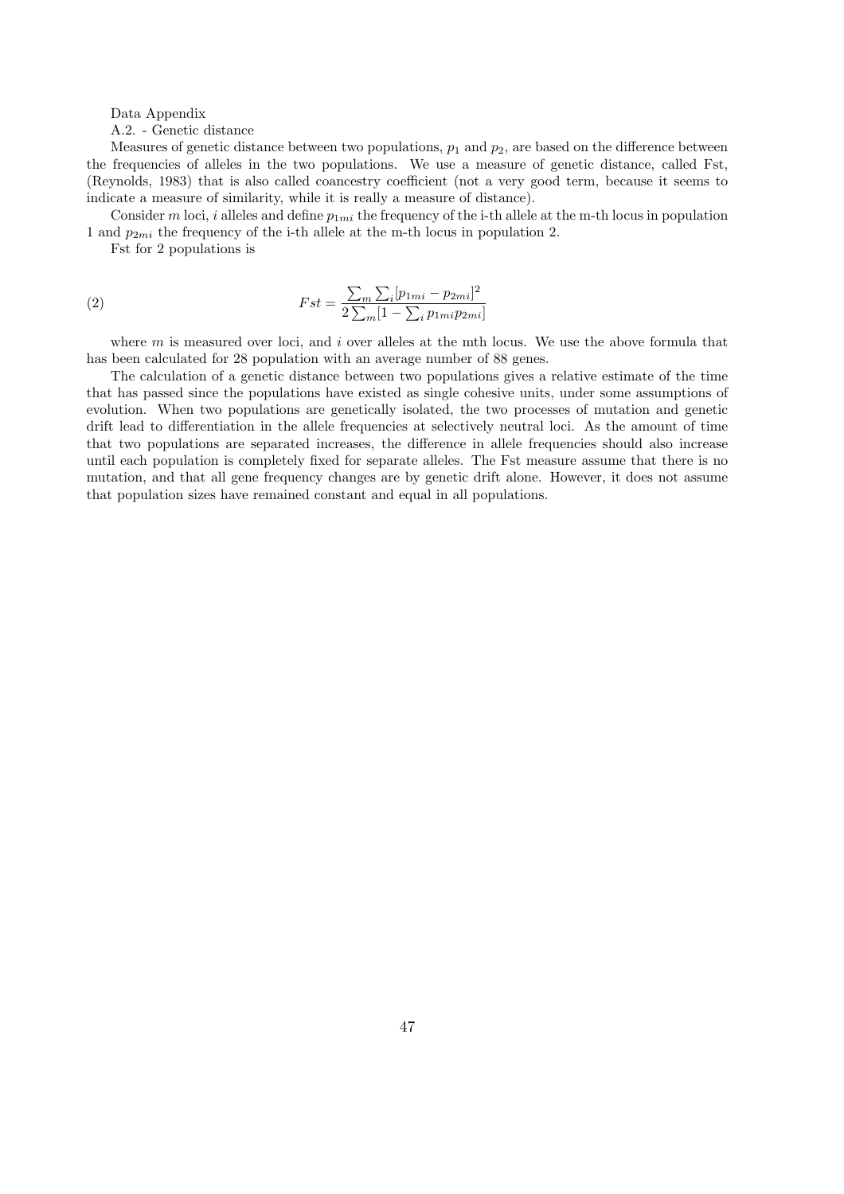Data Appendix

A.2. - Genetic distance

Measures of genetic distance between two populations, $p_1$ and $p_2$, are based on the difference between the frequencies of alleles in the two populations. We use a measure of genetic distance, called Fst, (Reynolds, 1983) that is also called coancestry coefficient (not a very good term, because it seems to indicate a measure of similarity, while it is really a measure of distance).

Consider $m$ loci, $i$ alleles and define $p_{1mi}$ the frequency of the i-th allele at the m-th locus in population 1 and $p_{2mi}$ the frequency of the i-th allele at the m-th locus in population 2.

Fst for 2 populations is

$$Fst = \frac{\sum_m \sum_i [p_{1mi} - p_{2mi}]^2}{2 \sum_m [1 - \sum_i p_{1mi} p_{2mi}]} \tag{2}$$

where $m$ is measured over loci, and $i$ over alleles at the mth locus. We use the above formula that has been calculated for 28 population with an average number of 88 genes.

The calculation of a genetic distance between two populations gives a relative estimate of the time that has passed since the populations have existed as single cohesive units, under some assumptions of evolution. When two populations are genetically isolated, the two processes of mutation and genetic drift lead to differentiation in the allele frequencies at selectively neutral loci. As the amount of time that two populations are separated increases, the difference in allele frequencies should also increase until each population is completely fixed for separate alleles. The Fst measure assume that there is no mutation, and that all gene frequency changes are by genetic drift alone. However, it does not assume that population sizes have remained constant and equal in all populations.